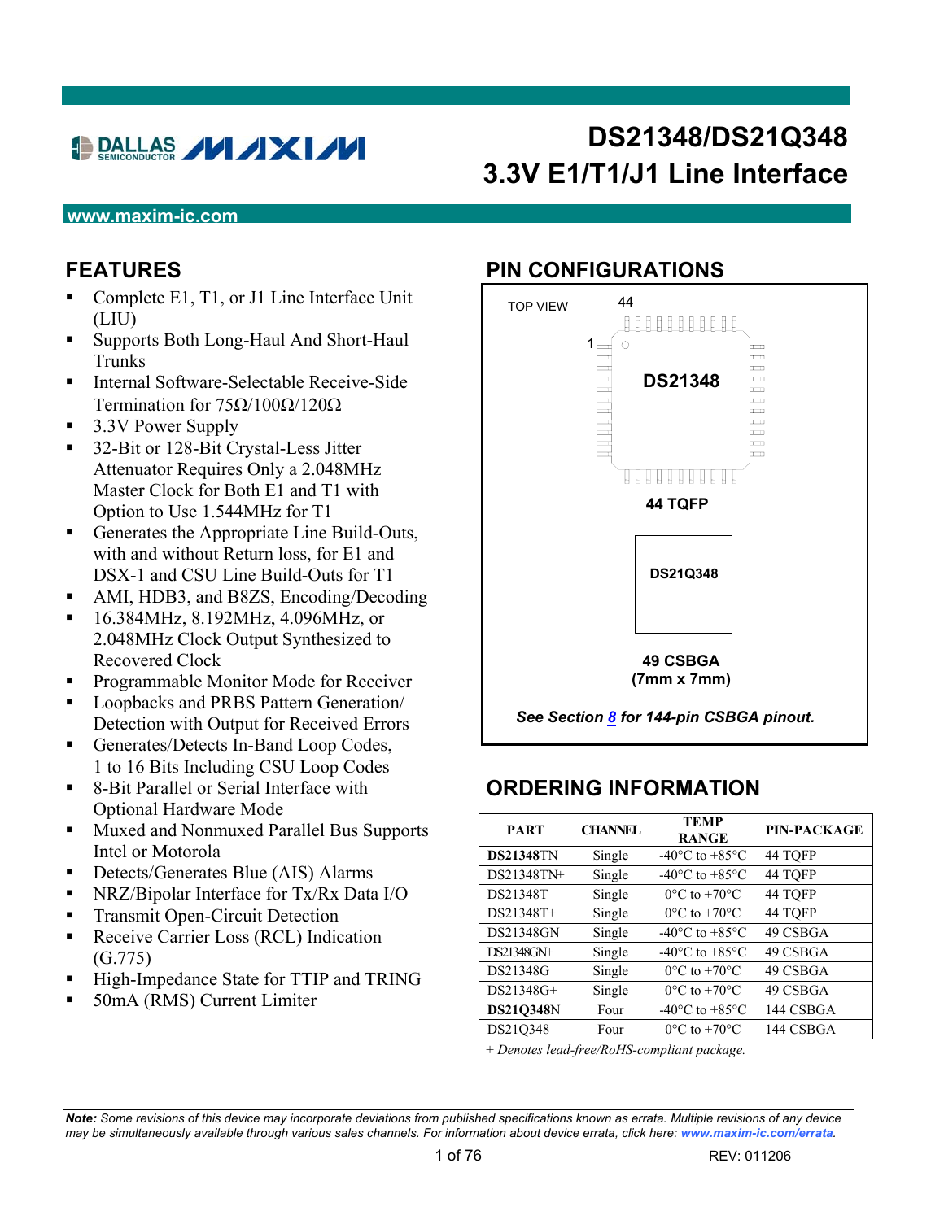# DS21348/DS21Q348
# 3.3V E1/T1/J1 Line Interface

www.maxim-ic.com

## FEATURES

- Complete E1, T1, or J1 Line Interface Unit (LIU)
- Supports Both Long-Haul And Short-Haul Trunks
- Internal Software-Selectable Receive-Side Termination for 75Ω/100Ω/120Ω
- 3.3V Power Supply
- 32-Bit or 128-Bit Crystal-Less Jitter Attenuator Requires Only a 2.048MHz Master Clock for Both E1 and T1 with Option to Use 1.544MHz for T1
- Generates the Appropriate Line Build-Outs, with and without Return loss, for E1 and DSX-1 and CSU Line Build-Outs for T1
- AMI, HDB3, and B8ZS, Encoding/Decoding
- 16.384MHz, 8.192MHz, 4.096MHz, or 2.048MHz Clock Output Synthesized to Recovered Clock
- Programmable Monitor Mode for Receiver
- Loopbacks and PRBS Pattern Generation/ Detection with Output for Received Errors
- Generates/Detects In-Band Loop Codes, 1 to 16 Bits Including CSU Loop Codes
- 8-Bit Parallel or Serial Interface with Optional Hardware Mode
- Muxed and Nonmuxed Parallel Bus Supports Intel or Motorola
- Detects/Generates Blue (AIS) Alarms
- NRZ/Bipolar Interface for Tx/Rx Data I/O
- Transmit Open-Circuit Detection
- Receive Carrier Loss (RCL) Indication (G.775)
- High-Impedance State for TTIP and TRING
- 50mA (RMS) Current Limiter

## PIN CONFIGURATIONS

TOP VIEW

DS21348

44 TQFP

DS21Q348

49 CSBGA
(7mm x 7mm)

*See Section 8 for 144-pin CSBGA pinout.*

## ORDERING INFORMATION

| PART | CHANNEL | TEMP RANGE | PIN-PACKAGE |
|---|---|---|---|
| **DS21348**TN | Single | -40°C to +85°C | 44 TQFP |
| DS21348TN+ | Single | -40°C to +85°C | 44 TQFP |
| DS21348T | Single | 0°C to +70°C | 44 TQFP |
| DS21348T+ | Single | 0°C to +70°C | 44 TQFP |
| DS21348GN | Single | -40°C to +85°C | 49 CSBGA |
| DS21348GN+ | Single | -40°C to +85°C | 49 CSBGA |
| DS21348G | Single | 0°C to +70°C | 49 CSBGA |
| DS21348G+ | Single | 0°C to +70°C | 49 CSBGA |
| **DS21Q348**N | Four | -40°C to +85°C | 144 CSBGA |
| DS21Q348 | Four | 0°C to +70°C | 144 CSBGA |

*+ Denotes lead-free/RoHS-compliant package.*

***Note:** Some revisions of this device may incorporate deviations from published specifications known as errata. Multiple revisions of any device may be simultaneously available through various sales channels. For information about device errata, click here: www.maxim-ic.com/errata.*

REV: 011206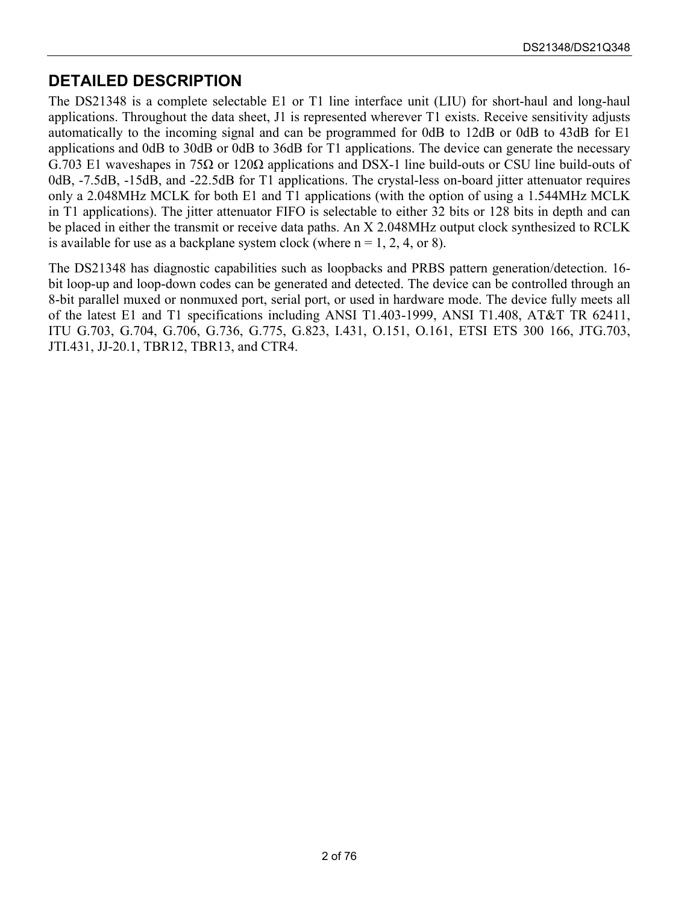## DETAILED DESCRIPTION

The DS21348 is a complete selectable E1 or T1 line interface unit (LIU) for short-haul and long-haul applications. Throughout the data sheet, J1 is represented wherever T1 exists. Receive sensitivity adjusts automatically to the incoming signal and can be programmed for 0dB to 12dB or 0dB to 43dB for E1 applications and 0dB to 30dB or 0dB to 36dB for T1 applications. The device can generate the necessary G.703 E1 waveshapes in 75Ω or 120Ω applications and DSX-1 line build-outs or CSU line build-outs of 0dB, -7.5dB, -15dB, and -22.5dB for T1 applications. The crystal-less on-board jitter attenuator requires only a 2.048MHz MCLK for both E1 and T1 applications (with the option of using a 1.544MHz MCLK in T1 applications). The jitter attenuator FIFO is selectable to either 32 bits or 128 bits in depth and can be placed in either the transmit or receive data paths. An X 2.048MHz output clock synthesized to RCLK is available for use as a backplane system clock (where n = 1, 2, 4, or 8).

The DS21348 has diagnostic capabilities such as loopbacks and PRBS pattern generation/detection. 16-bit loop-up and loop-down codes can be generated and detected. The device can be controlled through an 8-bit parallel muxed or nonmuxed port, serial port, or used in hardware mode. The device fully meets all of the latest E1 and T1 specifications including ANSI T1.403-1999, ANSI T1.408, AT&T TR 62411, ITU G.703, G.704, G.706, G.736, G.775, G.823, I.431, O.151, O.161, ETSI ETS 300 166, JTG.703, JTI.431, JJ-20.1, TBR12, TBR13, and CTR4.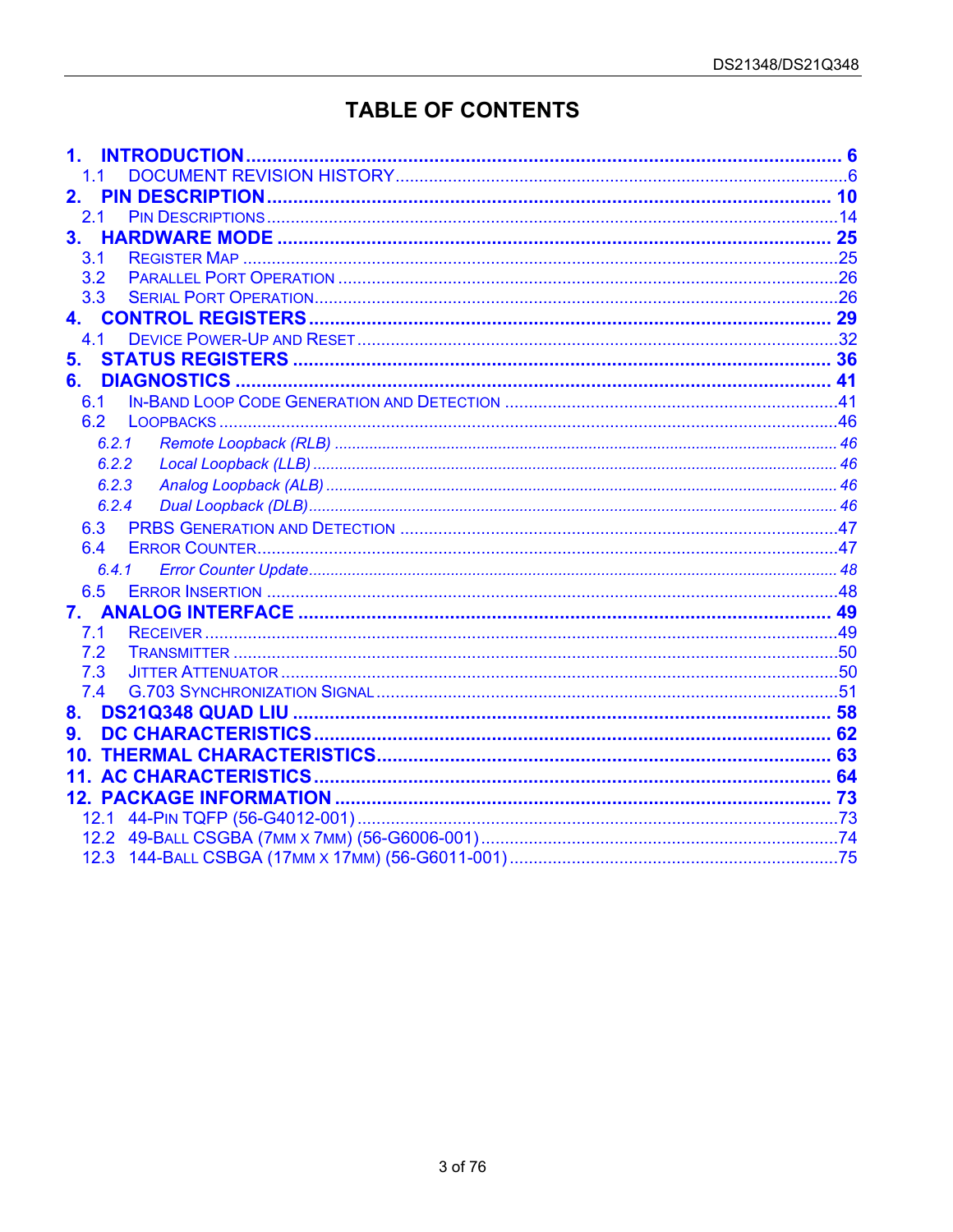# TABLE OF CONTENTS

**1. INTRODUCTION** .......... **6**
- 1.1 DOCUMENT REVISION HISTORY .......... 6

**2. PIN DESCRIPTION** .......... **10**
- 2.1 PIN DESCRIPTIONS .......... 14

**3. HARDWARE MODE** .......... **25**
- 3.1 REGISTER MAP .......... 25
- 3.2 PARALLEL PORT OPERATION .......... 26
- 3.3 SERIAL PORT OPERATION .......... 26

**4. CONTROL REGISTERS** .......... **29**
- 4.1 DEVICE POWER-UP AND RESET .......... 32

**5. STATUS REGISTERS** .......... **36**

**6. DIAGNOSTICS** .......... **41**
- 6.1 IN-BAND LOOP CODE GENERATION AND DETECTION .......... 41
- 6.2 LOOPBACKS .......... 46
  - *6.2.1 Remote Loopback (RLB)* .......... *46*
  - *6.2.2 Local Loopback (LLB)* .......... *46*
  - *6.2.3 Analog Loopback (ALB)* .......... *46*
  - *6.2.4 Dual Loopback (DLB)* .......... *46*
- 6.3 PRBS GENERATION AND DETECTION .......... 47
- 6.4 ERROR COUNTER .......... 47
  - *6.4.1 Error Counter Update* .......... *48*
- 6.5 ERROR INSERTION .......... 48

**7. ANALOG INTERFACE** .......... **49**
- 7.1 RECEIVER .......... 49
- 7.2 TRANSMITTER .......... 50
- 7.3 JITTER ATTENUATOR .......... 50
- 7.4 G.703 SYNCHRONIZATION SIGNAL .......... 51

**8. DS21Q348 QUAD LIU** .......... **58**

**9. DC CHARACTERISTICS** .......... **62**

**10. THERMAL CHARACTERISTICS** .......... **63**

**11. AC CHARACTERISTICS** .......... **64**

**12. PACKAGE INFORMATION** .......... **73**
- 12.1 44-PIN TQFP (56-G4012-001) .......... 73
- 12.2 49-BALL CSGBA (7MM X 7MM) (56-G6006-001) .......... 74
- 12.3 144-BALL CSBGA (17MM X 17MM) (56-G6011-001) .......... 75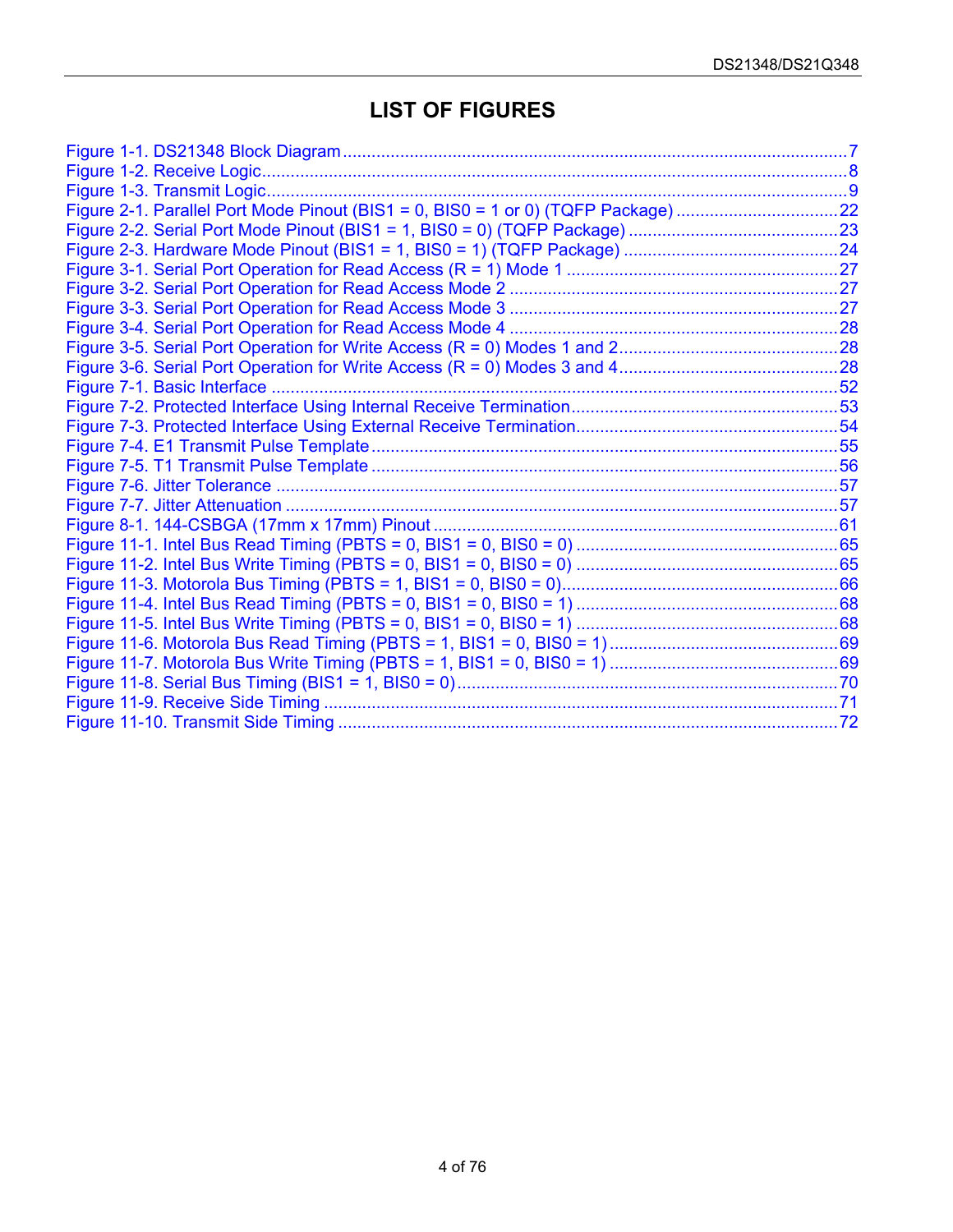# LIST OF FIGURES

Figure 1-1. DS21348 Block Diagram........................................................................................................7
Figure 1-2. Receive Logic........................................................................................................................8
Figure 1-3. Transmit Logic.......................................................................................................................9
Figure 2-1. Parallel Port Mode Pinout (BIS1 = 0, BIS0 = 1 or 0) (TQFP Package) ..................................22
Figure 2-2. Serial Port Mode Pinout (BIS1 = 1, BIS0 = 0) (TQFP Package) ............................................23
Figure 2-3. Hardware Mode Pinout (BIS1 = 1, BIS0 = 1) (TQFP Package) .............................................24
Figure 3-1. Serial Port Operation for Read Access (R = 1) Mode 1 .........................................................27
Figure 3-2. Serial Port Operation for Read Access Mode 2 ....................................................................27
Figure 3-3. Serial Port Operation for Read Access Mode 3 ....................................................................27
Figure 3-4. Serial Port Operation for Read Access Mode 4 ....................................................................28
Figure 3-5. Serial Port Operation for Write Access (R = 0) Modes 1 and 2..............................................28
Figure 3-6. Serial Port Operation for Write Access (R = 0) Modes 3 and 4..............................................28
Figure 7-1. Basic Interface ......................................................................................................................52
Figure 7-2. Protected Interface Using Internal Receive Termination........................................................53
Figure 7-3. Protected Interface Using External Receive Termination.......................................................54
Figure 7-4. E1 Transmit Pulse Template.................................................................................................55
Figure 7-5. T1 Transmit Pulse Template .................................................................................................56
Figure 7-6. Jitter Tolerance .....................................................................................................................57
Figure 7-7. Jitter Attenuation ...................................................................................................................57
Figure 8-1. 144-CSBGA (17mm x 17mm) Pinout ....................................................................................61
Figure 11-1. Intel Bus Read Timing (PBTS = 0, BIS1 = 0, BIS0 = 0) .......................................................65
Figure 11-2. Intel Bus Write Timing (PBTS = 0, BIS1 = 0, BIS0 = 0) .......................................................65
Figure 11-3. Motorola Bus Timing (PBTS = 1, BIS1 = 0, BIS0 = 0)..........................................................66
Figure 11-4. Intel Bus Read Timing (PBTS = 0, BIS1 = 0, BIS0 = 1) .......................................................68
Figure 11-5. Intel Bus Write Timing (PBTS = 0, BIS1 = 0, BIS0 = 1) .......................................................68
Figure 11-6. Motorola Bus Read Timing (PBTS = 1, BIS1 = 0, BIS0 = 1)................................................69
Figure 11-7. Motorola Bus Write Timing (PBTS = 1, BIS1 = 0, BIS0 = 1) ................................................69
Figure 11-8. Serial Bus Timing (BIS1 = 1, BIS0 = 0)................................................................................70
Figure 11-9. Receive Side Timing ...........................................................................................................71
Figure 11-10. Transmit Side Timing ........................................................................................................72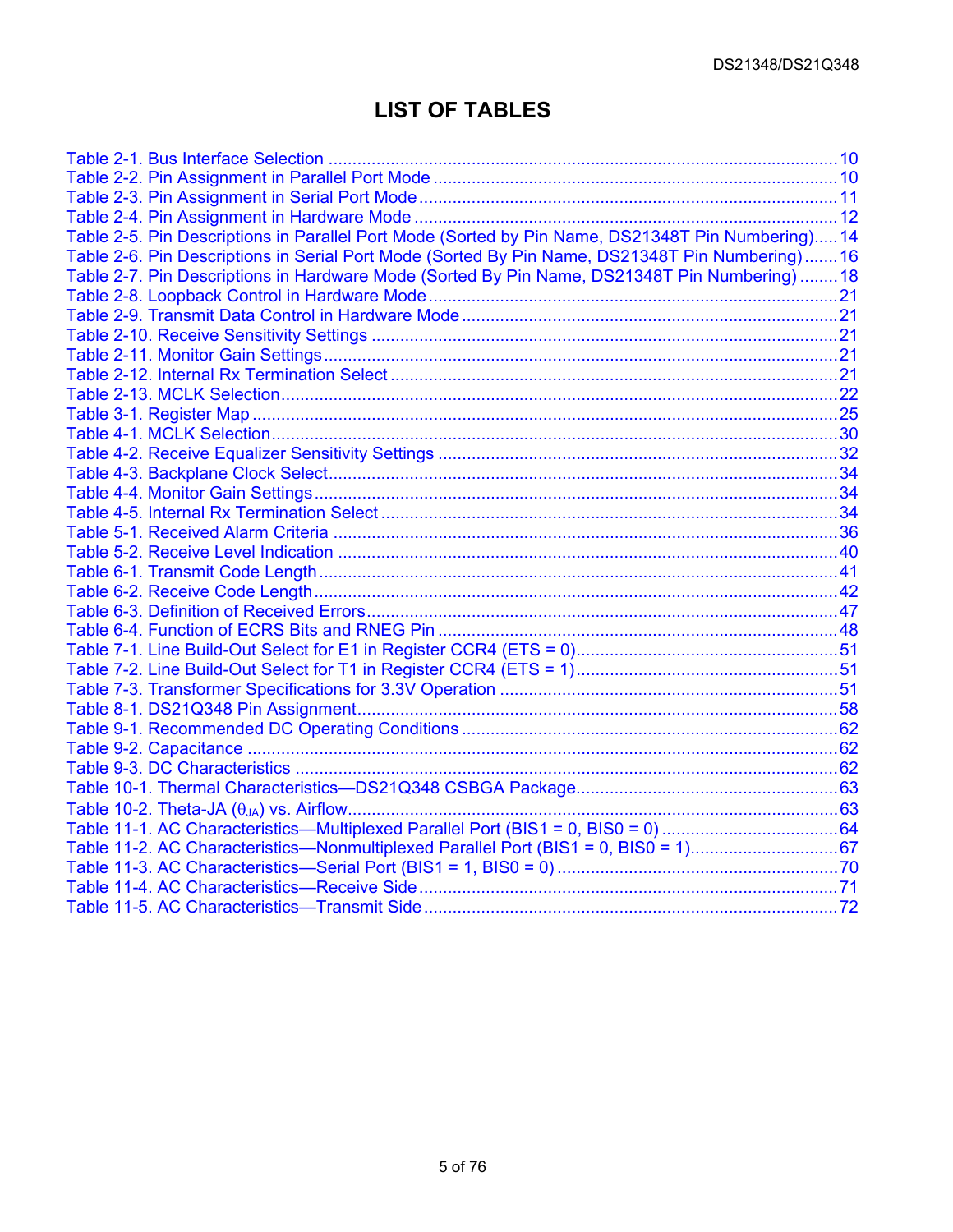# LIST OF TABLES

Table 2-1. Bus Interface Selection ........................................................................................................10
Table 2-2. Pin Assignment in Parallel Port Mode ..................................................................................10
Table 2-3. Pin Assignment in Serial Port Mode .....................................................................................11
Table 2-4. Pin Assignment in Hardware Mode ......................................................................................12
Table 2-5. Pin Descriptions in Parallel Port Mode (Sorted by Pin Name, DS21348T Pin Numbering).....14
Table 2-6. Pin Descriptions in Serial Port Mode (Sorted By Pin Name, DS21348T Pin Numbering).......16
Table 2-7. Pin Descriptions in Hardware Mode (Sorted By Pin Name, DS21348T Pin Numbering) ........18
Table 2-8. Loopback Control in Hardware Mode ...................................................................................21
Table 2-9. Transmit Data Control in Hardware Mode .............................................................................21
Table 2-10. Receive Sensitivity Settings ...............................................................................................21
Table 2-11. Monitor Gain Settings.........................................................................................................21
Table 2-12. Internal Rx Termination Select ...........................................................................................21
Table 2-13. MCLK Selection..................................................................................................................22
Table 3-1. Register Map ........................................................................................................................25
Table 4-1. MCLK Selection....................................................................................................................30
Table 4-2. Receive Equalizer Sensitivity Settings ..................................................................................32
Table 4-3. Backplane Clock Select........................................................................................................34
Table 4-4. Monitor Gain Settings...........................................................................................................34
Table 4-5. Internal Rx Termination Select .............................................................................................34
Table 5-1. Received Alarm Criteria .......................................................................................................36
Table 5-2. Receive Level Indication ......................................................................................................40
Table 6-1. Transmit Code Length ..........................................................................................................41
Table 6-2. Receive Code Length ...........................................................................................................42
Table 6-3. Definition of Received Errors................................................................................................47
Table 6-4. Function of ECRS Bits and RNEG Pin .................................................................................48
Table 7-1. Line Build-Out Select for E1 in Register CCR4 (ETS = 0).....................................................51
Table 7-2. Line Build-Out Select for T1 in Register CCR4 (ETS = 1).....................................................51
Table 7-3. Transformer Specifications for 3.3V Operation .....................................................................51
Table 8-1. DS21Q348 Pin Assignment..................................................................................................58
Table 9-1. Recommended DC Operating Conditions .............................................................................62
Table 9-2. Capacitance .........................................................................................................................62
Table 9-3. DC Characteristics ...............................................................................................................62
Table 10-1. Thermal Characteristics—DS21Q348 CSBGA Package......................................................63
Table 10-2. Theta-JA ($\theta_{JA}$) vs. Airflow....................................................................................................63
Table 11-1. AC Characteristics—Multiplexed Parallel Port (BIS1 = 0, BIS0 = 0) ....................................64
Table 11-2. AC Characteristics—Nonmultiplexed Parallel Port (BIS1 = 0, BIS0 = 1)..............................67
Table 11-3. AC Characteristics—Serial Port (BIS1 = 1, BIS0 = 0) .........................................................70
Table 11-4. AC Characteristics—Receive Side......................................................................................71
Table 11-5. AC Characteristics—Transmit Side.....................................................................................72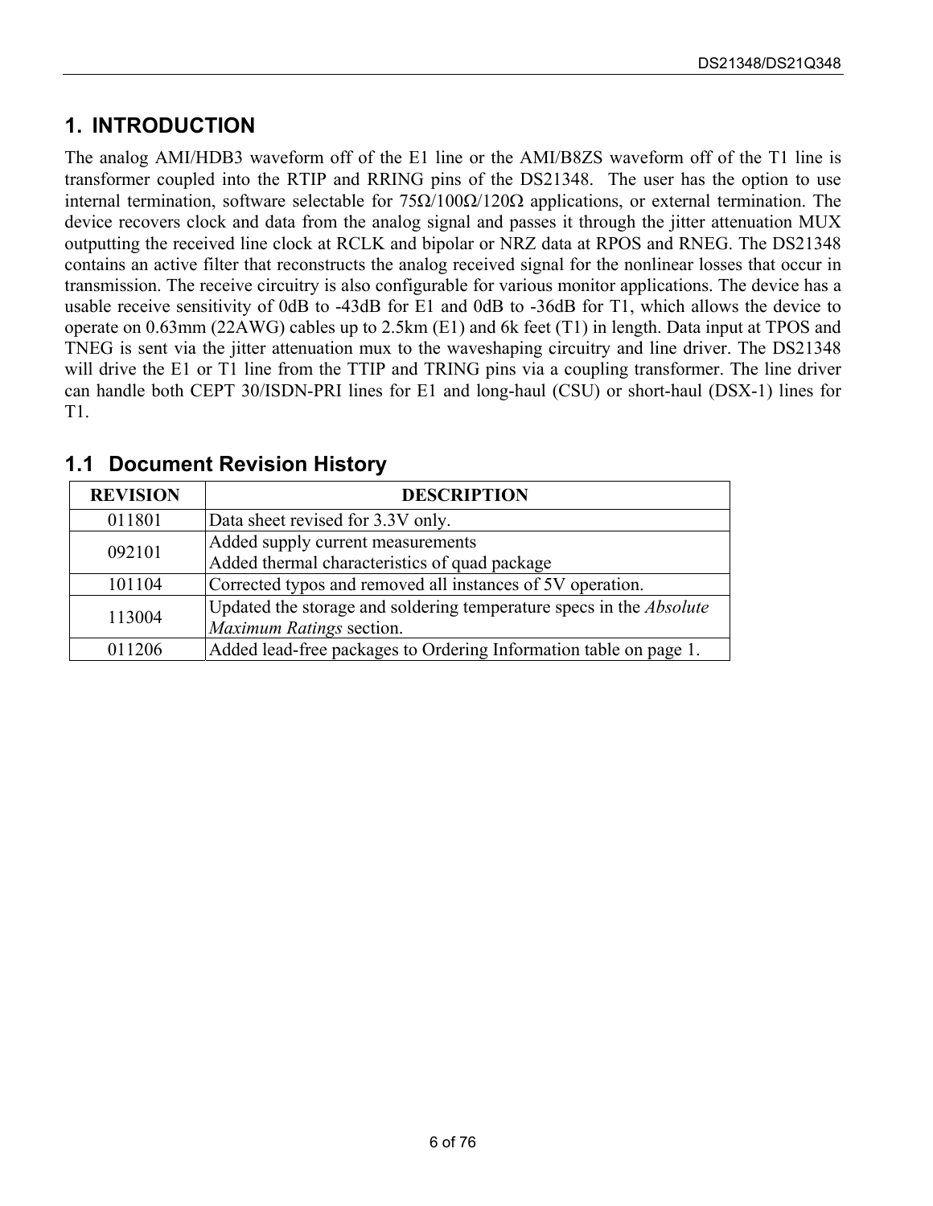# 1. INTRODUCTION

The analog AMI/HDB3 waveform off of the E1 line or the AMI/B8ZS waveform off of the T1 line is transformer coupled into the RTIP and RRING pins of the DS21348. The user has the option to use internal termination, software selectable for 75Ω/100Ω/120Ω applications, or external termination. The device recovers clock and data from the analog signal and passes it through the jitter attenuation MUX outputting the received line clock at RCLK and bipolar or NRZ data at RPOS and RNEG. The DS21348 contains an active filter that reconstructs the analog received signal for the nonlinear losses that occur in transmission. The receive circuitry is also configurable for various monitor applications. The device has a usable receive sensitivity of 0dB to -43dB for E1 and 0dB to -36dB for T1, which allows the device to operate on 0.63mm (22AWG) cables up to 2.5km (E1) and 6k feet (T1) in length. Data input at TPOS and TNEG is sent via the jitter attenuation mux to the waveshaping circuitry and line driver. The DS21348 will drive the E1 or T1 line from the TTIP and TRING pins via a coupling transformer. The line driver can handle both CEPT 30/ISDN-PRI lines for E1 and long-haul (CSU) or short-haul (DSX-1) lines for T1.

## 1.1 Document Revision History

| REVISION | DESCRIPTION |
|---|---|
| 011801 | Data sheet revised for 3.3V only. |
| 092101 | Added supply current measurements<br>Added thermal characteristics of quad package |
| 101104 | Corrected typos and removed all instances of 5V operation. |
| 113004 | Updated the storage and soldering temperature specs in the *Absolute Maximum Ratings* section. |
| 011206 | Added lead-free packages to Ordering Information table on page 1. |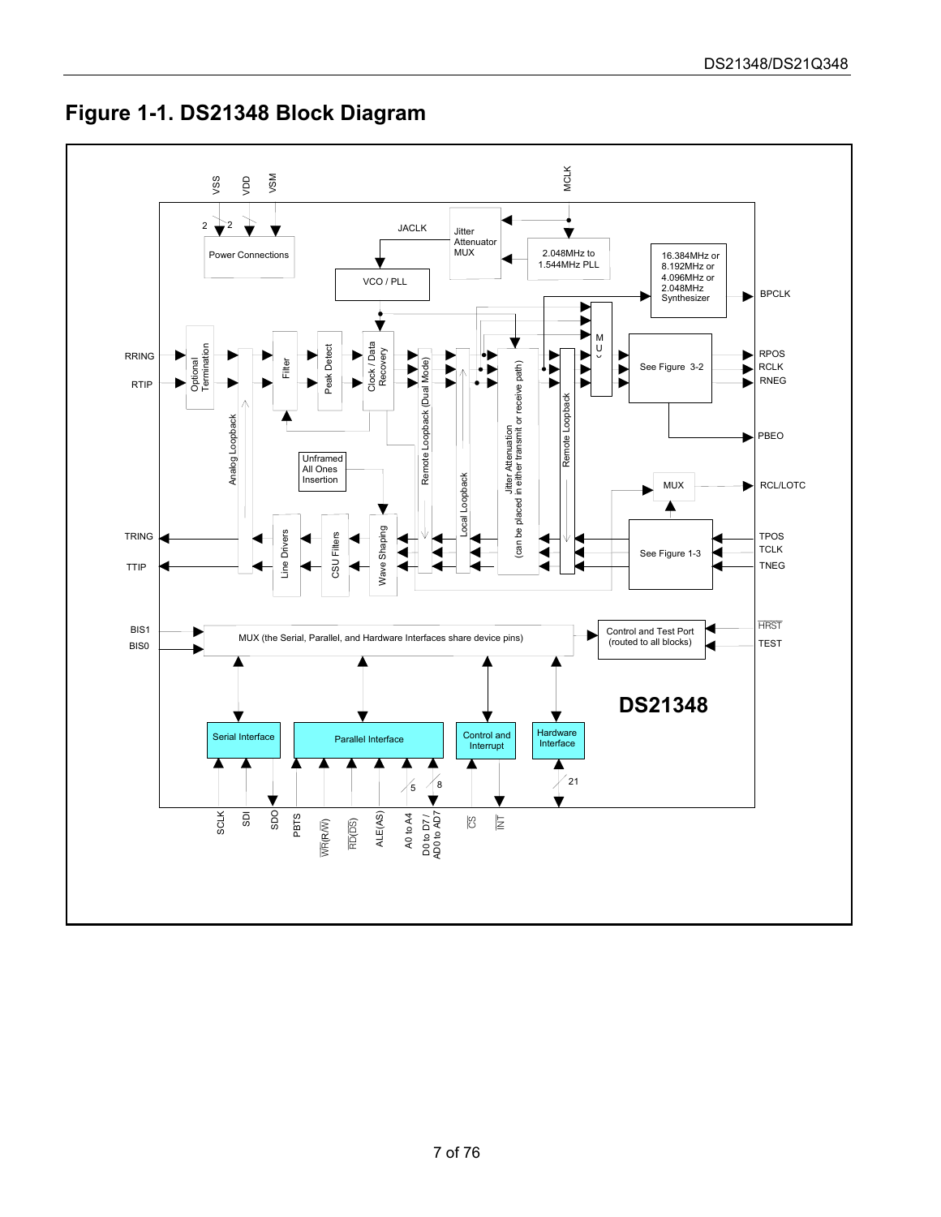# Figure 1-1. DS21348 Block Diagram

VSS VDD VSM

2 2

Power Connections

MCLK

JACLK

Jitter Attenuator MUX

2.048MHz to 1.544MHz PLL

16.384MHz or 8.192MHz or 4.096MHz or 2.048MHz Synthesizer

BPCLK

VCO / PLL

RRING

RTIP

Optional Termination

Filter

Peak Detect

Clock / Data Recovery

Remote Loopback (Dual Mode)

Local Loopback

Jitter Attenuation (can be placed in either transmit or receive path)

Remote Loopback

MUX

See Figure 3-2

RPOS

RCLK

RNEG

PBEO

Analog Loopback

Unframed All Ones Insertion

MUX

RCL/LOTC

TRING

TTIP

Line Drivers

CSU Filters

Wave Shaping

See Figure 1-3

TPOS

TCLK

TNEG

BIS1

BIS0

MUX (the Serial, Parallel, and Hardware Interfaces share device pins)

Control and Test Port (routed to all blocks)

HRST

TEST

DS21348

Serial Interface

Parallel Interface

Control and Interrupt

Hardware Interface

5 8 21

SCLK SDI SDO PBTS WR(R/W) RD(DS) ALE(AS) A0 to A4 D0 to D7 / AD0 to AD7 CS INT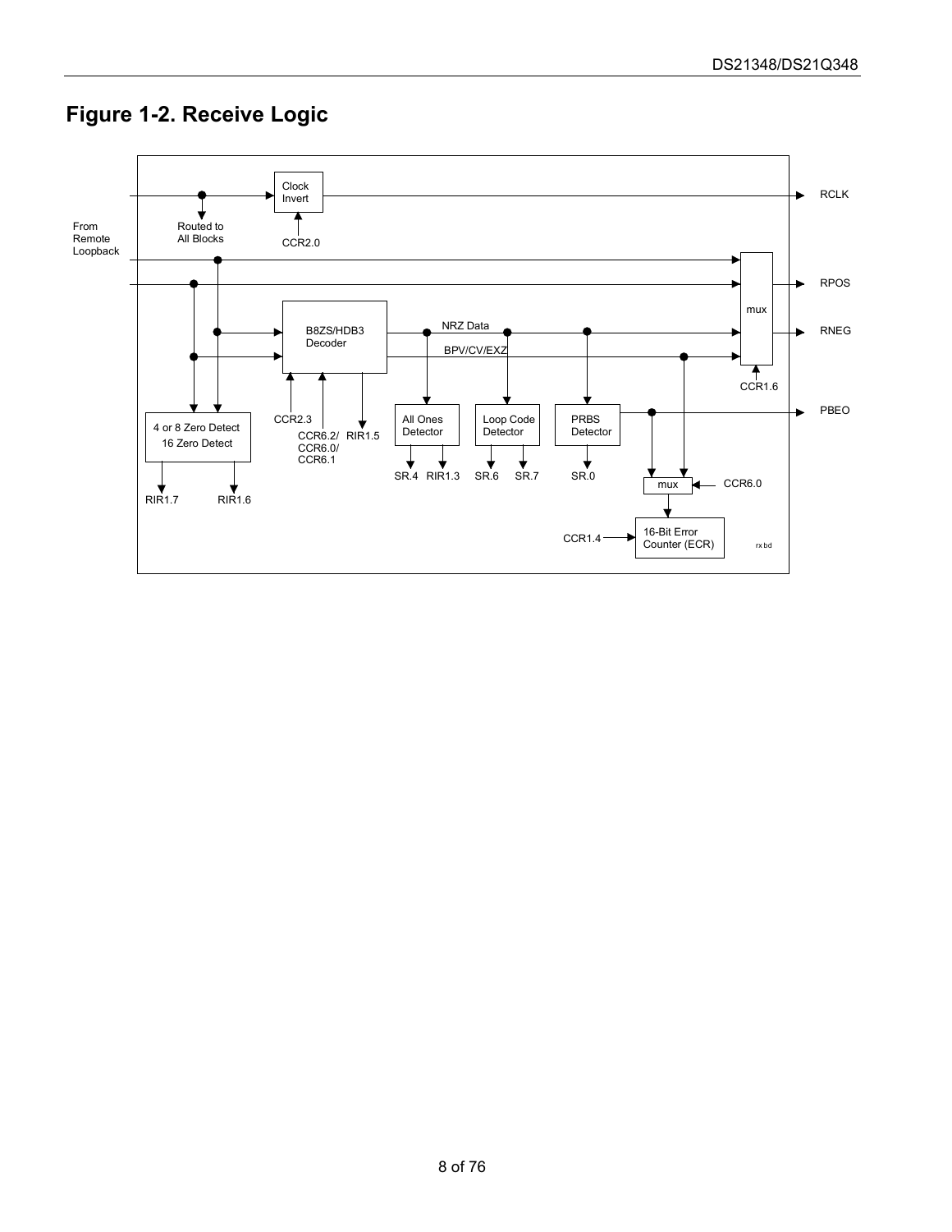# Figure 1-2. Receive Logic

From Remote Loopback

Routed to All Blocks

Clock Invert

CCR2.0

RCLK

RPOS

RNEG

mux

CCR1.6

B8ZS/HDB3 Decoder

NRZ Data

BPV/CV/EXZ

CCR2.3

CCR6.2/ CCR6.0/ CCR6.1

RIR1.5

4 or 8 Zero Detect
16 Zero Detect

RIR1.7 RIR1.6

All Ones Detector

SR.4 RIR1.3

Loop Code Detector

SR.6 SR.7

PRBS Detector

SR.0

PBEO

mux

CCR6.0

CCR1.4

16-Bit Error Counter (ECR)

rx bd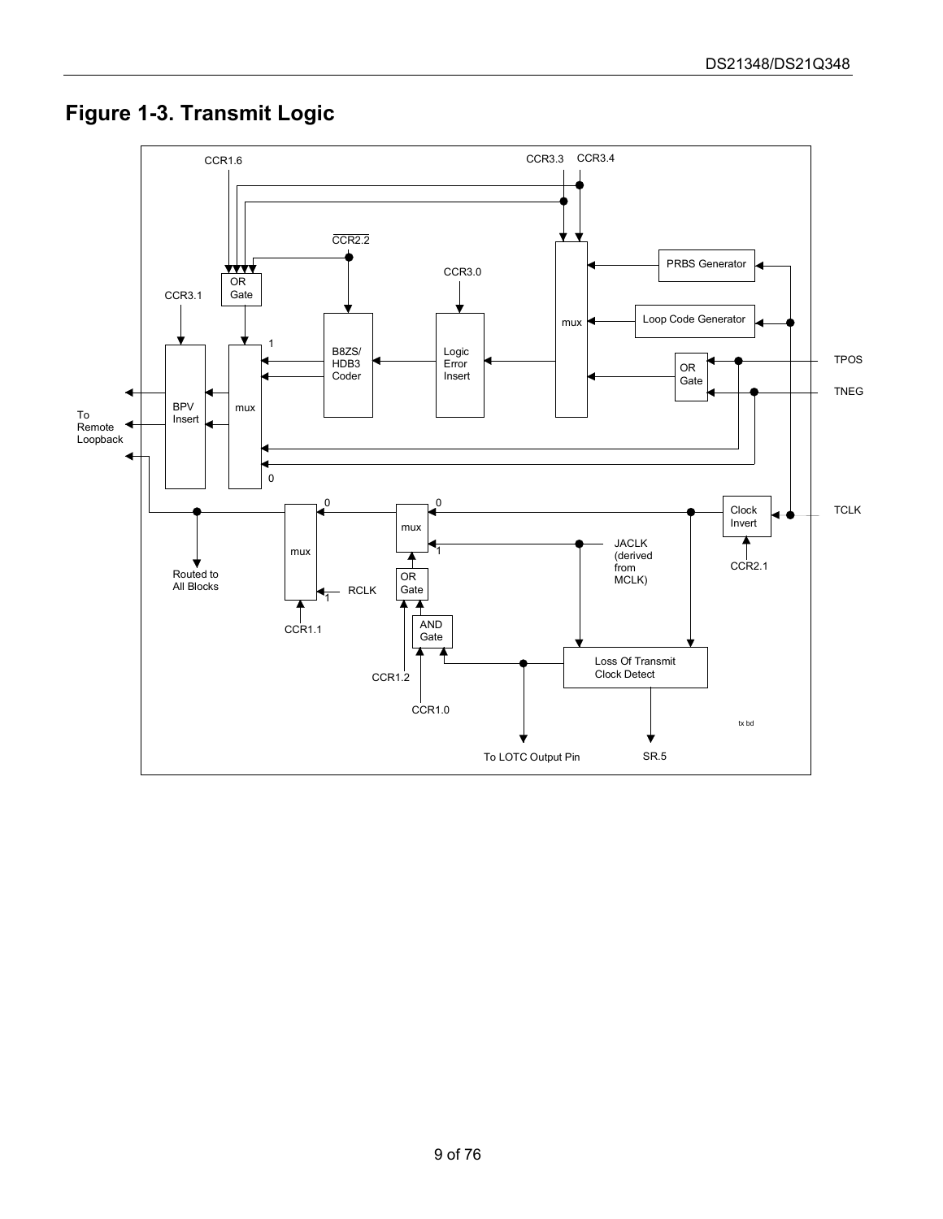# Figure 1-3. Transmit Logic

CCR1.6

CCR3.3 CCR3.4

$\overline{CCR2.2}$

OR Gate

CCR3.0

PRBS Generator

CCR3.1

Loop Code Generator

mux

B8ZS/ HDB3 Coder

Logic Error Insert

OR Gate

TPOS

TNEG

BPV Insert

mux

To Remote Loopback

mux

Clock Invert

TCLK

mux

JACLK (derived from MCLK)

CCR2.1

Routed to All Blocks

OR Gate

RCLK

CCR1.1

AND Gate

Loss Of Transmit Clock Detect

CCR1.2

CCR1.0

To LOTC Output Pin

SR.5

tx bd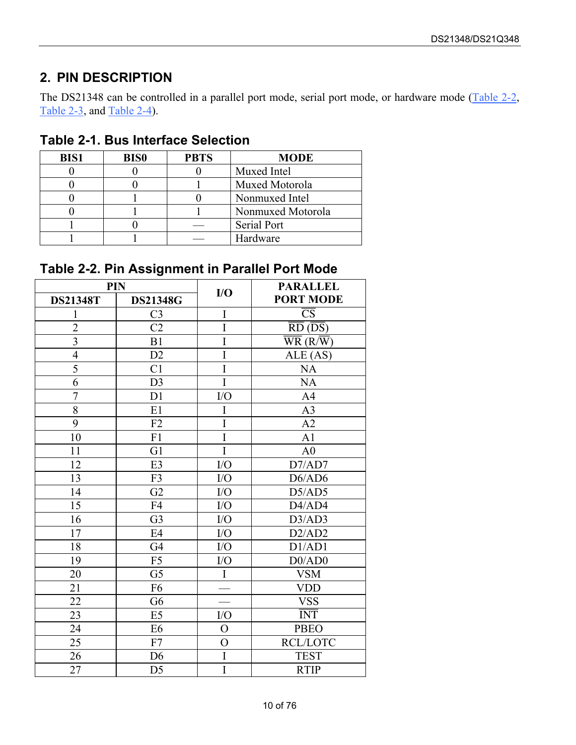## 2. PIN DESCRIPTION

The DS21348 can be controlled in a parallel port mode, serial port mode, or hardware mode (Table 2-2, Table 2-3, and Table 2-4).

### Table 2-1. Bus Interface Selection

| BIS1 | BIS0 | PBTS | MODE |
|---|---|---|---|
| 0 | 0 | 0 | Muxed Intel |
| 0 | 0 | 1 | Muxed Motorola |
| 0 | 1 | 0 | Nonmuxed Intel |
| 0 | 1 | 1 | Nonmuxed Motorola |
| 1 | 0 | — | Serial Port |
| 1 | 1 | — | Hardware |

### Table 2-2. Pin Assignment in Parallel Port Mode

| PIN | | I/O | PARALLEL PORT MODE |
|---|---|---|---|
| DS21348T | DS21348G | | |
| 1 | C3 | I | $\overline{\text{CS}}$ |
| 2 | C2 | I | $\overline{\text{RD}}$ ($\overline{\text{DS}}$) |
| 3 | B1 | I | $\overline{\text{WR}}$ (R/$\overline{\text{W}}$) |
| 4 | D2 | I | ALE (AS) |
| 5 | C1 | I | NA |
| 6 | D3 | I | NA |
| 7 | D1 | I/O | A4 |
| 8 | E1 | I | A3 |
| 9 | F2 | I | A2 |
| 10 | F1 | I | A1 |
| 11 | G1 | I | A0 |
| 12 | E3 | I/O | D7/AD7 |
| 13 | F3 | I/O | D6/AD6 |
| 14 | G2 | I/O | D5/AD5 |
| 15 | F4 | I/O | D4/AD4 |
| 16 | G3 | I/O | D3/AD3 |
| 17 | E4 | I/O | D2/AD2 |
| 18 | G4 | I/O | D1/AD1 |
| 19 | F5 | I/O | D0/AD0 |
| 20 | G5 | I | VSM |
| 21 | F6 | — | VDD |
| 22 | G6 | — | VSS |
| 23 | E5 | I/O | $\overline{\text{INT}}$ |
| 24 | E6 | O | PBEO |
| 25 | F7 | O | RCL/LOTC |
| 26 | D6 | I | TEST |
| 27 | D5 | I | RTIP |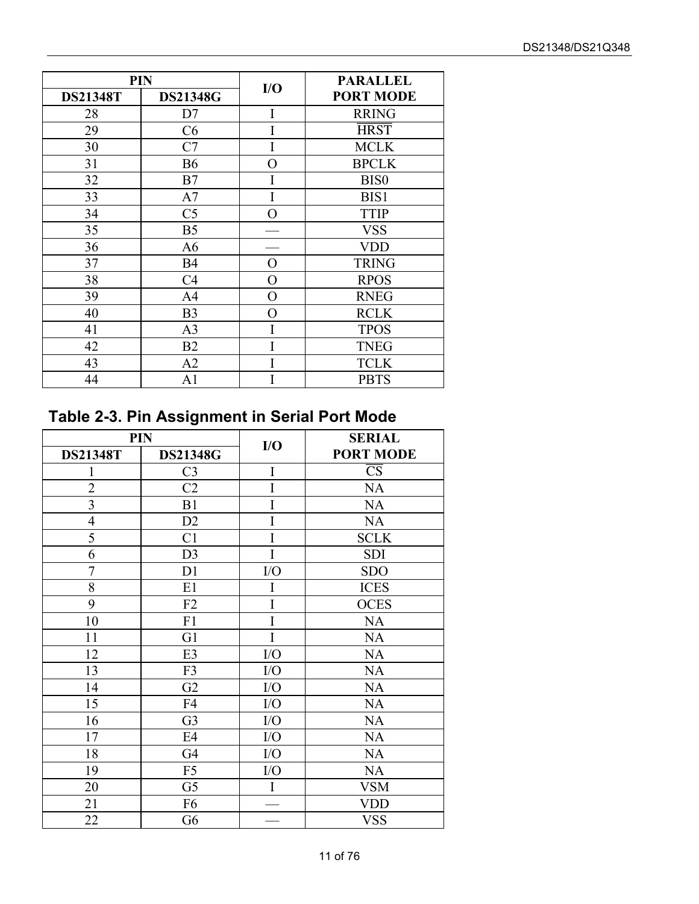| PIN | | I/O | PARALLEL PORT MODE |
|---|---|---|---|
| DS21348T | DS21348G | | |
| 28 | D7 | I | RRING |
| 29 | C6 | I | $\overline{\text{HRST}}$ |
| 30 | C7 | I | MCLK |
| 31 | B6 | O | BPCLK |
| 32 | B7 | I | BIS0 |
| 33 | A7 | I | BIS1 |
| 34 | C5 | O | TTIP |
| 35 | B5 | — | VSS |
| 36 | A6 | — | VDD |
| 37 | B4 | O | TRING |
| 38 | C4 | O | RPOS |
| 39 | A4 | O | RNEG |
| 40 | B3 | O | RCLK |
| 41 | A3 | I | TPOS |
| 42 | B2 | I | TNEG |
| 43 | A2 | I | TCLK |
| 44 | A1 | I | PBTS |

## Table 2-3. Pin Assignment in Serial Port Mode

| PIN | | I/O | SERIAL PORT MODE |
|---|---|---|---|
| DS21348T | DS21348G | | |
| 1 | C3 | I | $\overline{\text{CS}}$ |
| 2 | C2 | I | NA |
| 3 | B1 | I | NA |
| 4 | D2 | I | NA |
| 5 | C1 | I | SCLK |
| 6 | D3 | I | SDI |
| 7 | D1 | I/O | SDO |
| 8 | E1 | I | ICES |
| 9 | F2 | I | OCES |
| 10 | F1 | I | NA |
| 11 | G1 | I | NA |
| 12 | E3 | I/O | NA |
| 13 | F3 | I/O | NA |
| 14 | G2 | I/O | NA |
| 15 | F4 | I/O | NA |
| 16 | G3 | I/O | NA |
| 17 | E4 | I/O | NA |
| 18 | G4 | I/O | NA |
| 19 | F5 | I/O | NA |
| 20 | G5 | I | VSM |
| 21 | F6 | — | VDD |
| 22 | G6 | — | VSS |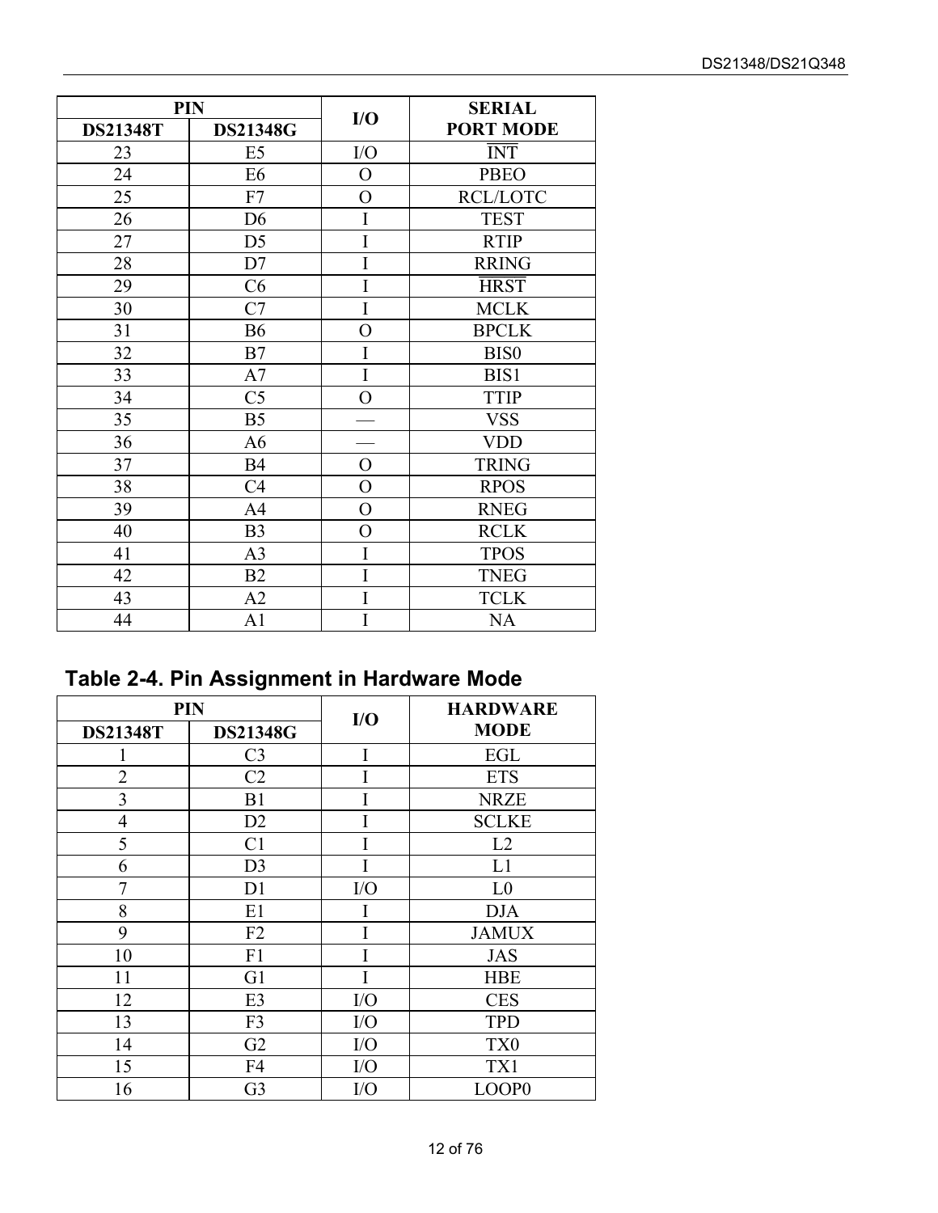| PIN | | I/O | SERIAL PORT MODE |
|---|---|---|---|
| DS21348T | DS21348G | | |
| 23 | E5 | I/O | $\overline{\text{INT}}$ |
| 24 | E6 | O | PBEO |
| 25 | F7 | O | RCL/LOTC |
| 26 | D6 | I | TEST |
| 27 | D5 | I | RTIP |
| 28 | D7 | I | RRING |
| 29 | C6 | I | $\overline{\text{HRST}}$ |
| 30 | C7 | I | MCLK |
| 31 | B6 | O | BPCLK |
| 32 | B7 | I | BIS0 |
| 33 | A7 | I | BIS1 |
| 34 | C5 | O | TTIP |
| 35 | B5 | — | VSS |
| 36 | A6 | — | VDD |
| 37 | B4 | O | TRING |
| 38 | C4 | O | RPOS |
| 39 | A4 | O | RNEG |
| 40 | B3 | O | RCLK |
| 41 | A3 | I | TPOS |
| 42 | B2 | I | TNEG |
| 43 | A2 | I | TCLK |
| 44 | A1 | I | NA |

## Table 2-4. Pin Assignment in Hardware Mode

| PIN | | I/O | HARDWARE MODE |
|---|---|---|---|
| DS21348T | DS21348G | | |
| 1 | C3 | I | EGL |
| 2 | C2 | I | ETS |
| 3 | B1 | I | NRZE |
| 4 | D2 | I | SCLKE |
| 5 | C1 | I | L2 |
| 6 | D3 | I | L1 |
| 7 | D1 | I/O | L0 |
| 8 | E1 | I | DJA |
| 9 | F2 | I | JAMUX |
| 10 | F1 | I | JAS |
| 11 | G1 | I | HBE |
| 12 | E3 | I/O | CES |
| 13 | F3 | I/O | TPD |
| 14 | G2 | I/O | TX0 |
| 15 | F4 | I/O | TX1 |
| 16 | G3 | I/O | LOOP0 |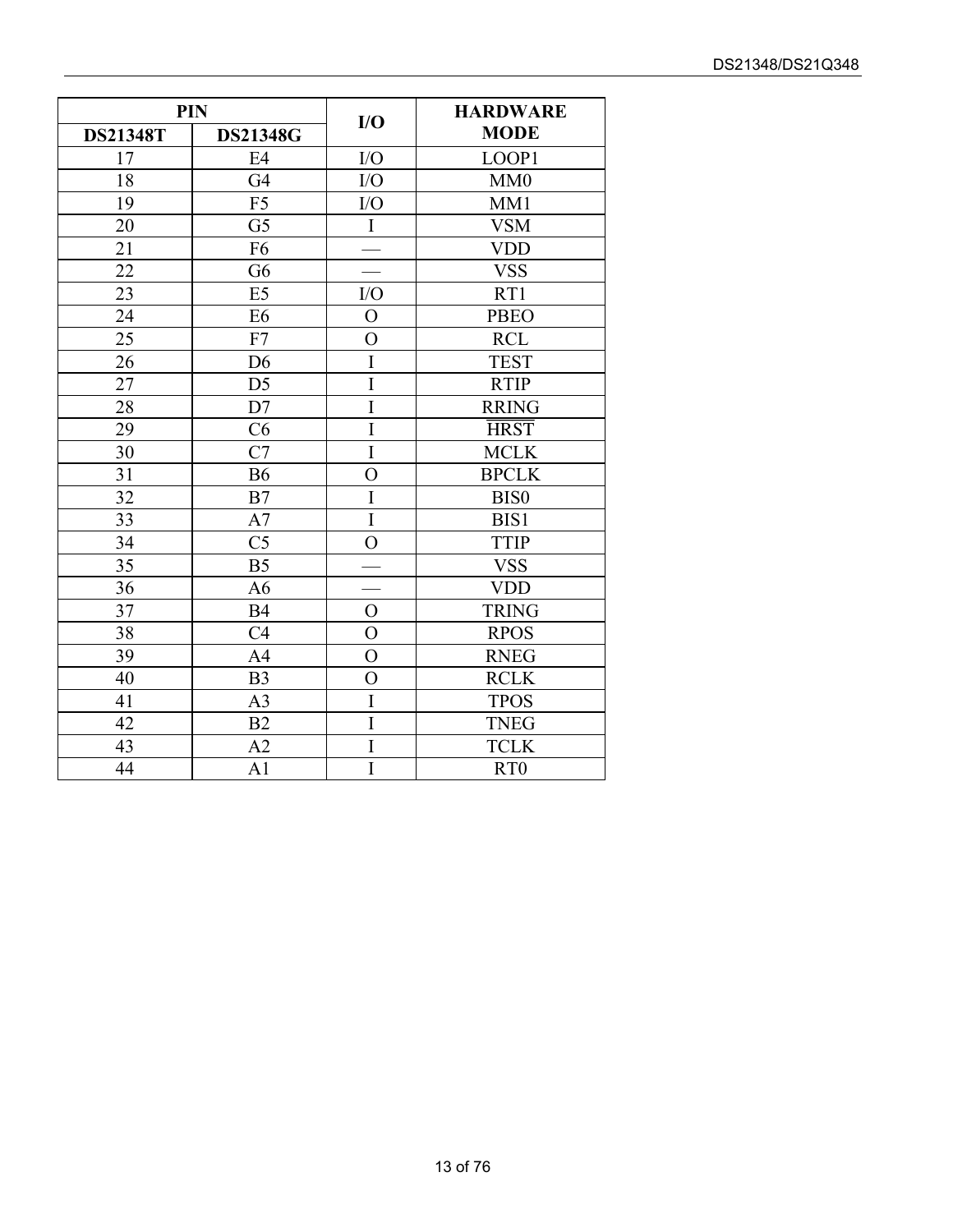| PIN | | I/O | HARDWARE MODE |
|---|---|---|---|
| DS21348T | DS21348G | | |
| 17 | E4 | I/O | LOOP1 |
| 18 | G4 | I/O | MM0 |
| 19 | F5 | I/O | MM1 |
| 20 | G5 | I | VSM |
| 21 | F6 | — | VDD |
| 22 | G6 | — | VSS |
| 23 | E5 | I/O | RT1 |
| 24 | E6 | O | PBEO |
| 25 | F7 | O | RCL |
| 26 | D6 | I | TEST |
| 27 | D5 | I | RTIP |
| 28 | D7 | I | RRING |
| 29 | C6 | I | $\overline{\text{HRST}}$ |
| 30 | C7 | I | MCLK |
| 31 | B6 | O | BPCLK |
| 32 | B7 | I | BIS0 |
| 33 | A7 | I | BIS1 |
| 34 | C5 | O | TTIP |
| 35 | B5 | — | VSS |
| 36 | A6 | — | VDD |
| 37 | B4 | O | TRING |
| 38 | C4 | O | RPOS |
| 39 | A4 | O | RNEG |
| 40 | B3 | O | RCLK |
| 41 | A3 | I | TPOS |
| 42 | B2 | I | TNEG |
| 43 | A2 | I | TCLK |
| 44 | A1 | I | RT0 |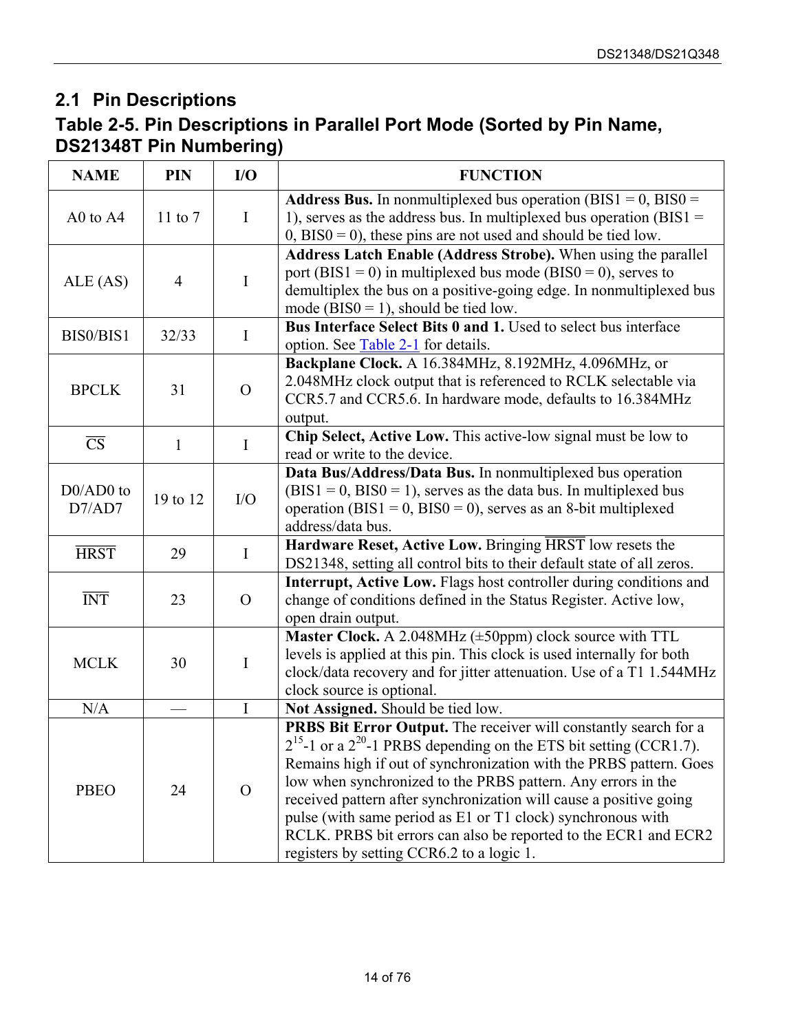## 2.1 Pin Descriptions

### Table 2-5. Pin Descriptions in Parallel Port Mode (Sorted by Pin Name, DS21348T Pin Numbering)

| NAME | PIN | I/O | FUNCTION |
|---|---|---|---|
| A0 to A4 | 11 to 7 | I | **Address Bus.** In nonmultiplexed bus operation (BIS1 = 0, BIS0 = 1), serves as the address bus. In multiplexed bus operation (BIS1 = 0, BIS0 = 0), these pins are not used and should be tied low. |
| ALE (AS) | 4 | I | **Address Latch Enable (Address Strobe).** When using the parallel port (BIS1 = 0) in multiplexed bus mode (BIS0 = 0), serves to demultiplex the bus on a positive-going edge. In nonmultiplexed bus mode (BIS0 = 1), should be tied low. |
| BIS0/BIS1 | 32/33 | I | **Bus Interface Select Bits 0 and 1.** Used to select bus interface option. See Table 2-1 for details. |
| BPCLK | 31 | O | **Backplane Clock.** A 16.384MHz, 8.192MHz, 4.096MHz, or 2.048MHz clock output that is referenced to RCLK selectable via CCR5.7 and CCR5.6. In hardware mode, defaults to 16.384MHz output. |
| $\overline{\text{CS}}$ | 1 | I | **Chip Select, Active Low.** This active-low signal must be low to read or write to the device. |
| D0/AD0 to D7/AD7 | 19 to 12 | I/O | **Data Bus/Address/Data Bus.** In nonmultiplexed bus operation (BIS1 = 0, BIS0 = 1), serves as the data bus. In multiplexed bus operation (BIS1 = 0, BIS0 = 0), serves as an 8-bit multiplexed address/data bus. |
| $\overline{\text{HRST}}$ | 29 | I | **Hardware Reset, Active Low.** Bringing $\overline{\text{HRST}}$ low resets the DS21348, setting all control bits to their default state of all zeros. |
| $\overline{\text{INT}}$ | 23 | O | **Interrupt, Active Low.** Flags host controller during conditions and change of conditions defined in the Status Register. Active low, open drain output. |
| MCLK | 30 | I | **Master Clock.** A 2.048MHz (±50ppm) clock source with TTL levels is applied at this pin. This clock is used internally for both clock/data recovery and for jitter attenuation. Use of a T1 1.544MHz clock source is optional. |
| N/A | — | I | **Not Assigned.** Should be tied low. |
| PBEO | 24 | O | **PRBS Bit Error Output.** The receiver will constantly search for a $2^{15}$-1 or a $2^{20}$-1 PRBS depending on the ETS bit setting (CCR1.7). Remains high if out of synchronization with the PRBS pattern. Goes low when synchronized to the PRBS pattern. Any errors in the received pattern after synchronization will cause a positive going pulse (with same period as E1 or T1 clock) synchronous with RCLK. PRBS bit errors can also be reported to the ECR1 and ECR2 registers by setting CCR6.2 to a logic 1. |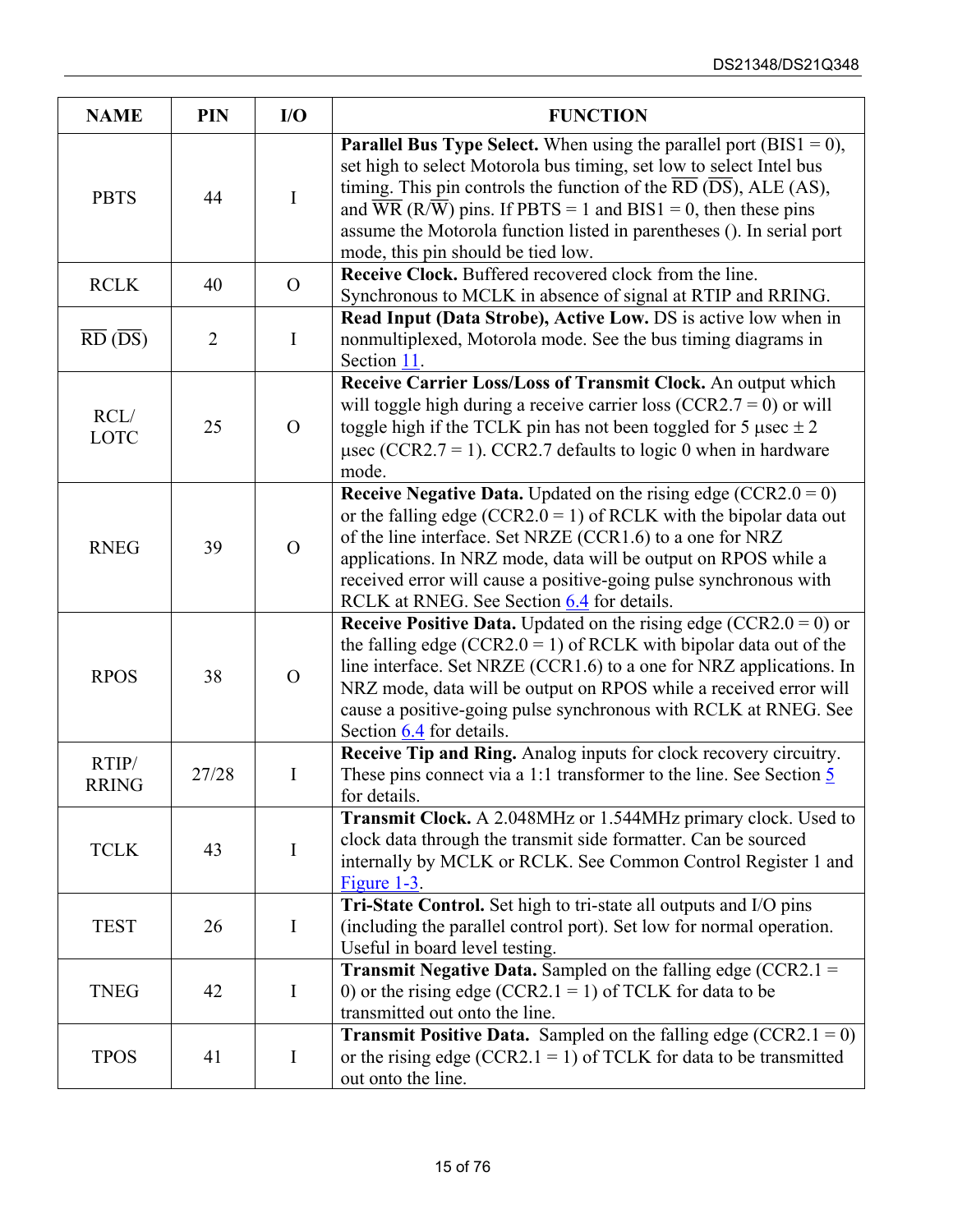| NAME | PIN | I/O | FUNCTION |
|---|---|---|---|
| PBTS | 44 | I | **Parallel Bus Type Select.** When using the parallel port (BIS1 = 0), set high to select Motorola bus timing, set low to select Intel bus timing. This pin controls the function of the $\overline{\text{RD}}$ ($\overline{\text{DS}}$), ALE (AS), and $\overline{\text{WR}}$ (R/$\overline{\text{W}}$) pins. If PBTS = 1 and BIS1 = 0, then these pins assume the Motorola function listed in parentheses (). In serial port mode, this pin should be tied low. |
| RCLK | 40 | O | **Receive Clock.** Buffered recovered clock from the line. Synchronous to MCLK in absence of signal at RTIP and RRING. |
| $\overline{\text{RD}}$ ($\overline{\text{DS}}$) | 2 | I | **Read Input (Data Strobe), Active Low.** DS is active low when in nonmultiplexed, Motorola mode. See the bus timing diagrams in Section 11. |
| RCL/ LOTC | 25 | O | **Receive Carrier Loss/Loss of Transmit Clock.** An output which will toggle high during a receive carrier loss (CCR2.7 = 0) or will toggle high if the TCLK pin has not been toggled for 5 µsec ± 2 µsec (CCR2.7 = 1). CCR2.7 defaults to logic 0 when in hardware mode. |
| RNEG | 39 | O | **Receive Negative Data.** Updated on the rising edge (CCR2.0 = 0) or the falling edge (CCR2.0 = 1) of RCLK with the bipolar data out of the line interface. Set NRZE (CCR1.6) to a one for NRZ applications. In NRZ mode, data will be output on RPOS while a received error will cause a positive-going pulse synchronous with RCLK at RNEG. See Section 6.4 for details. |
| RPOS | 38 | O | **Receive Positive Data.** Updated on the rising edge (CCR2.0 = 0) or the falling edge (CCR2.0 = 1) of RCLK with bipolar data out of the line interface. Set NRZE (CCR1.6) to a one for NRZ applications. In NRZ mode, data will be output on RPOS while a received error will cause a positive-going pulse synchronous with RCLK at RNEG. See Section 6.4 for details. |
| RTIP/ RRING | 27/28 | I | **Receive Tip and Ring.** Analog inputs for clock recovery circuitry. These pins connect via a 1:1 transformer to the line. See Section 5 for details. |
| TCLK | 43 | I | **Transmit Clock.** A 2.048MHz or 1.544MHz primary clock. Used to clock data through the transmit side formatter. Can be sourced internally by MCLK or RCLK. See Common Control Register 1 and Figure 1-3. |
| TEST | 26 | I | **Tri-State Control.** Set high to tri-state all outputs and I/O pins (including the parallel control port). Set low for normal operation. Useful in board level testing. |
| TNEG | 42 | I | **Transmit Negative Data.** Sampled on the falling edge (CCR2.1 = 0) or the rising edge (CCR2.1 = 1) of TCLK for data to be transmitted out onto the line. |
| TPOS | 41 | I | **Transmit Positive Data.** Sampled on the falling edge (CCR2.1 = 0) or the rising edge (CCR2.1 = 1) of TCLK for data to be transmitted out onto the line. |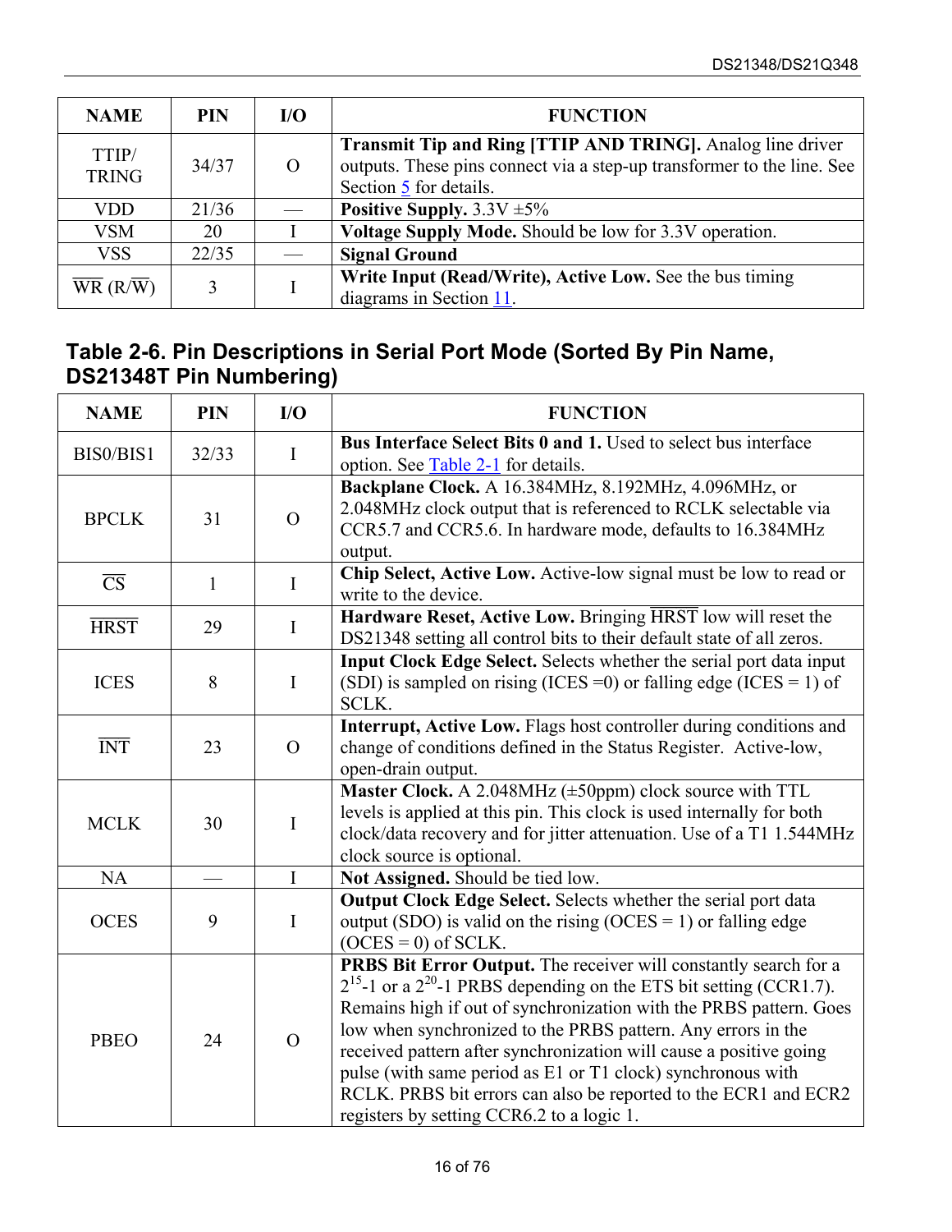| NAME | PIN | I/O | FUNCTION |
|---|---|---|---|
| TTIP/ TRING | 34/37 | O | **Transmit Tip and Ring [TTIP AND TRING].** Analog line driver outputs. These pins connect via a step-up transformer to the line. See Section 5 for details. |
| VDD | 21/36 | — | **Positive Supply.** 3.3V ±5% |
| VSM | 20 | I | **Voltage Supply Mode.** Should be low for 3.3V operation. |
| VSS | 22/35 | — | **Signal Ground** |
| $\overline{\text{WR}}$ (R/$\overline{\text{W}}$) | 3 | I | **Write Input (Read/Write), Active Low.** See the bus timing diagrams in Section 11. |

## Table 2-6. Pin Descriptions in Serial Port Mode (Sorted By Pin Name, DS21348T Pin Numbering)

| NAME | PIN | I/O | FUNCTION |
|---|---|---|---|
| BIS0/BIS1 | 32/33 | I | **Bus Interface Select Bits 0 and 1.** Used to select bus interface option. See Table 2-1 for details. |
| BPCLK | 31 | O | **Backplane Clock.** A 16.384MHz, 8.192MHz, 4.096MHz, or 2.048MHz clock output that is referenced to RCLK selectable via CCR5.7 and CCR5.6. In hardware mode, defaults to 16.384MHz output. |
| $\overline{\text{CS}}$ | 1 | I | **Chip Select, Active Low.** Active-low signal must be low to read or write to the device. |
| $\overline{\text{HRST}}$ | 29 | I | **Hardware Reset, Active Low.** Bringing $\overline{\text{HRST}}$ low will reset the DS21348 setting all control bits to their default state of all zeros. |
| ICES | 8 | I | **Input Clock Edge Select.** Selects whether the serial port data input (SDI) is sampled on rising (ICES =0) or falling edge (ICES = 1) of SCLK. |
| $\overline{\text{INT}}$ | 23 | O | **Interrupt, Active Low.** Flags host controller during conditions and change of conditions defined in the Status Register. Active-low, open-drain output. |
| MCLK | 30 | I | **Master Clock.** A 2.048MHz (±50ppm) clock source with TTL levels is applied at this pin. This clock is used internally for both clock/data recovery and for jitter attenuation. Use of a T1 1.544MHz clock source is optional. |
| NA | — | I | **Not Assigned.** Should be tied low. |
| OCES | 9 | I | **Output Clock Edge Select.** Selects whether the serial port data output (SDO) is valid on the rising (OCES = 1) or falling edge (OCES = 0) of SCLK. |
| PBEO | 24 | O | **PRBS Bit Error Output.** The receiver will constantly search for a $2^{15}$-1 or a $2^{20}$-1 PRBS depending on the ETS bit setting (CCR1.7). Remains high if out of synchronization with the PRBS pattern. Goes low when synchronized to the PRBS pattern. Any errors in the received pattern after synchronization will cause a positive going pulse (with same period as E1 or T1 clock) synchronous with RCLK. PRBS bit errors can also be reported to the ECR1 and ECR2 registers by setting CCR6.2 to a logic 1. |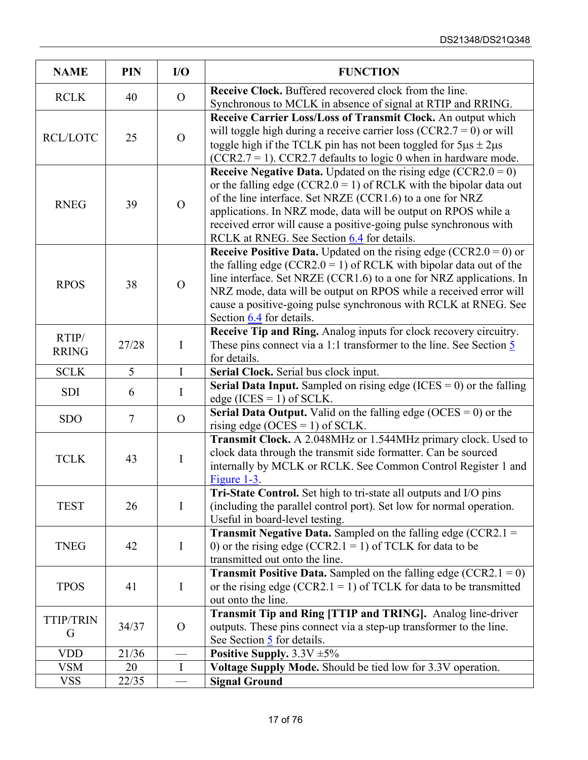| NAME | PIN | I/O | FUNCTION |
|---|---|---|---|
| RCLK | 40 | O | **Receive Clock.** Buffered recovered clock from the line. Synchronous to MCLK in absence of signal at RTIP and RRING. |
| RCL/LOTC | 25 | O | **Receive Carrier Loss/Loss of Transmit Clock.** An output which will toggle high during a receive carrier loss (CCR2.7 = 0) or will toggle high if the TCLK pin has not been toggled for 5μs ± 2μs (CCR2.7 = 1). CCR2.7 defaults to logic 0 when in hardware mode. |
| RNEG | 39 | O | **Receive Negative Data.** Updated on the rising edge (CCR2.0 = 0) or the falling edge (CCR2.0 = 1) of RCLK with the bipolar data out of the line interface. Set NRZE (CCR1.6) to a one for NRZ applications. In NRZ mode, data will be output on RPOS while a received error will cause a positive-going pulse synchronous with RCLK at RNEG. See Section 6.4 for details. |
| RPOS | 38 | O | **Receive Positive Data.** Updated on the rising edge (CCR2.0 = 0) or the falling edge (CCR2.0 = 1) of RCLK with bipolar data out of the line interface. Set NRZE (CCR1.6) to a one for NRZ applications. In NRZ mode, data will be output on RPOS while a received error will cause a positive-going pulse synchronous with RCLK at RNEG. See Section 6.4 for details. |
| RTIP/ RRING | 27/28 | I | **Receive Tip and Ring.** Analog inputs for clock recovery circuitry. These pins connect via a 1:1 transformer to the line. See Section 5 for details. |
| SCLK | 5 | I | **Serial Clock.** Serial bus clock input. |
| SDI | 6 | I | **Serial Data Input.** Sampled on rising edge (ICES = 0) or the falling edge (ICES = 1) of SCLK. |
| SDO | 7 | O | **Serial Data Output.** Valid on the falling edge (OCES = 0) or the rising edge (OCES = 1) of SCLK. |
| TCLK | 43 | I | **Transmit Clock.** A 2.048MHz or 1.544MHz primary clock. Used to clock data through the transmit side formatter. Can be sourced internally by MCLK or RCLK. See Common Control Register 1 and Figure 1-3. |
| TEST | 26 | I | **Tri-State Control.** Set high to tri-state all outputs and I/O pins (including the parallel control port). Set low for normal operation. Useful in board-level testing. |
| TNEG | 42 | I | **Transmit Negative Data.** Sampled on the falling edge (CCR2.1 = 0) or the rising edge (CCR2.1 = 1) of TCLK for data to be transmitted out onto the line. |
| TPOS | 41 | I | **Transmit Positive Data.** Sampled on the falling edge (CCR2.1 = 0) or the rising edge (CCR2.1 = 1) of TCLK for data to be transmitted out onto the line. |
| TTIP/TRING | 34/37 | O | **Transmit Tip and Ring [TTIP and TRING].** Analog line-driver outputs. These pins connect via a step-up transformer to the line. See Section 5 for details. |
| VDD | 21/36 | — | **Positive Supply.** 3.3V ±5% |
| VSM | 20 | I | **Voltage Supply Mode.** Should be tied low for 3.3V operation. |
| VSS | 22/35 | — | **Signal Ground** |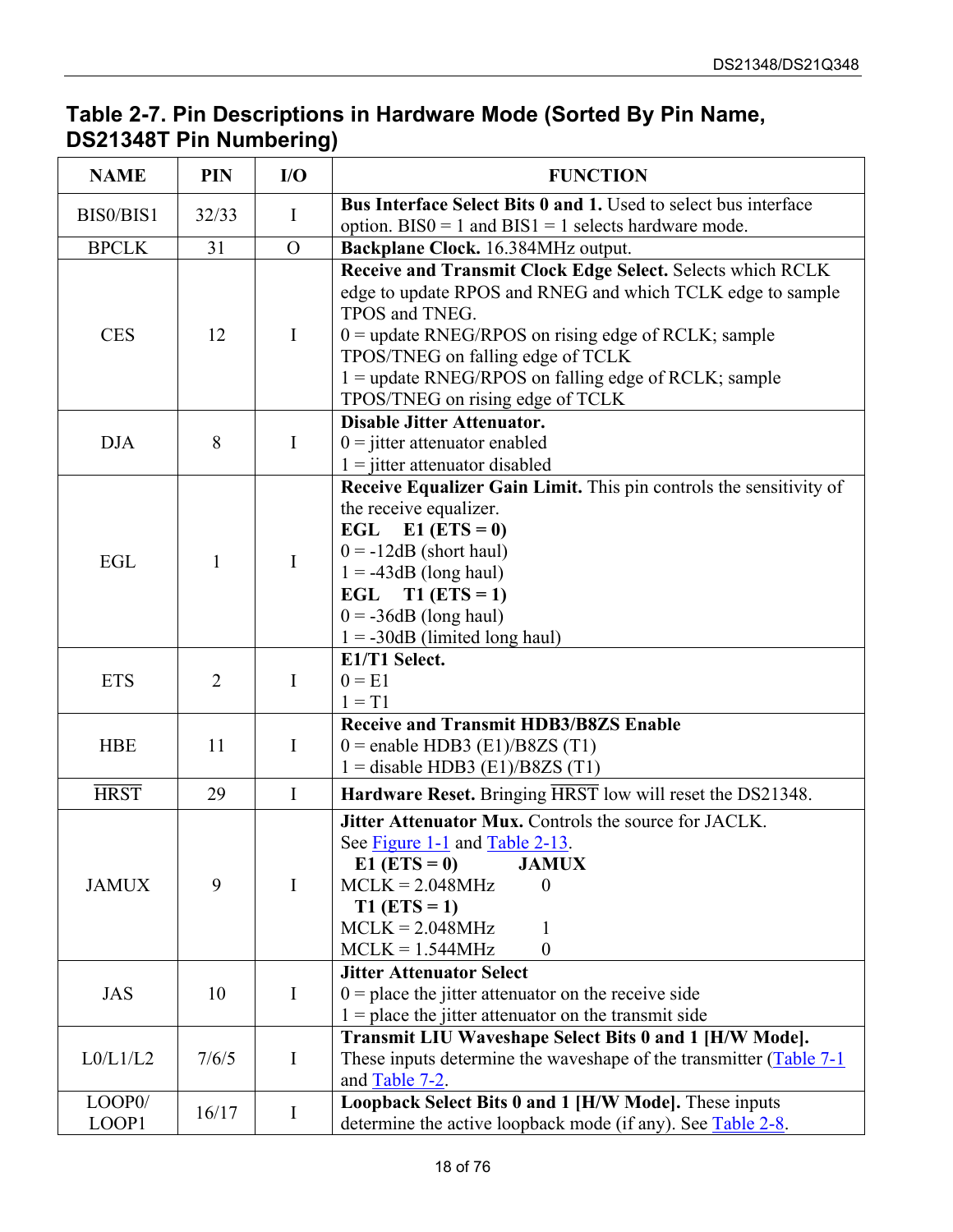# Table 2-7. Pin Descriptions in Hardware Mode (Sorted By Pin Name, DS21348T Pin Numbering)

| NAME | PIN | I/O | FUNCTION |
|---|---|---|---|
| BIS0/BIS1 | 32/33 | I | **Bus Interface Select Bits 0 and 1.** Used to select bus interface option. BIS0 = 1 and BIS1 = 1 selects hardware mode. |
| BPCLK | 31 | O | **Backplane Clock.** 16.384MHz output. |
| CES | 12 | I | **Receive and Transmit Clock Edge Select.** Selects which RCLK edge to update RPOS and RNEG and which TCLK edge to sample TPOS and TNEG.<br>0 = update RNEG/RPOS on rising edge of RCLK; sample TPOS/TNEG on falling edge of TCLK<br>1 = update RNEG/RPOS on falling edge of RCLK; sample TPOS/TNEG on rising edge of TCLK |
| DJA | 8 | I | **Disable Jitter Attenuator.**<br>0 = jitter attenuator enabled<br>1 = jitter attenuator disabled |
| EGL | 1 | I | **Receive Equalizer Gain Limit.** This pin controls the sensitivity of the receive equalizer.<br>**EGL E1 (ETS = 0)**<br>0 = -12dB (short haul)<br>1 = -43dB (long haul)<br>**EGL T1 (ETS = 1)**<br>0 = -36dB (long haul)<br>1 = -30dB (limited long haul) |
| ETS | 2 | I | **E1/T1 Select.**<br>0 = E1<br>1 = T1 |
| HBE | 11 | I | **Receive and Transmit HDB3/B8ZS Enable**<br>0 = enable HDB3 (E1)/B8ZS (T1)<br>1 = disable HDB3 (E1)/B8ZS (T1) |
| $\overline{\text{HRST}}$ | 29 | I | **Hardware Reset.** Bringing $\overline{\text{HRST}}$ low will reset the DS21348. |
| JAMUX | 9 | I | **Jitter Attenuator Mux.** Controls the source for JACLK. See Figure 1-1 and Table 2-13.<br>**E1 (ETS = 0) JAMUX**<br>MCLK = 2.048MHz 0<br>**T1 (ETS = 1)**<br>MCLK = 2.048MHz 1<br>MCLK = 1.544MHz 0 |
| JAS | 10 | I | **Jitter Attenuator Select**<br>0 = place the jitter attenuator on the receive side<br>1 = place the jitter attenuator on the transmit side |
| L0/L1/L2 | 7/6/5 | I | **Transmit LIU Waveshape Select Bits 0 and 1 [H/W Mode].** These inputs determine the waveshape of the transmitter (Table 7-1 and Table 7-2. |
| LOOP0/ LOOP1 | 16/17 | I | **Loopback Select Bits 0 and 1 [H/W Mode].** These inputs determine the active loopback mode (if any). See Table 2-8. |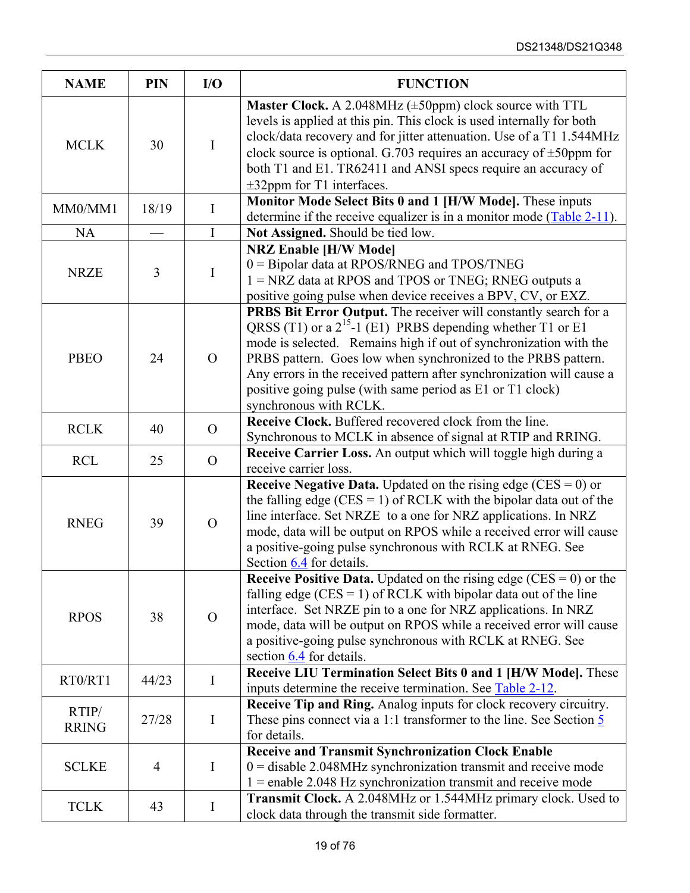| NAME | PIN | I/O | FUNCTION |
|---|---|---|---|
| MCLK | 30 | I | **Master Clock.** A 2.048MHz (±50ppm) clock source with TTL levels is applied at this pin. This clock is used internally for both clock/data recovery and for jitter attenuation. Use of a T1 1.544MHz clock source is optional. G.703 requires an accuracy of ±50ppm for both T1 and E1. TR62411 and ANSI specs require an accuracy of ±32ppm for T1 interfaces. |
| MM0/MM1 | 18/19 | I | **Monitor Mode Select Bits 0 and 1 [H/W Mode].** These inputs determine if the receive equalizer is in a monitor mode (Table 2-11). |
| NA | — | I | **Not Assigned.** Should be tied low. |
| NRZE | 3 | I | **NRZ Enable [H/W Mode]**<br>0 = Bipolar data at RPOS/RNEG and TPOS/TNEG<br>1 = NRZ data at RPOS and TPOS or TNEG; RNEG outputs a positive going pulse when device receives a BPV, CV, or EXZ. |
| PBEO | 24 | O | **PRBS Bit Error Output.** The receiver will constantly search for a QRSS (T1) or a $2^{15}$-1 (E1) PRBS depending whether T1 or E1 mode is selected. Remains high if out of synchronization with the PRBS pattern. Goes low when synchronized to the PRBS pattern. Any errors in the received pattern after synchronization will cause a positive going pulse (with same period as E1 or T1 clock) synchronous with RCLK. |
| RCLK | 40 | O | **Receive Clock.** Buffered recovered clock from the line. Synchronous to MCLK in absence of signal at RTIP and RRING. |
| RCL | 25 | O | **Receive Carrier Loss.** An output which will toggle high during a receive carrier loss. |
| RNEG | 39 | O | **Receive Negative Data.** Updated on the rising edge (CES = 0) or the falling edge (CES = 1) of RCLK with the bipolar data out of the line interface. Set NRZE to a one for NRZ applications. In NRZ mode, data will be output on RPOS while a received error will cause a positive-going pulse synchronous with RCLK at RNEG. See Section 6.4 for details. |
| RPOS | 38 | O | **Receive Positive Data.** Updated on the rising edge (CES = 0) or the falling edge (CES = 1) of RCLK with bipolar data out of the line interface. Set NRZE pin to a one for NRZ applications. In NRZ mode, data will be output on RPOS while a received error will cause a positive-going pulse synchronous with RCLK at RNEG. See section 6.4 for details. |
| RT0/RT1 | 44/23 | I | **Receive LIU Termination Select Bits 0 and 1 [H/W Mode].** These inputs determine the receive termination. See Table 2-12. |
| RTIP/<br>RRING | 27/28 | I | **Receive Tip and Ring.** Analog inputs for clock recovery circuitry. These pins connect via a 1:1 transformer to the line. See Section 5 for details. |
| SCLKE | 4 | I | **Receive and Transmit Synchronization Clock Enable**<br>0 = disable 2.048MHz synchronization transmit and receive mode<br>1 = enable 2.048 Hz synchronization transmit and receive mode |
| TCLK | 43 | I | **Transmit Clock.** A 2.048MHz or 1.544MHz primary clock. Used to clock data through the transmit side formatter. |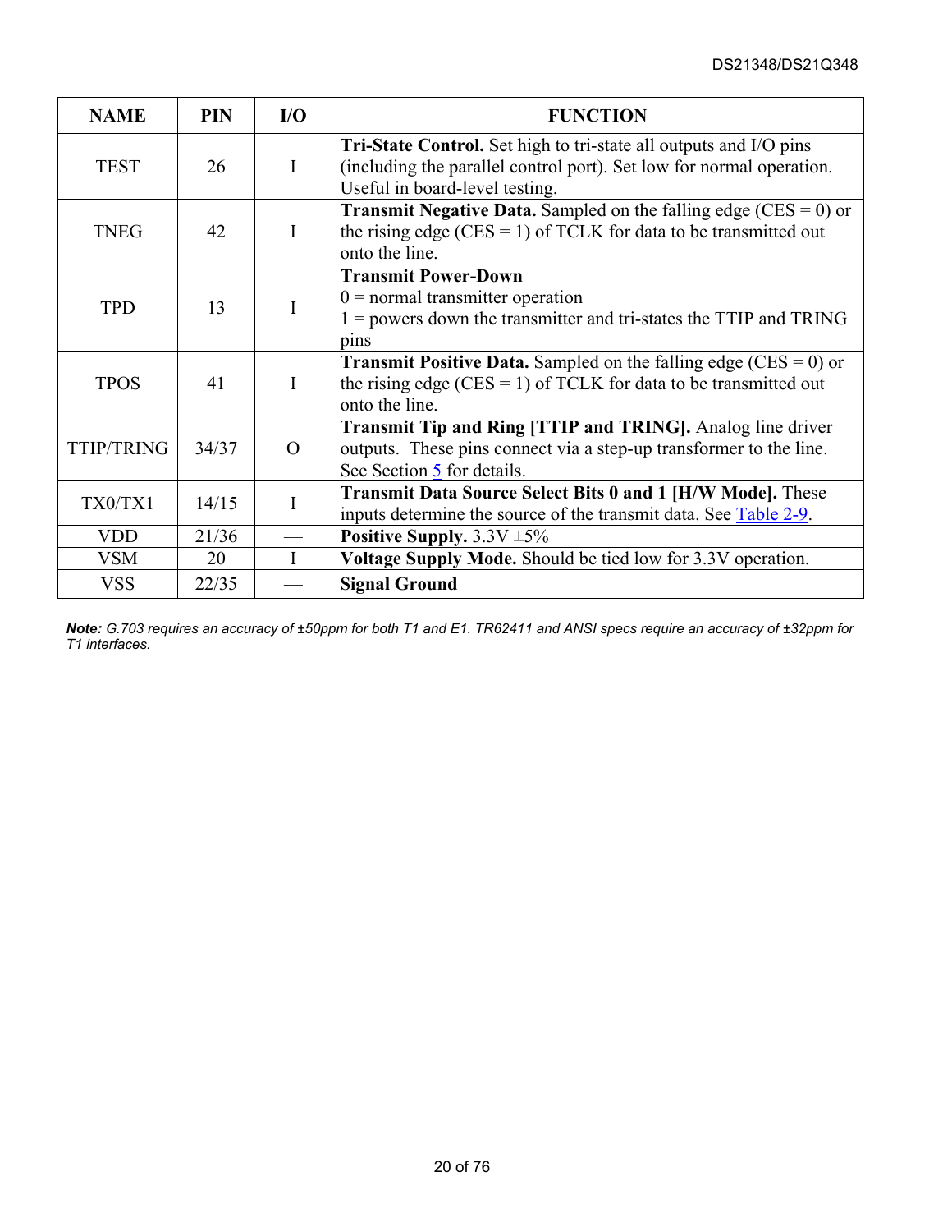| NAME | PIN | I/O | FUNCTION |
|---|---|---|---|
| TEST | 26 | I | **Tri-State Control.** Set high to tri-state all outputs and I/O pins (including the parallel control port). Set low for normal operation. Useful in board-level testing. |
| TNEG | 42 | I | **Transmit Negative Data.** Sampled on the falling edge (CES = 0) or the rising edge (CES = 1) of TCLK for data to be transmitted out onto the line. |
| TPD | 13 | I | **Transmit Power-Down**<br>0 = normal transmitter operation<br>1 = powers down the transmitter and tri-states the TTIP and TRING pins |
| TPOS | 41 | I | **Transmit Positive Data.** Sampled on the falling edge (CES = 0) or the rising edge (CES = 1) of TCLK for data to be transmitted out onto the line. |
| TTIP/TRING | 34/37 | O | **Transmit Tip and Ring [TTIP and TRING].** Analog line driver outputs. These pins connect via a step-up transformer to the line. See Section 5 for details. |
| TX0/TX1 | 14/15 | I | **Transmit Data Source Select Bits 0 and 1 [H/W Mode].** These inputs determine the source of the transmit data. See Table 2-9. |
| VDD | 21/36 | — | **Positive Supply.** 3.3V ±5% |
| VSM | 20 | I | **Voltage Supply Mode.** Should be tied low for 3.3V operation. |
| VSS | 22/35 | — | **Signal Ground** |

***Note:*** *G.703 requires an accuracy of ±50ppm for both T1 and E1. TR62411 and ANSI specs require an accuracy of ±32ppm for T1 interfaces.*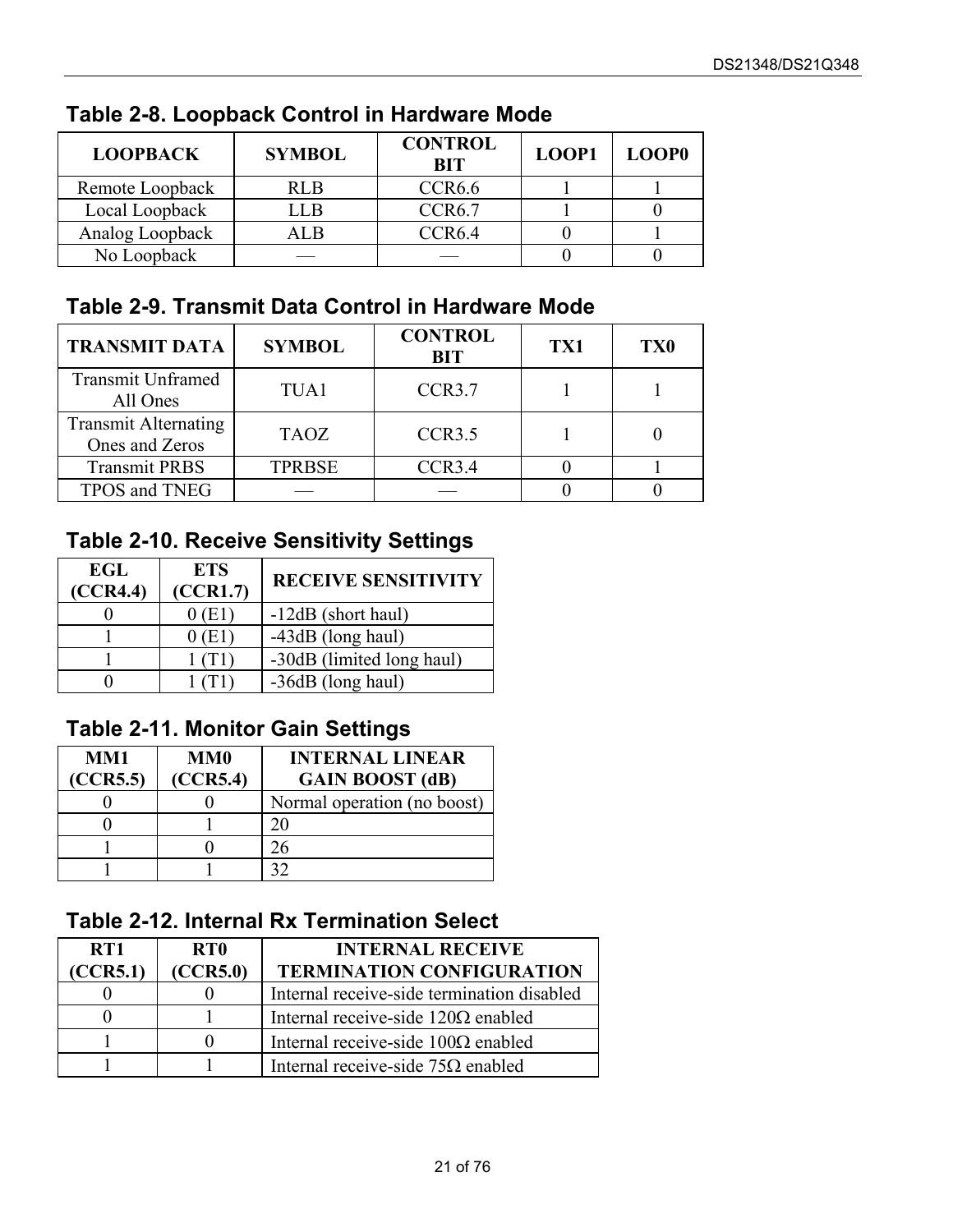## Table 2-8. Loopback Control in Hardware Mode

| LOOPBACK | SYMBOL | CONTROL BIT | LOOP1 | LOOP0 |
|---|---|---|---|---|
| Remote Loopback | RLB | CCR6.6 | 1 | 1 |
| Local Loopback | LLB | CCR6.7 | 1 | 0 |
| Analog Loopback | ALB | CCR6.4 | 0 | 1 |
| No Loopback | — | — | 0 | 0 |

## Table 2-9. Transmit Data Control in Hardware Mode

| TRANSMIT DATA | SYMBOL | CONTROL BIT | TX1 | TX0 |
|---|---|---|---|---|
| Transmit Unframed All Ones | TUA1 | CCR3.7 | 1 | 1 |
| Transmit Alternating Ones and Zeros | TAOZ | CCR3.5 | 1 | 0 |
| Transmit PRBS | TPRBSE | CCR3.4 | 0 | 1 |
| TPOS and TNEG | — | — | 0 | 0 |

## Table 2-10. Receive Sensitivity Settings

| EGL (CCR4.4) | ETS (CCR1.7) | RECEIVE SENSITIVITY |
|---|---|---|
| 0 | 0 (E1) | -12dB (short haul) |
| 1 | 0 (E1) | -43dB (long haul) |
| 1 | 1 (T1) | -30dB (limited long haul) |
| 0 | 1 (T1) | -36dB (long haul) |

## Table 2-11. Monitor Gain Settings

| MM1 (CCR5.5) | MM0 (CCR5.4) | INTERNAL LINEAR GAIN BOOST (dB) |
|---|---|---|
| 0 | 0 | Normal operation (no boost) |
| 0 | 1 | 20 |
| 1 | 0 | 26 |
| 1 | 1 | 32 |

## Table 2-12. Internal Rx Termination Select

| RT1 (CCR5.1) | RT0 (CCR5.0) | INTERNAL RECEIVE TERMINATION CONFIGURATION |
|---|---|---|
| 0 | 0 | Internal receive-side termination disabled |
| 0 | 1 | Internal receive-side 120Ω enabled |
| 1 | 0 | Internal receive-side 100Ω enabled |
| 1 | 1 | Internal receive-side 75Ω enabled |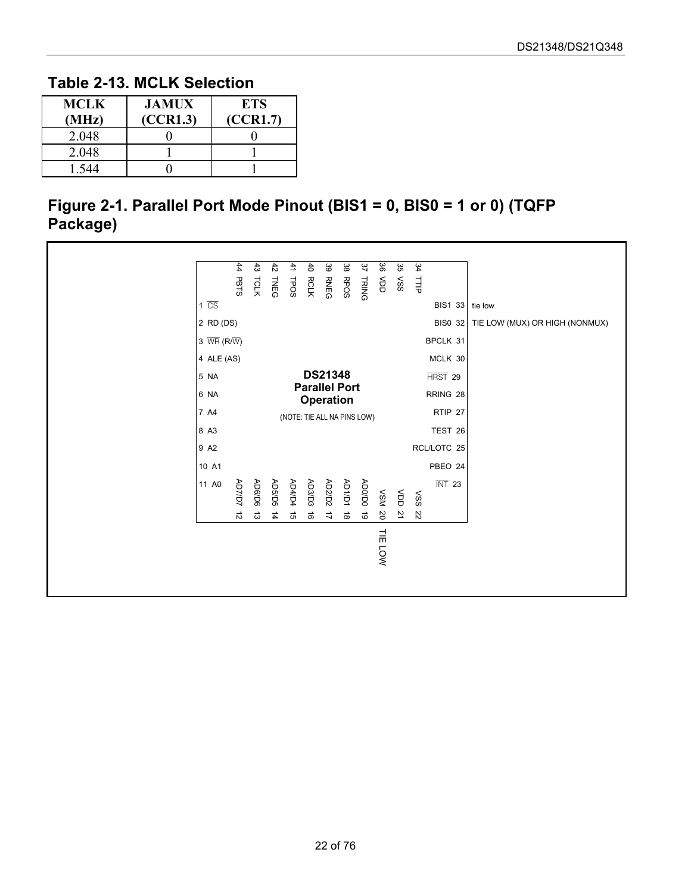## Table 2-13. MCLK Selection

| MCLK (MHz) | JAMUX (CCR1.3) | ETS (CCR1.7) |
|---|---|---|
| 2.048 | 0 | 0 |
| 2.048 | 1 | 1 |
| 1.544 | 0 | 1 |

## Figure 2-1. Parallel Port Mode Pinout (BIS1 = 0, BIS0 = 1 or 0) (TQFP Package)

**DS21348 Parallel Port Operation**

(NOTE: TIE ALL NA PINS LOW)

| Pin | Name | Pin | Name |
|---|---|---|---|
| 1 | CS (active low) | 23 | INT (active low) |
| 2 | RD (DS) | 24 | PBEO |
| 3 | WR (R/W) (active low) | 25 | RCL/LOTC |
| 4 | ALE (AS) | 26 | TEST |
| 5 | NA | 27 | RTIP |
| 6 | NA | 28 | RRING |
| 7 | A4 | 29 | HRST (active low) |
| 8 | A3 | 30 | MCLK |
| 9 | A2 | 31 | BPCLK |
| 10 | A1 | 32 | BIS0 — TIE LOW (MUX) OR HIGH (NONMUX) |
| 11 | A0 | 33 | BIS1 — tie low |
| 12 | AD7/D7 | 34 | TTIP |
| 13 | AD6/D6 | 35 | VSS |
| 14 | AD5/D5 | 36 | VDD |
| 15 | AD4/D4 | 37 | TRING |
| 16 | AD3/D3 | 38 | RPOS |
| 17 | AD2/D2 | 39 | RNEG |
| 18 | AD1/D1 | 40 | RCLK |
| 19 | AD0/D0 | 41 | TPOS |
| 20 | VSM — TIE LOW | 42 | TNEG |
| 21 | VDD | 43 | TCLK |
| 22 | VSS | 44 | PBTS |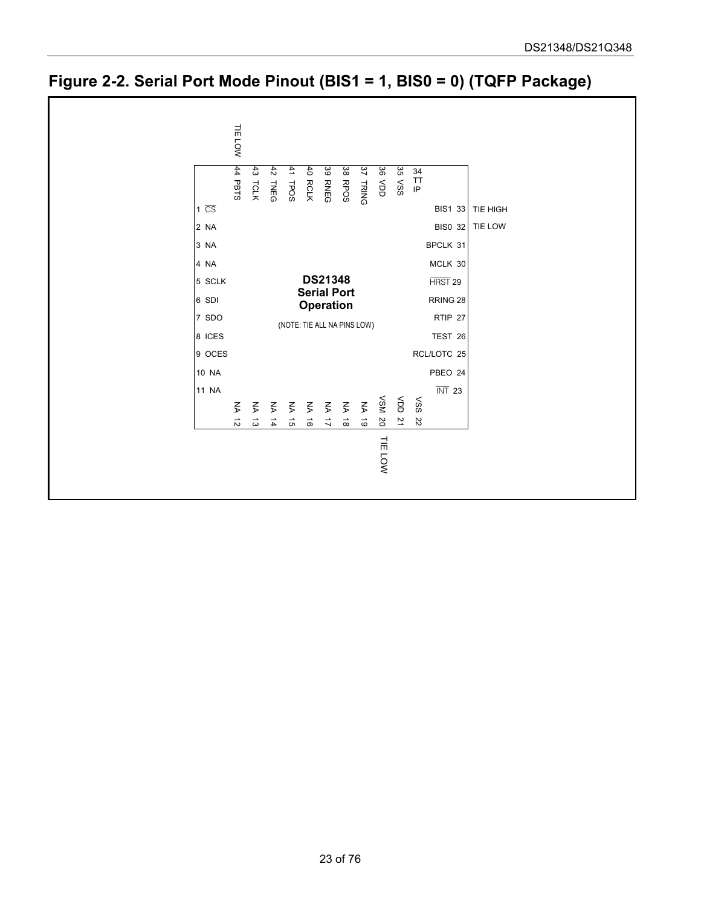## Figure 2-2. Serial Port Mode Pinout (BIS1 = 1, BIS0 = 0) (TQFP Package)

**DS21348 Serial Port Operation**

(NOTE: TIE ALL NA PINS LOW)

| Pin | Name | Note |
|---|---|---|
| 1 | $\overline{CS}$ | |
| 2 | NA | |
| 3 | NA | |
| 4 | NA | |
| 5 | SCLK | |
| 6 | SDI | |
| 7 | SDO | |
| 8 | ICES | |
| 9 | OCES | |
| 10 | NA | |
| 11 | NA | |
| 12 | NA | |
| 13 | NA | |
| 14 | NA | |
| 15 | NA | |
| 16 | NA | |
| 17 | NA | |
| 18 | NA | |
| 19 | NA | |
| 20 | VSM | TIE LOW |
| 21 | VDD | |
| 22 | VSS | |
| 23 | $\overline{INT}$ | |
| 24 | PBEO | |
| 25 | RCL/LOTC | |
| 26 | TEST | |
| 27 | RTIP | |
| 28 | RRING | |
| 29 | $\overline{HRST}$ | |
| 30 | MCLK | |
| 31 | BPCLK | |
| 32 | BIS0 | TIE LOW |
| 33 | BIS1 | TIE HIGH |
| 34 | TTIP | |
| 35 | VSS | |
| 36 | VDD | |
| 37 | TRING | |
| 38 | RPOS | |
| 39 | RNEG | |
| 40 | RCLK | |
| 41 | TPOS | |
| 42 | TNEG | |
| 43 | TCLK | |
| 44 | PBTS | TIE LOW |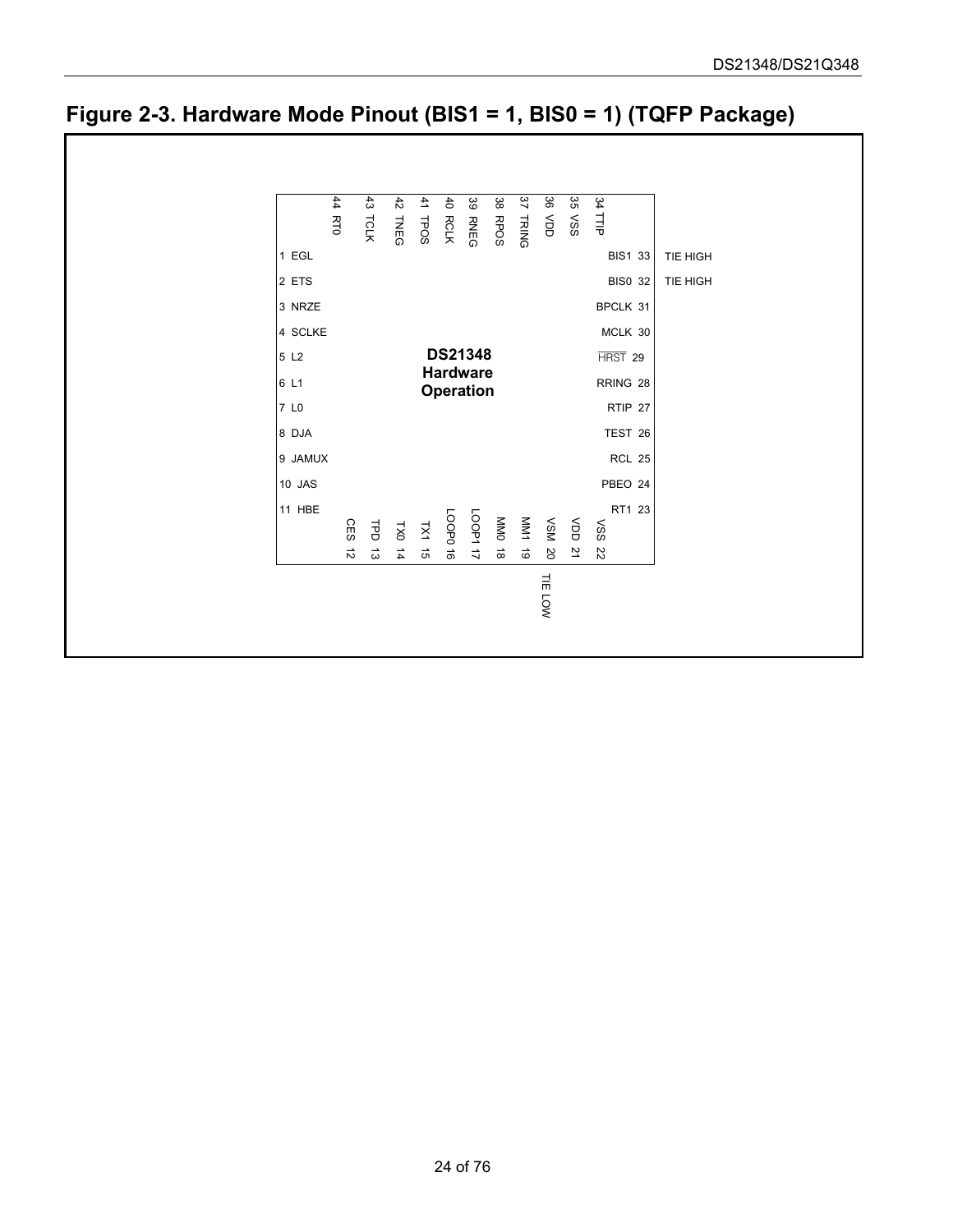## Figure 2-3. Hardware Mode Pinout (BIS1 = 1, BIS0 = 1) (TQFP Package)

**DS21348 Hardware Operation**

| Pin | Name | Pin | Name |
|---|---|---|---|
| 1 | EGL | 33 | BIS1 (TIE HIGH) |
| 2 | ETS | 32 | BIS0 (TIE HIGH) |
| 3 | NRZE | 31 | BPCLK |
| 4 | SCLKE | 30 | MCLK |
| 5 | L2 | 29 | $\overline{\text{HRST}}$ |
| 6 | L1 | 28 | RRING |
| 7 | L0 | 27 | RTIP |
| 8 | DJA | 26 | TEST |
| 9 | JAMUX | 25 | RCL |
| 10 | JAS | 24 | PBEO |
| 11 | HBE | 23 | RT1 |
| 12 | CES | 34 | TTIP |
| 13 | TPD | 35 | VSS |
| 14 | TX0 | 36 | VDD |
| 15 | TX1 | 37 | TRING |
| 16 | LOOP0 | 38 | RPOS |
| 17 | LOOP1 | 39 | RNEG |
| 18 | MM0 | 40 | RCLK |
| 19 | MM1 | 41 | TPOS |
| 20 | VSM (TIE LOW) | 42 | TNEG |
| 21 | VDD | 43 | TCLK |
| 22 | VSS | 44 | RT0 |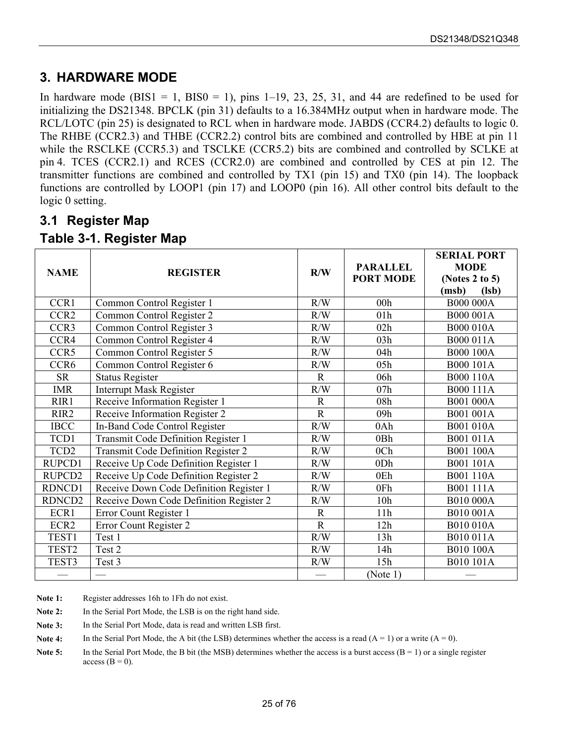## 3. HARDWARE MODE

In hardware mode (BIS1 = 1, BIS0 = 1), pins 1–19, 23, 25, 31, and 44 are redefined to be used for initializing the DS21348. BPCLK (pin 31) defaults to a 16.384MHz output when in hardware mode. The RCL/LOTC (pin 25) is designated to RCL when in hardware mode. JABDS (CCR4.2) defaults to logic 0. The RHBE (CCR2.3) and THBE (CCR2.2) control bits are combined and controlled by HBE at pin 11 while the RSCLKE (CCR5.3) and TSCLKE (CCR5.2) bits are combined and controlled by SCLKE at pin 4. TCES (CCR2.1) and RCES (CCR2.0) are combined and controlled by CES at pin 12. The transmitter functions are combined and controlled by TX1 (pin 15) and TX0 (pin 14). The loopback functions are controlled by LOOP1 (pin 17) and LOOP0 (pin 16). All other control bits default to the logic 0 setting.

### 3.1 Register Map

### Table 3-1. Register Map

| NAME | REGISTER | R/W | PARALLEL PORT MODE | SERIAL PORT MODE (Notes 2 to 5) (msb) (lsb) |
|---|---|---|---|---|
| CCR1 | Common Control Register 1 | R/W | 00h | B000 000A |
| CCR2 | Common Control Register 2 | R/W | 01h | B000 001A |
| CCR3 | Common Control Register 3 | R/W | 02h | B000 010A |
| CCR4 | Common Control Register 4 | R/W | 03h | B000 011A |
| CCR5 | Common Control Register 5 | R/W | 04h | B000 100A |
| CCR6 | Common Control Register 6 | R/W | 05h | B000 101A |
| SR | Status Register | R | 06h | B000 110A |
| IMR | Interrupt Mask Register | R/W | 07h | B000 111A |
| RIR1 | Receive Information Register 1 | R | 08h | B001 000A |
| RIR2 | Receive Information Register 2 | R | 09h | B001 001A |
| IBCC | In-Band Code Control Register | R/W | 0Ah | B001 010A |
| TCD1 | Transmit Code Definition Register 1 | R/W | 0Bh | B001 011A |
| TCD2 | Transmit Code Definition Register 2 | R/W | 0Ch | B001 100A |
| RUPCD1 | Receive Up Code Definition Register 1 | R/W | 0Dh | B001 101A |
| RUPCD2 | Receive Up Code Definition Register 2 | R/W | 0Eh | B001 110A |
| RDNCD1 | Receive Down Code Definition Register 1 | R/W | 0Fh | B001 111A |
| RDNCD2 | Receive Down Code Definition Register 2 | R/W | 10h | B010 000A |
| ECR1 | Error Count Register 1 | R | 11h | B010 001A |
| ECR2 | Error Count Register 2 | R | 12h | B010 010A |
| TEST1 | Test 1 | R/W | 13h | B010 011A |
| TEST2 | Test 2 | R/W | 14h | B010 100A |
| TEST3 | Test 3 | R/W | 15h | B010 101A |
| — | — | — | (Note 1) | — |

**Note 1:** Register addresses 16h to 1Fh do not exist.

**Note 2:** In the Serial Port Mode, the LSB is on the right hand side.

**Note 3:** In the Serial Port Mode, data is read and written LSB first.

**Note 4:** In the Serial Port Mode, the A bit (the LSB) determines whether the access is a read (A = 1) or a write (A = 0).

**Note 5:** In the Serial Port Mode, the B bit (the MSB) determines whether the access is a burst access (B = 1) or a single register access (B = 0).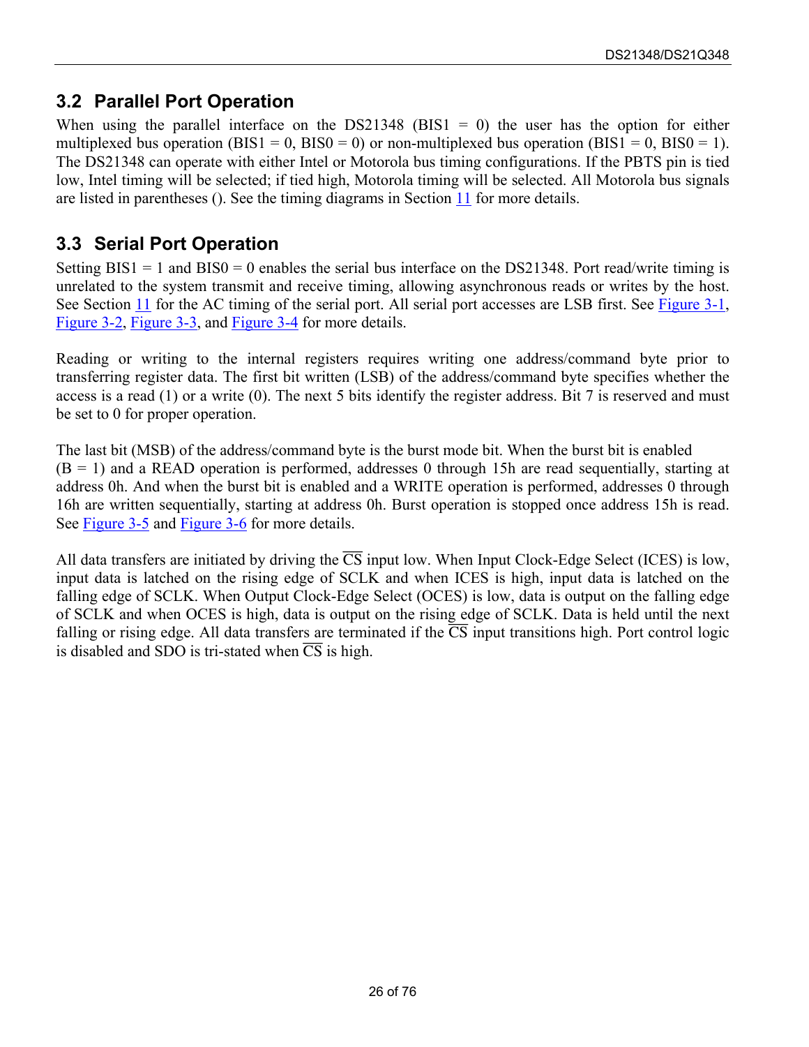## 3.2 Parallel Port Operation

When using the parallel interface on the DS21348 (BIS1 = 0) the user has the option for either multiplexed bus operation (BIS1 = 0, BIS0 = 0) or non-multiplexed bus operation (BIS1 = 0, BIS0 = 1). The DS21348 can operate with either Intel or Motorola bus timing configurations. If the PBTS pin is tied low, Intel timing will be selected; if tied high, Motorola timing will be selected. All Motorola bus signals are listed in parentheses (). See the timing diagrams in Section 11 for more details.

## 3.3 Serial Port Operation

Setting BIS1 = 1 and BIS0 = 0 enables the serial bus interface on the DS21348. Port read/write timing is unrelated to the system transmit and receive timing, allowing asynchronous reads or writes by the host. See Section 11 for the AC timing of the serial port. All serial port accesses are LSB first. See Figure 3-1, Figure 3-2, Figure 3-3, and Figure 3-4 for more details.

Reading or writing to the internal registers requires writing one address/command byte prior to transferring register data. The first bit written (LSB) of the address/command byte specifies whether the access is a read (1) or a write (0). The next 5 bits identify the register address. Bit 7 is reserved and must be set to 0 for proper operation.

The last bit (MSB) of the address/command byte is the burst mode bit. When the burst bit is enabled (B = 1) and a READ operation is performed, addresses 0 through 15h are read sequentially, starting at address 0h. And when the burst bit is enabled and a WRITE operation is performed, addresses 0 through 16h are written sequentially, starting at address 0h. Burst operation is stopped once address 15h is read. See Figure 3-5 and Figure 3-6 for more details.

All data transfers are initiated by driving the $\overline{\text{CS}}$ input low. When Input Clock-Edge Select (ICES) is low, input data is latched on the rising edge of SCLK and when ICES is high, input data is latched on the falling edge of SCLK. When Output Clock-Edge Select (OCES) is low, data is output on the falling edge of SCLK and when OCES is high, data is output on the rising edge of SCLK. Data is held until the next falling or rising edge. All data transfers are terminated if the $\overline{\text{CS}}$ input transitions high. Port control logic is disabled and SDO is tri-stated when $\overline{\text{CS}}$ is high.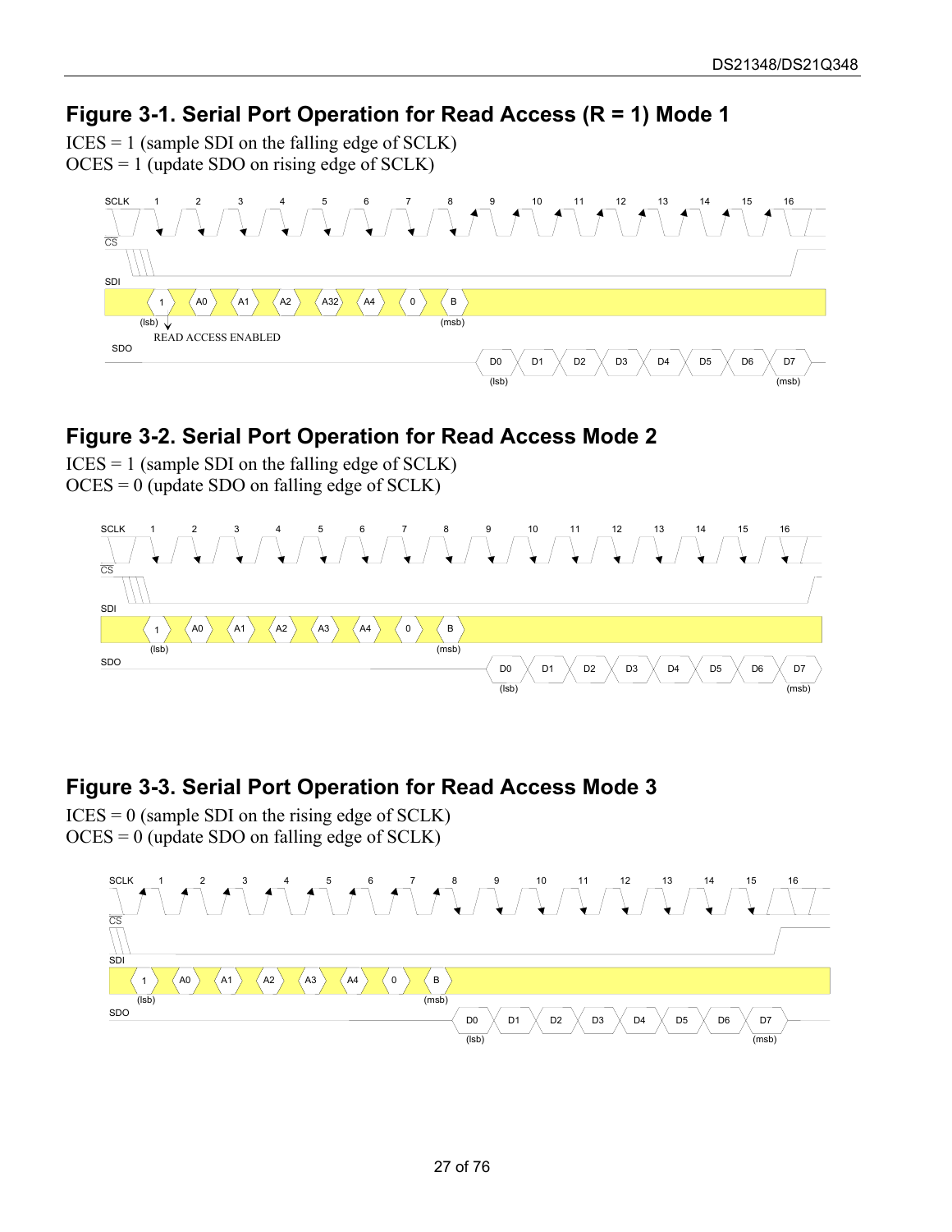## Figure 3-1. Serial Port Operation for Read Access (R = 1) Mode 1

ICES = 1 (sample SDI on the falling edge of SCLK)
OCES = 1 (update SDO on rising edge of SCLK)

SCLK 1 2 3 4 5 6 7 8 9 10 11 12 13 14 15 16

CS

SDI 1 A0 A1 A2 A32 A4 0 B
(lsb) (msb)
READ ACCESS ENABLED

SDO D0 D1 D2 D3 D4 D5 D6 D7
(lsb) (msb)

## Figure 3-2. Serial Port Operation for Read Access Mode 2

ICES = 1 (sample SDI on the falling edge of SCLK)
OCES = 0 (update SDO on falling edge of SCLK)

SCLK 1 2 3 4 5 6 7 8 9 10 11 12 13 14 15 16

CS

SDI 1 A0 A1 A2 A3 A4 0 B
(lsb) (msb)

SDO D0 D1 D2 D3 D4 D5 D6 D7
(lsb) (msb)

## Figure 3-3. Serial Port Operation for Read Access Mode 3

ICES = 0 (sample SDI on the rising edge of SCLK)
OCES = 0 (update SDO on falling edge of SCLK)

SCLK 1 2 3 4 5 6 7 8 9 10 11 12 13 14 15 16

CS

SDI 1 A0 A1 A2 A3 A4 0 B
(lsb) (msb)

SDO D0 D1 D2 D3 D4 D5 D6 D7
(lsb) (msb)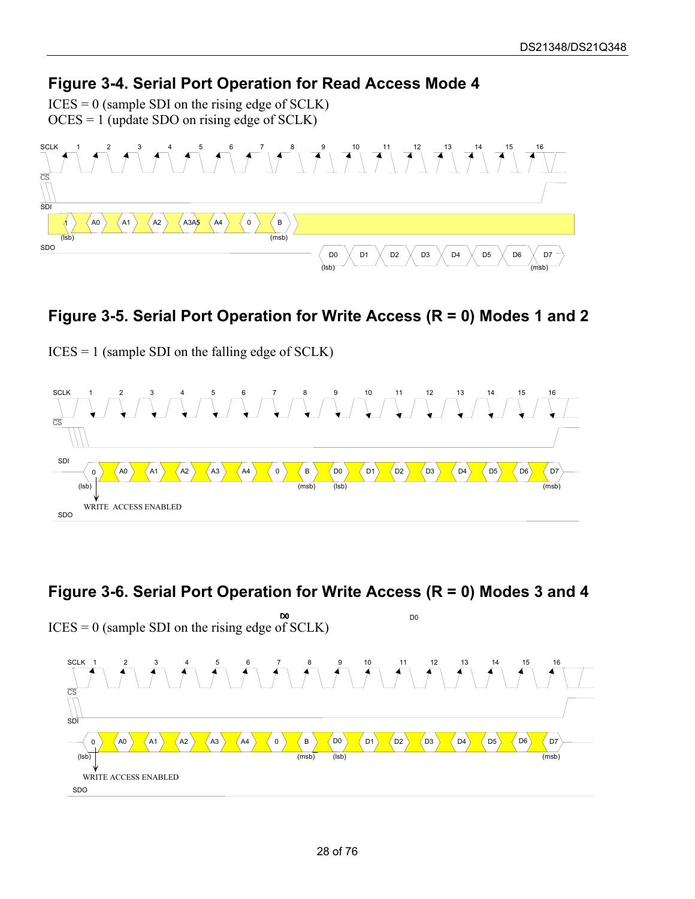## Figure 3-4. Serial Port Operation for Read Access Mode 4

ICES = 0 (sample SDI on the rising edge of SCLK)
OCES = 1 (update SDO on rising edge of SCLK)

SCLK 1 2 3 4 5 6 7 8 9 10 11 12 13 14 15 16

CS

SDI 1 A0 A1 A2 A3 A4 0 B
(lsb) (msb)

SDO D0 D1 D2 D3 D4 D5 D6 D7
(lsb) (msb)

## Figure 3-5. Serial Port Operation for Write Access (R = 0) Modes 1 and 2

ICES = 1 (sample SDI on the falling edge of SCLK)

SCLK 1 2 3 4 5 6 7 8 9 10 11 12 13 14 15 16

CS

SDI 0 A0 A1 A2 A3 A4 0 B D0 D1 D2 D3 D4 D5 D6 D7
(lsb) (msb) (lsb) (msb)

WRITE ACCESS ENABLED

SDO

## Figure 3-6. Serial Port Operation for Write Access (R = 0) Modes 3 and 4

ICES = 0 (sample SDI on the rising edge of SCLK)

SCLK 1 2 3 4 5 6 7 8 9 10 11 12 13 14 15 16

CS

SDI 0 A0 A1 A2 A3 A4 0 B D0 D1 D2 D3 D4 D5 D6 D7
(lsb) (msb) (lsb) (msb)

WRITE ACCESS ENABLED

SDO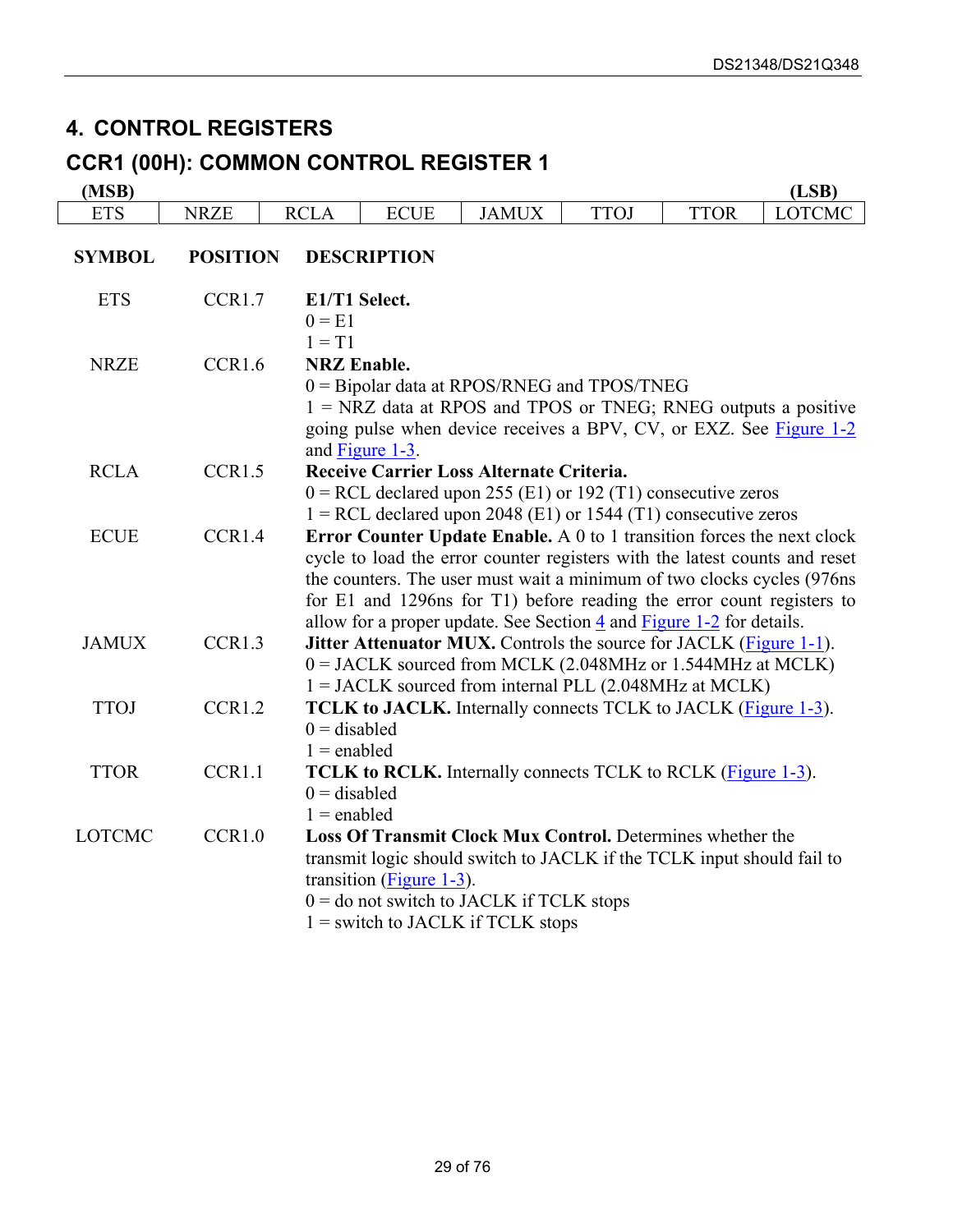# 4. CONTROL REGISTERS

## CCR1 (00H): COMMON CONTROL REGISTER 1

| (MSB) | | | | | | | (LSB) |
|---|---|---|---|---|---|---|---|
| ETS | NRZE | RCLA | ECUE | JAMUX | TTOJ | TTOR | LOTCMC |

| SYMBOL | POSITION | DESCRIPTION |
|---|---|---|
| ETS | CCR1.7 | **E1/T1 Select.**<br>0 = E1<br>1 = T1 |
| NRZE | CCR1.6 | **NRZ Enable.**<br>0 = Bipolar data at RPOS/RNEG and TPOS/TNEG<br>1 = NRZ data at RPOS and TPOS or TNEG; RNEG outputs a positive going pulse when device receives a BPV, CV, or EXZ. See Figure 1-2 and Figure 1-3. |
| RCLA | CCR1.5 | **Receive Carrier Loss Alternate Criteria.**<br>0 = RCL declared upon 255 (E1) or 192 (T1) consecutive zeros<br>1 = RCL declared upon 2048 (E1) or 1544 (T1) consecutive zeros |
| ECUE | CCR1.4 | **Error Counter Update Enable.** A 0 to 1 transition forces the next clock cycle to load the error counter registers with the latest counts and reset the counters. The user must wait a minimum of two clocks cycles (976ns for E1 and 1296ns for T1) before reading the error count registers to allow for a proper update. See Section 4 and Figure 1-2 for details. |
| JAMUX | CCR1.3 | **Jitter Attenuator MUX.** Controls the source for JACLK (Figure 1-1).<br>0 = JACLK sourced from MCLK (2.048MHz or 1.544MHz at MCLK)<br>1 = JACLK sourced from internal PLL (2.048MHz at MCLK) |
| TTOJ | CCR1.2 | **TCLK to JACLK.** Internally connects TCLK to JACLK (Figure 1-3).<br>0 = disabled<br>1 = enabled |
| TTOR | CCR1.1 | **TCLK to RCLK.** Internally connects TCLK to RCLK (Figure 1-3).<br>0 = disabled<br>1 = enabled |
| LOTCMC | CCR1.0 | **Loss Of Transmit Clock Mux Control.** Determines whether the transmit logic should switch to JACLK if the TCLK input should fail to transition (Figure 1-3).<br>0 = do not switch to JACLK if TCLK stops<br>1 = switch to JACLK if TCLK stops |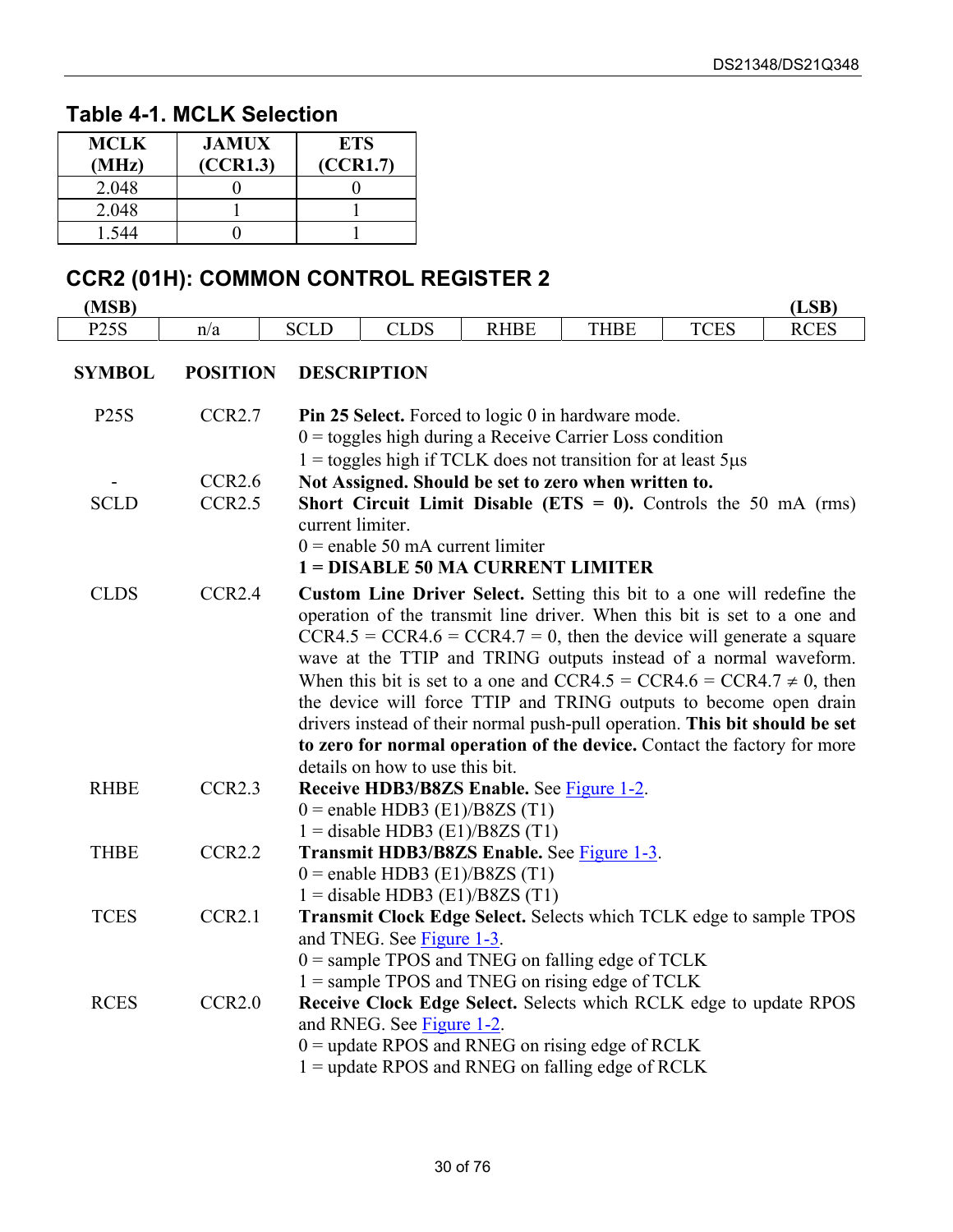## Table 4-1. MCLK Selection

| MCLK (MHz) | JAMUX (CCR1.3) | ETS (CCR1.7) |
|---|---|---|
| 2.048 | 0 | 0 |
| 2.048 | 1 | 1 |
| 1.544 | 0 | 1 |

## CCR2 (01H): COMMON CONTROL REGISTER 2

| (MSB) | | | | | | | (LSB) |
|---|---|---|---|---|---|---|---|
| P25S | n/a | SCLD | CLDS | RHBE | THBE | TCES | RCES |

| SYMBOL | POSITION | DESCRIPTION |
|---|---|---|
| P25S | CCR2.7 | **Pin 25 Select.** Forced to logic 0 in hardware mode.<br>0 = toggles high during a Receive Carrier Loss condition<br>1 = toggles high if TCLK does not transition for at least 5µs |
| - | CCR2.6 | **Not Assigned. Should be set to zero when written to.** |
| SCLD | CCR2.5 | **Short Circuit Limit Disable (ETS = 0).** Controls the 50 mA (rms) current limiter.<br>0 = enable 50 mA current limiter<br>**1 = DISABLE 50 MA CURRENT LIMITER** |
| CLDS | CCR2.4 | **Custom Line Driver Select.** Setting this bit to a one will redefine the operation of the transmit line driver. When this bit is set to a one and CCR4.5 = CCR4.6 = CCR4.7 = 0, then the device will generate a square wave at the TTIP and TRING outputs instead of a normal waveform. When this bit is set to a one and CCR4.5 = CCR4.6 = CCR4.7 ≠ 0, then the device will force TTIP and TRING outputs to become open drain drivers instead of their normal push-pull operation. **This bit should be set to zero for normal operation of the device.** Contact the factory for more details on how to use this bit. |
| RHBE | CCR2.3 | **Receive HDB3/B8ZS Enable.** See Figure 1-2.<br>0 = enable HDB3 (E1)/B8ZS (T1)<br>1 = disable HDB3 (E1)/B8ZS (T1) |
| THBE | CCR2.2 | **Transmit HDB3/B8ZS Enable.** See Figure 1-3.<br>0 = enable HDB3 (E1)/B8ZS (T1)<br>1 = disable HDB3 (E1)/B8ZS (T1) |
| TCES | CCR2.1 | **Transmit Clock Edge Select.** Selects which TCLK edge to sample TPOS and TNEG. See Figure 1-3.<br>0 = sample TPOS and TNEG on falling edge of TCLK<br>1 = sample TPOS and TNEG on rising edge of TCLK |
| RCES | CCR2.0 | **Receive Clock Edge Select.** Selects which RCLK edge to update RPOS and RNEG. See Figure 1-2.<br>0 = update RPOS and RNEG on rising edge of RCLK<br>1 = update RPOS and RNEG on falling edge of RCLK |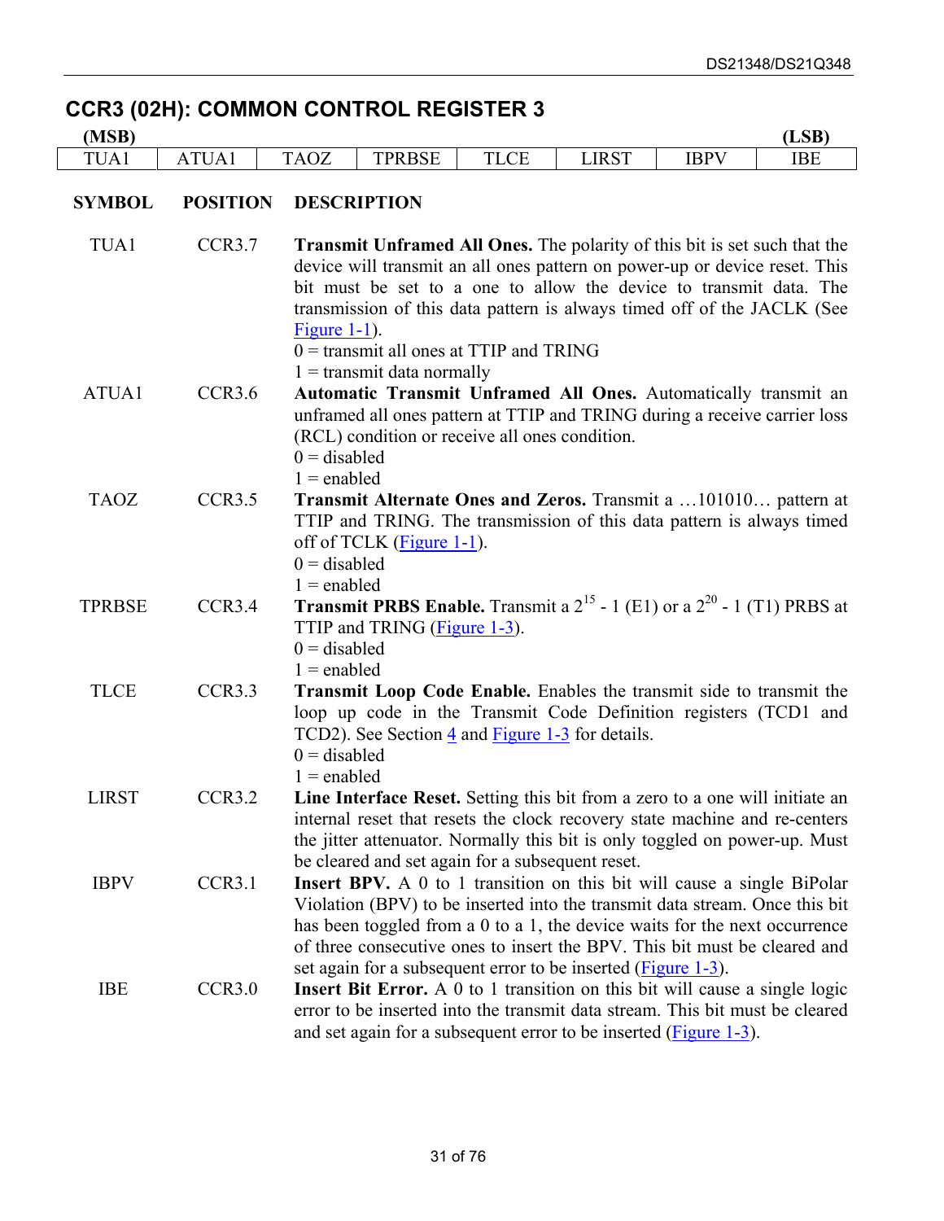## CCR3 (02H): COMMON CONTROL REGISTER 3

| (MSB) | | | | | | | (LSB) |
|---|---|---|---|---|---|---|---|
| TUA1 | ATUA1 | TAOZ | TPRBSE | TLCE | LIRST | IBPV | IBE |

| SYMBOL | POSITION | DESCRIPTION |
|---|---|---|
| TUA1 | CCR3.7 | **Transmit Unframed All Ones.** The polarity of this bit is set such that the device will transmit an all ones pattern on power-up or device reset. This bit must be set to a one to allow the device to transmit data. The transmission of this data pattern is always timed off of the JACLK (See Figure 1-1).<br>0 = transmit all ones at TTIP and TRING<br>1 = transmit data normally |
| ATUA1 | CCR3.6 | **Automatic Transmit Unframed All Ones.** Automatically transmit an unframed all ones pattern at TTIP and TRING during a receive carrier loss (RCL) condition or receive all ones condition.<br>0 = disabled<br>1 = enabled |
| TAOZ | CCR3.5 | **Transmit Alternate Ones and Zeros.** Transmit a …101010… pattern at TTIP and TRING. The transmission of this data pattern is always timed off of TCLK (Figure 1-1).<br>0 = disabled<br>1 = enabled |
| TPRBSE | CCR3.4 | **Transmit PRBS Enable.** Transmit a $2^{15}$ - 1 (E1) or a $2^{20}$ - 1 (T1) PRBS at TTIP and TRING (Figure 1-3).<br>0 = disabled<br>1 = enabled |
| TLCE | CCR3.3 | **Transmit Loop Code Enable.** Enables the transmit side to transmit the loop up code in the Transmit Code Definition registers (TCD1 and TCD2). See Section 4 and Figure 1-3 for details.<br>0 = disabled<br>1 = enabled |
| LIRST | CCR3.2 | **Line Interface Reset.** Setting this bit from a zero to a one will initiate an internal reset that resets the clock recovery state machine and re-centers the jitter attenuator. Normally this bit is only toggled on power-up. Must be cleared and set again for a subsequent reset. |
| IBPV | CCR3.1 | **Insert BPV.** A 0 to 1 transition on this bit will cause a single BiPolar Violation (BPV) to be inserted into the transmit data stream. Once this bit has been toggled from a 0 to a 1, the device waits for the next occurrence of three consecutive ones to insert the BPV. This bit must be cleared and set again for a subsequent error to be inserted (Figure 1-3). |
| IBE | CCR3.0 | **Insert Bit Error.** A 0 to 1 transition on this bit will cause a single logic error to be inserted into the transmit data stream. This bit must be cleared and set again for a subsequent error to be inserted (Figure 1-3). |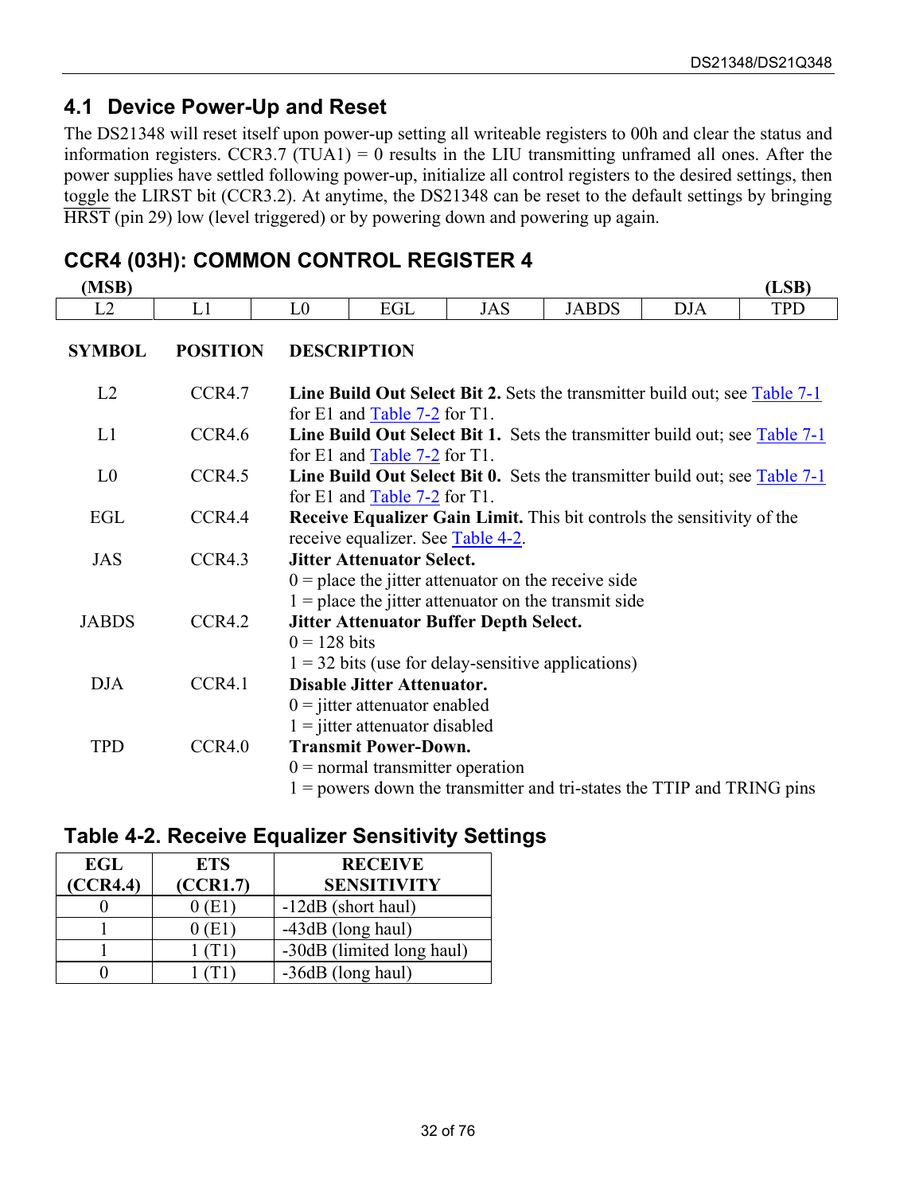## 4.1 Device Power-Up and Reset

The DS21348 will reset itself upon power-up setting all writeable registers to 00h and clear the status and information registers. CCR3.7 (TUA1) = 0 results in the LIU transmitting unframed all ones. After the power supplies have settled following power-up, initialize all control registers to the desired settings, then toggle the LIRST bit (CCR3.2). At anytime, the DS21348 can be reset to the default settings by bringing $\overline{\text{HRST}}$ (pin 29) low (level triggered) or by powering down and powering up again.

## CCR4 (03H): COMMON CONTROL REGISTER 4

| (MSB) | | | | | | | (LSB) |
|---|---|---|---|---|---|---|---|
| L2 | L1 | L0 | EGL | JAS | JABDS | DJA | TPD |

| SYMBOL | POSITION | DESCRIPTION |
|---|---|---|
| L2 | CCR4.7 | **Line Build Out Select Bit 2.** Sets the transmitter build out; see Table 7-1 for E1 and Table 7-2 for T1. |
| L1 | CCR4.6 | **Line Build Out Select Bit 1.** Sets the transmitter build out; see Table 7-1 for E1 and Table 7-2 for T1. |
| L0 | CCR4.5 | **Line Build Out Select Bit 0.** Sets the transmitter build out; see Table 7-1 for E1 and Table 7-2 for T1. |
| EGL | CCR4.4 | **Receive Equalizer Gain Limit.** This bit controls the sensitivity of the receive equalizer. See Table 4-2. |
| JAS | CCR4.3 | **Jitter Attenuator Select.**<br>0 = place the jitter attenuator on the receive side<br>1 = place the jitter attenuator on the transmit side |
| JABDS | CCR4.2 | **Jitter Attenuator Buffer Depth Select.**<br>0 = 128 bits<br>1 = 32 bits (use for delay-sensitive applications) |
| DJA | CCR4.1 | **Disable Jitter Attenuator.**<br>0 = jitter attenuator enabled<br>1 = jitter attenuator disabled |
| TPD | CCR4.0 | **Transmit Power-Down.**<br>0 = normal transmitter operation<br>1 = powers down the transmitter and tri-states the TTIP and TRING pins |

### Table 4-2. Receive Equalizer Sensitivity Settings

| EGL (CCR4.4) | ETS (CCR1.7) | RECEIVE SENSITIVITY |
|---|---|---|
| 0 | 0 (E1) | -12dB (short haul) |
| 1 | 0 (E1) | -43dB (long haul) |
| 1 | 1 (T1) | -30dB (limited long haul) |
| 0 | 1 (T1) | -36dB (long haul) |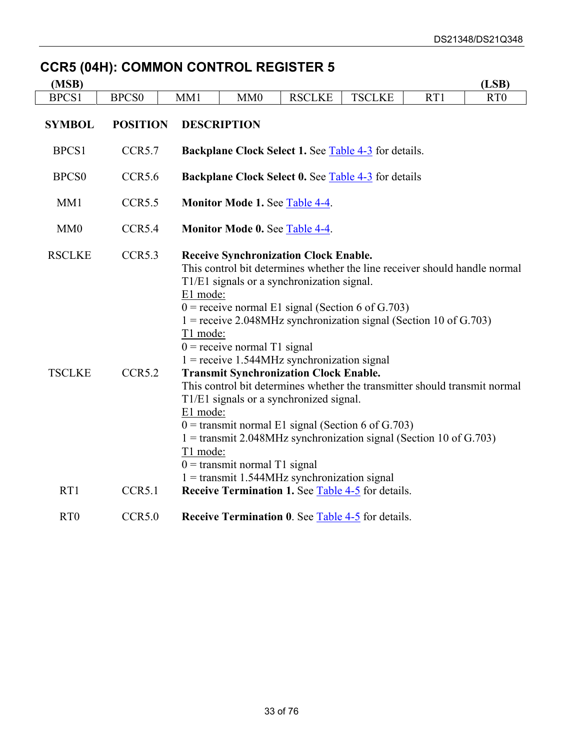## CCR5 (04H): COMMON CONTROL REGISTER 5

| (MSB) | | | | | | | (LSB) |
|---|---|---|---|---|---|---|---|
| BPCS1 | BPCS0 | MM1 | MM0 | RSCLKE | TSCLKE | RT1 | RT0 |

| SYMBOL | POSITION | DESCRIPTION |
|---|---|---|
| BPCS1 | CCR5.7 | **Backplane Clock Select 1.** See Table 4-3 for details. |
| BPCS0 | CCR5.6 | **Backplane Clock Select 0.** See Table 4-3 for details |
| MM1 | CCR5.5 | **Monitor Mode 1.** See Table 4-4. |
| MM0 | CCR5.4 | **Monitor Mode 0.** See Table 4-4. |
| RSCLKE | CCR5.3 | **Receive Synchronization Clock Enable.**<br>This control bit determines whether the line receiver should handle normal T1/E1 signals or a synchronization signal.<br>E1 mode:<br>0 = receive normal E1 signal (Section 6 of G.703)<br>1 = receive 2.048MHz synchronization signal (Section 10 of G.703)<br>T1 mode:<br>0 = receive normal T1 signal<br>1 = receive 1.544MHz synchronization signal |
| TSCLKE | CCR5.2 | **Transmit Synchronization Clock Enable.**<br>This control bit determines whether the transmitter should transmit normal T1/E1 signals or a synchronized signal.<br>E1 mode:<br>0 = transmit normal E1 signal (Section 6 of G.703)<br>1 = transmit 2.048MHz synchronization signal (Section 10 of G.703)<br>T1 mode:<br>0 = transmit normal T1 signal<br>1 = transmit 1.544MHz synchronization signal |
| RT1 | CCR5.1 | **Receive Termination 1.** See Table 4-5 for details. |
| RT0 | CCR5.0 | **Receive Termination 0**. See Table 4-5 for details. |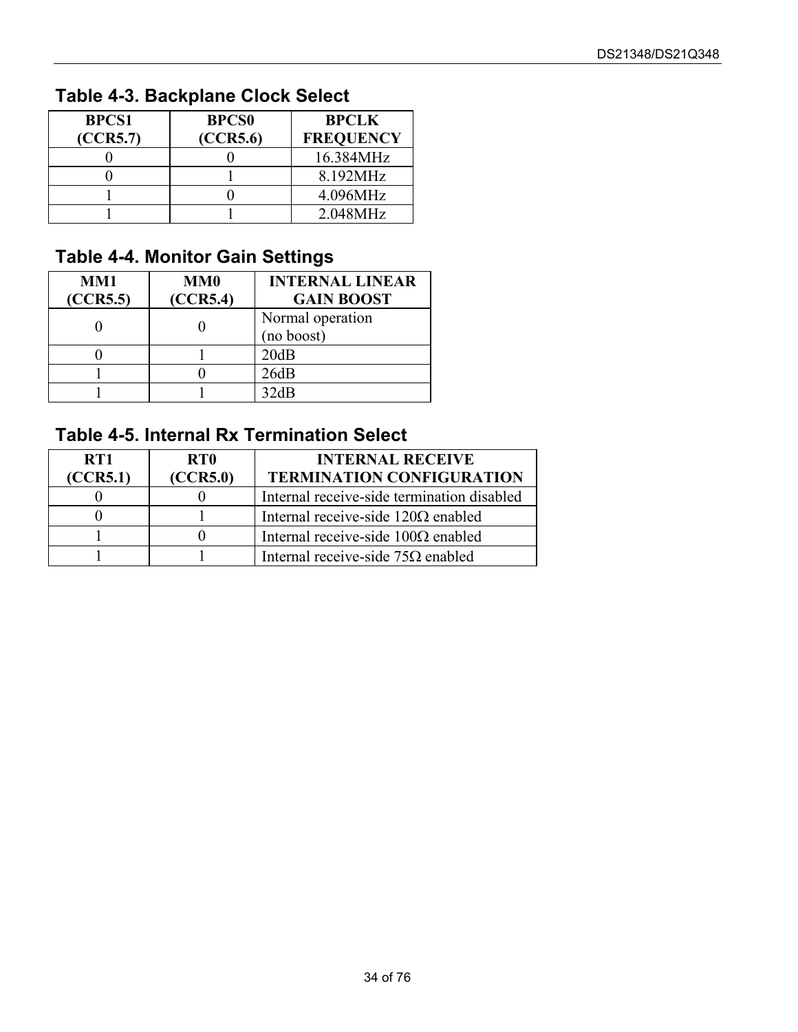### Table 4-3. Backplane Clock Select

| BPCS1 (CCR5.7) | BPCS0 (CCR5.6) | BPCLK FREQUENCY |
| --- | --- | --- |
| 0 | 0 | 16.384MHz |
| 0 | 1 | 8.192MHz |
| 1 | 0 | 4.096MHz |
| 1 | 1 | 2.048MHz |

### Table 4-4. Monitor Gain Settings

| MM1 (CCR5.5) | MM0 (CCR5.4) | INTERNAL LINEAR GAIN BOOST |
| --- | --- | --- |
| 0 | 0 | Normal operation (no boost) |
| 0 | 1 | 20dB |
| 1 | 0 | 26dB |
| 1 | 1 | 32dB |

### Table 4-5. Internal Rx Termination Select

| RT1 (CCR5.1) | RT0 (CCR5.0) | INTERNAL RECEIVE TERMINATION CONFIGURATION |
| --- | --- | --- |
| 0 | 0 | Internal receive-side termination disabled |
| 0 | 1 | Internal receive-side 120Ω enabled |
| 1 | 0 | Internal receive-side 100Ω enabled |
| 1 | 1 | Internal receive-side 75Ω enabled |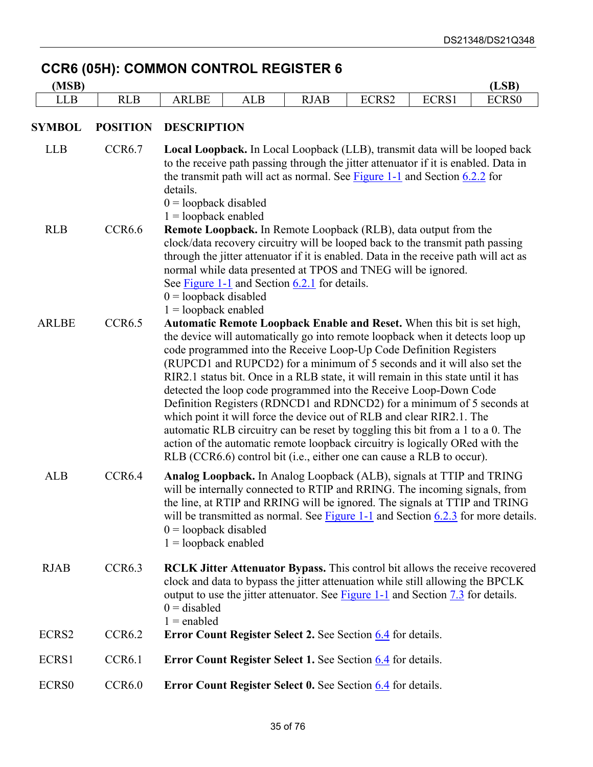## CCR6 (05H): COMMON CONTROL REGISTER 6

| (MSB) | | | | | | | (LSB) |
|---|---|---|---|---|---|---|---|
| LLB | RLB | ARLBE | ALB | RJAB | ECRS2 | ECRS1 | ECRS0 |

| SYMBOL | POSITION | DESCRIPTION |
|---|---|---|
| LLB | CCR6.7 | **Local Loopback.** In Local Loopback (LLB), transmit data will be looped back to the receive path passing through the jitter attenuator if it is enabled. Data in the transmit path will act as normal. See Figure 1-1 and Section 6.2.2 for details.<br>0 = loopback disabled<br>1 = loopback enabled |
| RLB | CCR6.6 | **Remote Loopback.** In Remote Loopback (RLB), data output from the clock/data recovery circuitry will be looped back to the transmit path passing through the jitter attenuator if it is enabled. Data in the receive path will act as normal while data presented at TPOS and TNEG will be ignored. See Figure 1-1 and Section 6.2.1 for details.<br>0 = loopback disabled<br>1 = loopback enabled |
| ARLBE | CCR6.5 | **Automatic Remote Loopback Enable and Reset.** When this bit is set high, the device will automatically go into remote loopback when it detects loop up code programmed into the Receive Loop-Up Code Definition Registers (RUPCD1 and RUPCD2) for a minimum of 5 seconds and it will also set the RIR2.1 status bit. Once in a RLB state, it will remain in this state until it has detected the loop code programmed into the Receive Loop-Down Code Definition Registers (RDNCD1 and RDNCD2) for a minimum of 5 seconds at which point it will force the device out of RLB and clear RIR2.1. The automatic RLB circuitry can be reset by toggling this bit from a 1 to a 0. The action of the automatic remote loopback circuitry is logically ORed with the RLB (CCR6.6) control bit (i.e., either one can cause a RLB to occur). |
| ALB | CCR6.4 | **Analog Loopback.** In Analog Loopback (ALB), signals at TTIP and TRING will be internally connected to RTIP and RRING. The incoming signals, from the line, at RTIP and RRING will be ignored. The signals at TTIP and TRING will be transmitted as normal. See Figure 1-1 and Section 6.2.3 for more details.<br>0 = loopback disabled<br>1 = loopback enabled |
| RJAB | CCR6.3 | **RCLK Jitter Attenuator Bypass.** This control bit allows the receive recovered clock and data to bypass the jitter attenuation while still allowing the BPCLK output to use the jitter attenuator. See Figure 1-1 and Section 7.3 for details.<br>0 = disabled<br>1 = enabled |
| ECRS2 | CCR6.2 | **Error Count Register Select 2.** See Section 6.4 for details. |
| ECRS1 | CCR6.1 | **Error Count Register Select 1.** See Section 6.4 for details. |
| ECRS0 | CCR6.0 | **Error Count Register Select 0.** See Section 6.4 for details. |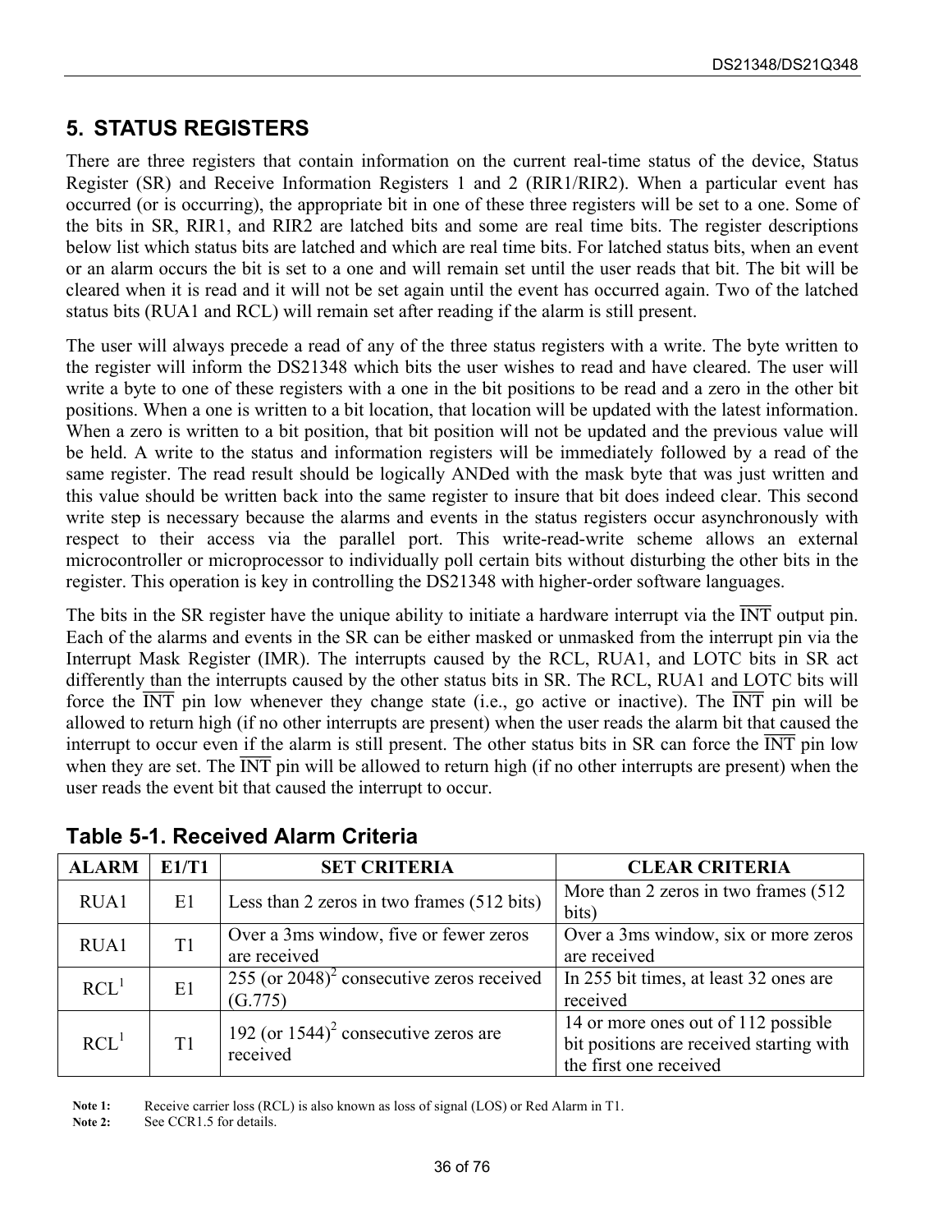# 5. STATUS REGISTERS

There are three registers that contain information on the current real-time status of the device, Status Register (SR) and Receive Information Registers 1 and 2 (RIR1/RIR2). When a particular event has occurred (or is occurring), the appropriate bit in one of these three registers will be set to a one. Some of the bits in SR, RIR1, and RIR2 are latched bits and some are real time bits. The register descriptions below list which status bits are latched and which are real time bits. For latched status bits, when an event or an alarm occurs the bit is set to a one and will remain set until the user reads that bit. The bit will be cleared when it is read and it will not be set again until the event has occurred again. Two of the latched status bits (RUA1 and RCL) will remain set after reading if the alarm is still present.

The user will always precede a read of any of the three status registers with a write. The byte written to the register will inform the DS21348 which bits the user wishes to read and have cleared. The user will write a byte to one of these registers with a one in the bit positions to be read and a zero in the other bit positions. When a one is written to a bit location, that location will be updated with the latest information. When a zero is written to a bit position, that bit position will not be updated and the previous value will be held. A write to the status and information registers will be immediately followed by a read of the same register. The read result should be logically ANDed with the mask byte that was just written and this value should be written back into the same register to insure that bit does indeed clear. This second write step is necessary because the alarms and events in the status registers occur asynchronously with respect to their access via the parallel port. This write-read-write scheme allows an external microcontroller or microprocessor to individually poll certain bits without disturbing the other bits in the register. This operation is key in controlling the DS21348 with higher-order software languages.

The bits in the SR register have the unique ability to initiate a hardware interrupt via the $\overline{\text{INT}}$ output pin. Each of the alarms and events in the SR can be either masked or unmasked from the interrupt pin via the Interrupt Mask Register (IMR). The interrupts caused by the RCL, RUA1, and LOTC bits in SR act differently than the interrupts caused by the other status bits in SR. The RCL, RUA1 and LOTC bits will force the $\overline{\text{INT}}$ pin low whenever they change state (i.e., go active or inactive). The $\overline{\text{INT}}$ pin will be allowed to return high (if no other interrupts are present) when the user reads the alarm bit that caused the interrupt to occur even if the alarm is still present. The other status bits in SR can force the $\overline{\text{INT}}$ pin low when they are set. The $\overline{\text{INT}}$ pin will be allowed to return high (if no other interrupts are present) when the user reads the event bit that caused the interrupt to occur.

## Table 5-1. Received Alarm Criteria

| ALARM | E1/T1 | SET CRITERIA | CLEAR CRITERIA |
|---|---|---|---|
| RUA1 | E1 | Less than 2 zeros in two frames (512 bits) | More than 2 zeros in two frames (512 bits) |
| RUA1 | T1 | Over a 3ms window, five or fewer zeros are received | Over a 3ms window, six or more zeros are received |
| RCL[1] | E1 | 255 (or 2048)[2] consecutive zeros received (G.775) | In 255 bit times, at least 32 ones are received |
| RCL[1] | T1 | 192 (or 1544)[2] consecutive zeros are received | 14 or more ones out of 112 possible bit positions are received starting with the first one received |

**Note 1:** Receive carrier loss (RCL) is also known as loss of signal (LOS) or Red Alarm in T1.

**Note 2:** See CCR1.5 for details.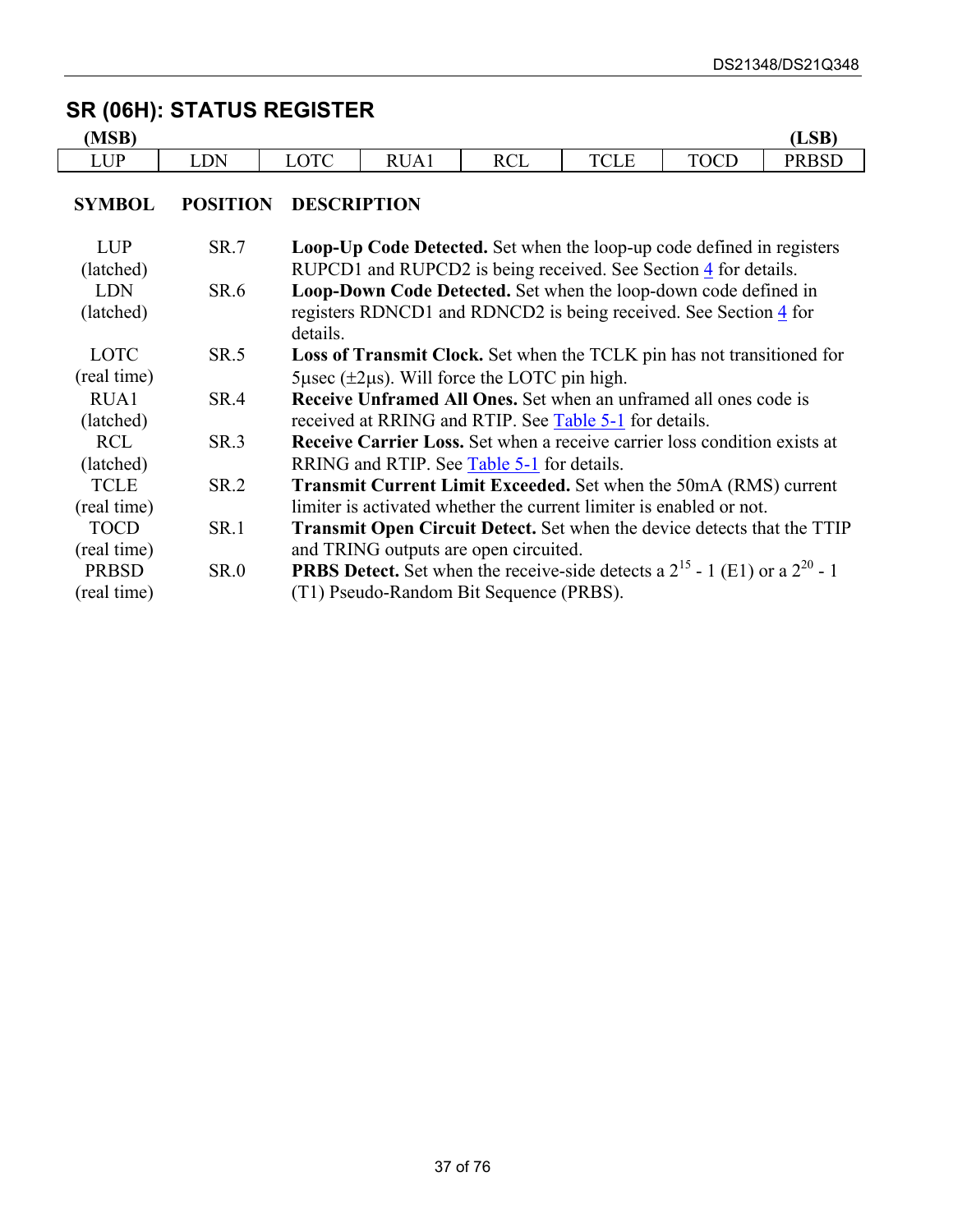## SR (06H): STATUS REGISTER

| (MSB) | | | | | | | (LSB) |
|---|---|---|---|---|---|---|---|
| LUP | LDN | LOTC | RUA1 | RCL | TCLE | TOCD | PRBSD |

| SYMBOL | POSITION | DESCRIPTION |
|---|---|---|
| LUP (latched) | SR.7 | **Loop-Up Code Detected.** Set when the loop-up code defined in registers RUPCD1 and RUPCD2 is being received. See Section 4 for details. |
| LDN (latched) | SR.6 | **Loop-Down Code Detected.** Set when the loop-down code defined in registers RDNCD1 and RDNCD2 is being received. See Section 4 for details. |
| LOTC (real time) | SR.5 | **Loss of Transmit Clock.** Set when the TCLK pin has not transitioned for 5μsec (±2μs). Will force the LOTC pin high. |
| RUA1 (latched) | SR.4 | **Receive Unframed All Ones.** Set when an unframed all ones code is received at RRING and RTIP. See Table 5-1 for details. |
| RCL (latched) | SR.3 | **Receive Carrier Loss.** Set when a receive carrier loss condition exists at RRING and RTIP. See Table 5-1 for details. |
| TCLE (real time) | SR.2 | **Transmit Current Limit Exceeded.** Set when the 50mA (RMS) current limiter is activated whether the current limiter is enabled or not. |
| TOCD (real time) | SR.1 | **Transmit Open Circuit Detect.** Set when the device detects that the TTIP and TRING outputs are open circuited. |
| PRBSD (real time) | SR.0 | **PRBS Detect.** Set when the receive-side detects a $2^{15} - 1$ (E1) or a $2^{20} - 1$ (T1) Pseudo-Random Bit Sequence (PRBS). |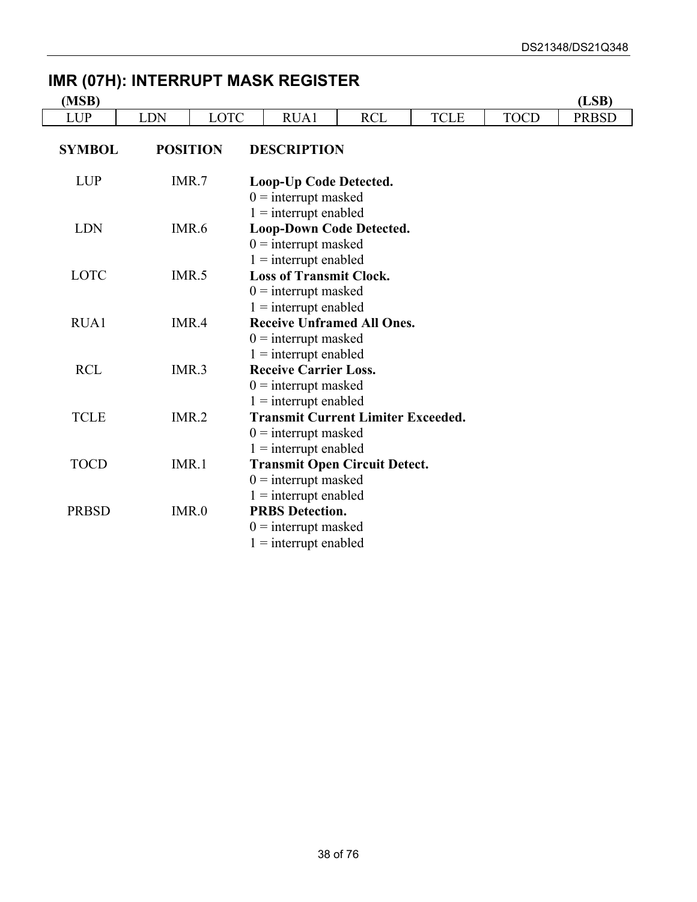## IMR (07H): INTERRUPT MASK REGISTER

| (MSB) | | | | | | | (LSB) |
|---|---|---|---|---|---|---|---|
| LUP | LDN | LOTC | RUA1 | RCL | TCLE | TOCD | PRBSD |

| SYMBOL | POSITION | DESCRIPTION |
|---|---|---|
| LUP | IMR.7 | **Loop-Up Code Detected.**<br>0 = interrupt masked<br>1 = interrupt enabled |
| LDN | IMR.6 | **Loop-Down Code Detected.**<br>0 = interrupt masked<br>1 = interrupt enabled |
| LOTC | IMR.5 | **Loss of Transmit Clock.**<br>0 = interrupt masked<br>1 = interrupt enabled |
| RUA1 | IMR.4 | **Receive Unframed All Ones.**<br>0 = interrupt masked<br>1 = interrupt enabled |
| RCL | IMR.3 | **Receive Carrier Loss.**<br>0 = interrupt masked<br>1 = interrupt enabled |
| TCLE | IMR.2 | **Transmit Current Limiter Exceeded.**<br>0 = interrupt masked<br>1 = interrupt enabled |
| TOCD | IMR.1 | **Transmit Open Circuit Detect.**<br>0 = interrupt masked<br>1 = interrupt enabled |
| PRBSD | IMR.0 | **PRBS Detection.**<br>0 = interrupt masked<br>1 = interrupt enabled |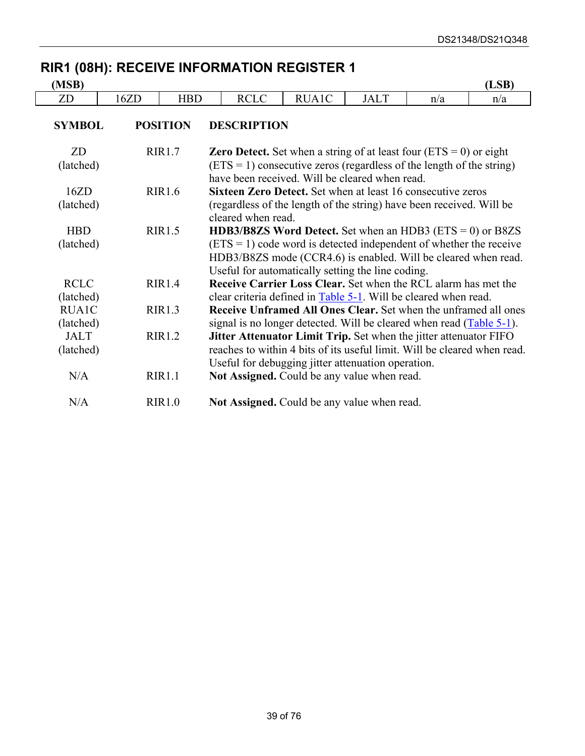## RIR1 (08H): RECEIVE INFORMATION REGISTER 1

| (MSB) | | | | | | | (LSB) |
|---|---|---|---|---|---|---|---|
| ZD | 16ZD | HBD | RCLC | RUA1C | JALT | n/a | n/a |

| SYMBOL | POSITION | DESCRIPTION |
|---|---|---|
| ZD (latched) | RIR1.7 | **Zero Detect.** Set when a string of at least four (ETS = 0) or eight (ETS = 1) consecutive zeros (regardless of the length of the string) have been received. Will be cleared when read. |
| 16ZD (latched) | RIR1.6 | **Sixteen Zero Detect.** Set when at least 16 consecutive zeros (regardless of the length of the string) have been received. Will be cleared when read. |
| HBD (latched) | RIR1.5 | **HDB3/B8ZS Word Detect.** Set when an HDB3 (ETS = 0) or B8ZS (ETS = 1) code word is detected independent of whether the receive HDB3/B8ZS mode (CCR4.6) is enabled. Will be cleared when read. Useful for automatically setting the line coding. |
| RCLC (latched) | RIR1.4 | **Receive Carrier Loss Clear.** Set when the RCL alarm has met the clear criteria defined in Table 5-1. Will be cleared when read. |
| RUA1C (latched) | RIR1.3 | **Receive Unframed All Ones Clear.** Set when the unframed all ones signal is no longer detected. Will be cleared when read (Table 5-1). |
| JALT (latched) | RIR1.2 | **Jitter Attenuator Limit Trip.** Set when the jitter attenuator FIFO reaches to within 4 bits of its useful limit. Will be cleared when read. Useful for debugging jitter attenuation operation. |
| N/A | RIR1.1 | **Not Assigned.** Could be any value when read. |
| N/A | RIR1.0 | **Not Assigned.** Could be any value when read. |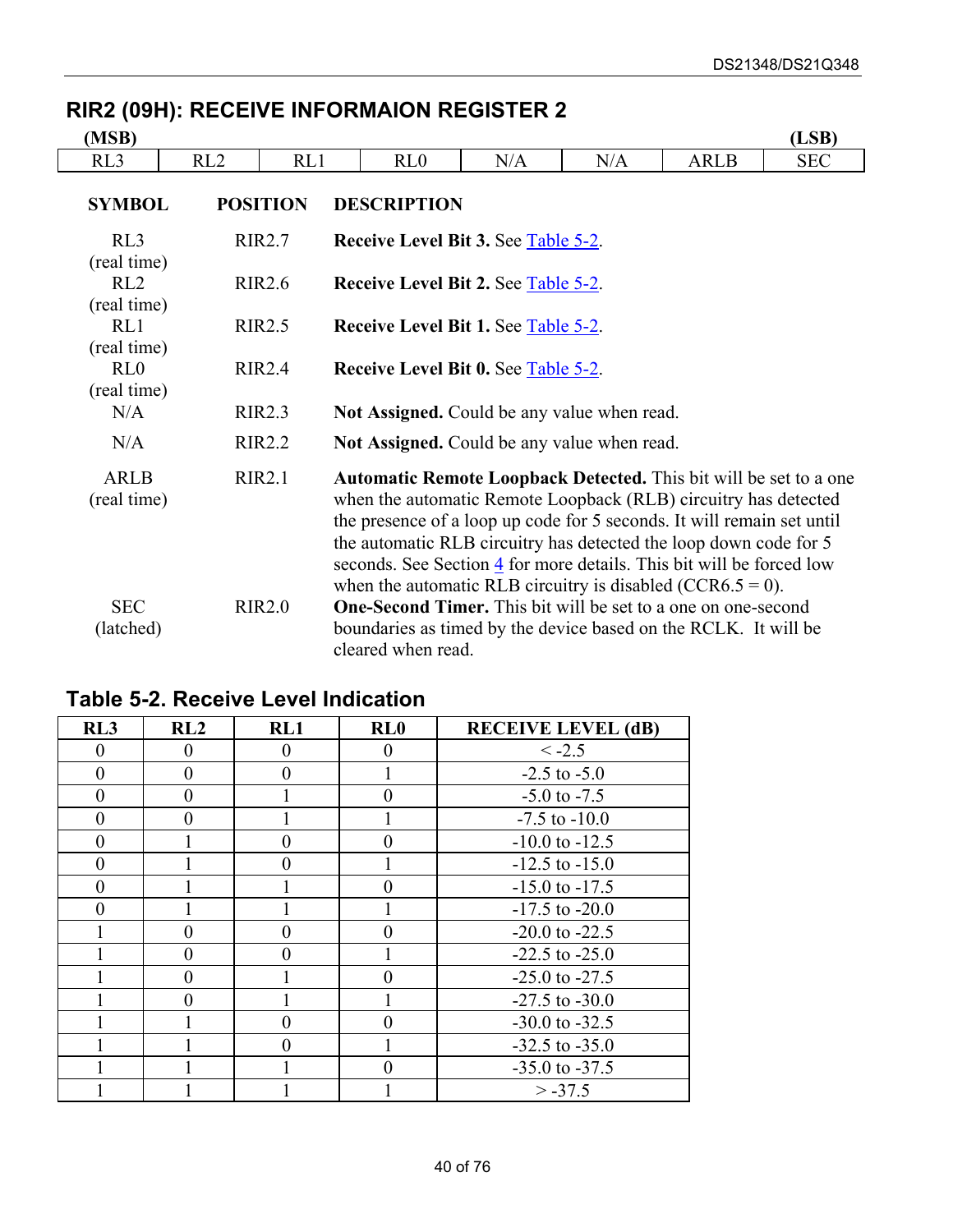## RIR2 (09H): RECEIVE INFORMAION REGISTER 2

| (MSB) | | | | | | | (LSB) |
|---|---|---|---|---|---|---|---|
| RL3 | RL2 | RL1 | RL0 | N/A | N/A | ARLB | SEC |

| SYMBOL | POSITION | DESCRIPTION |
|---|---|---|
| RL3 (real time) | RIR2.7 | **Receive Level Bit 3.** See Table 5-2. |
| RL2 (real time) | RIR2.6 | **Receive Level Bit 2.** See Table 5-2. |
| RL1 (real time) | RIR2.5 | **Receive Level Bit 1.** See Table 5-2. |
| RL0 (real time) | RIR2.4 | **Receive Level Bit 0.** See Table 5-2. |
| N/A | RIR2.3 | **Not Assigned.** Could be any value when read. |
| N/A | RIR2.2 | **Not Assigned.** Could be any value when read. |
| ARLB (real time) | RIR2.1 | **Automatic Remote Loopback Detected.** This bit will be set to a one when the automatic Remote Loopback (RLB) circuitry has detected the presence of a loop up code for 5 seconds. It will remain set until the automatic RLB circuitry has detected the loop down code for 5 seconds. See Section 4 for more details. This bit will be forced low when the automatic RLB circuitry is disabled (CCR6.5 = 0). |
| SEC (latched) | RIR2.0 | **One-Second Timer.** This bit will be set to a one on one-second boundaries as timed by the device based on the RCLK. It will be cleared when read. |

### Table 5-2. Receive Level Indication

| RL3 | RL2 | RL1 | RL0 | RECEIVE LEVEL (dB) |
|---|---|---|---|---|
| 0 | 0 | 0 | 0 | < -2.5 |
| 0 | 0 | 0 | 1 | -2.5 to -5.0 |
| 0 | 0 | 1 | 0 | -5.0 to -7.5 |
| 0 | 0 | 1 | 1 | -7.5 to -10.0 |
| 0 | 1 | 0 | 0 | -10.0 to -12.5 |
| 0 | 1 | 0 | 1 | -12.5 to -15.0 |
| 0 | 1 | 1 | 0 | -15.0 to -17.5 |
| 0 | 1 | 1 | 1 | -17.5 to -20.0 |
| 1 | 0 | 0 | 0 | -20.0 to -22.5 |
| 1 | 0 | 0 | 1 | -22.5 to -25.0 |
| 1 | 0 | 1 | 0 | -25.0 to -27.5 |
| 1 | 0 | 1 | 1 | -27.5 to -30.0 |
| 1 | 1 | 0 | 0 | -30.0 to -32.5 |
| 1 | 1 | 0 | 1 | -32.5 to -35.0 |
| 1 | 1 | 1 | 0 | -35.0 to -37.5 |
| 1 | 1 | 1 | 1 | > -37.5 |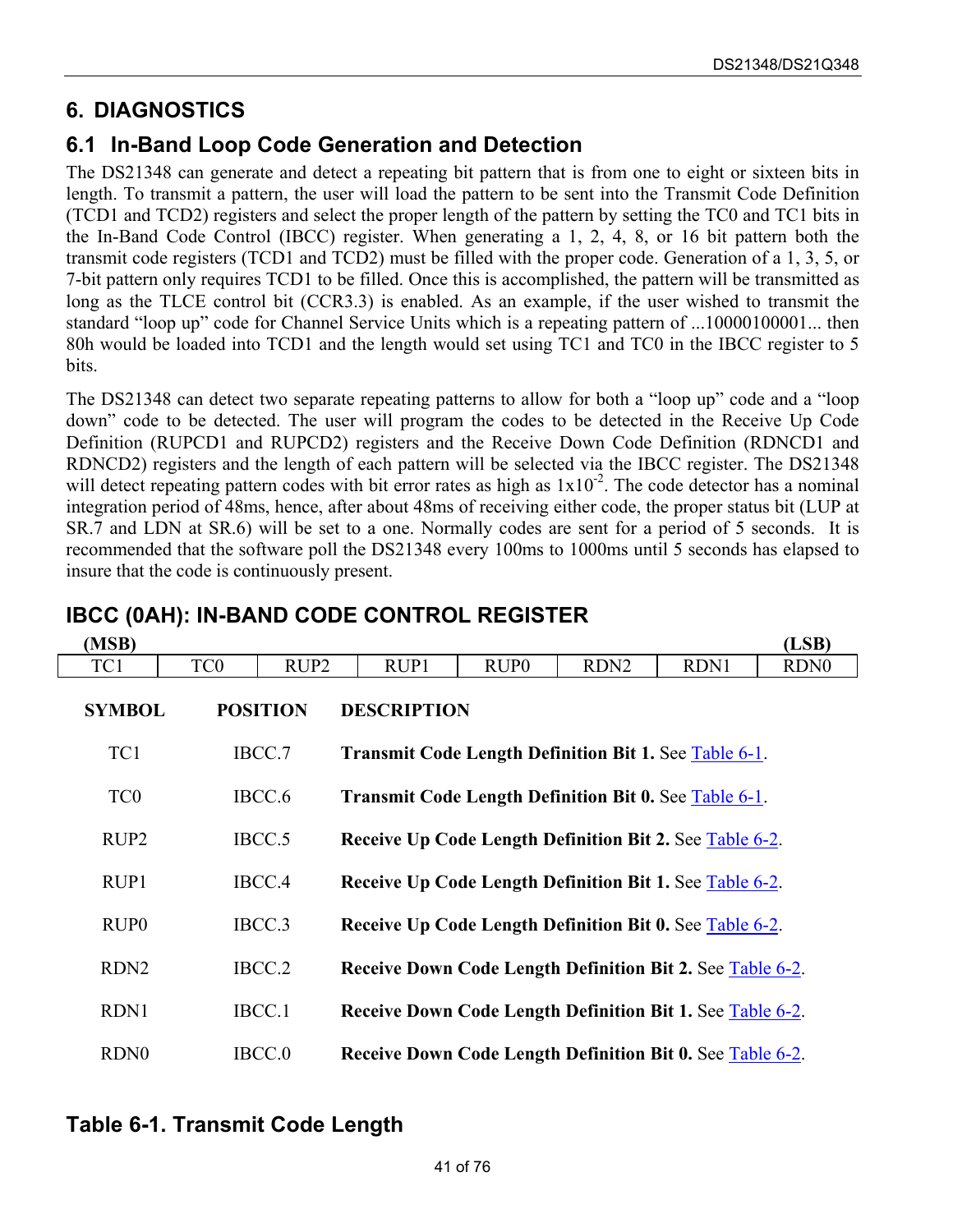# 6. DIAGNOSTICS

## 6.1 In-Band Loop Code Generation and Detection

The DS21348 can generate and detect a repeating bit pattern that is from one to eight or sixteen bits in length. To transmit a pattern, the user will load the pattern to be sent into the Transmit Code Definition (TCD1 and TCD2) registers and select the proper length of the pattern by setting the TC0 and TC1 bits in the In-Band Code Control (IBCC) register. When generating a 1, 2, 4, 8, or 16 bit pattern both the transmit code registers (TCD1 and TCD2) must be filled with the proper code. Generation of a 1, 3, 5, or 7-bit pattern only requires TCD1 to be filled. Once this is accomplished, the pattern will be transmitted as long as the TLCE control bit (CCR3.3) is enabled. As an example, if the user wished to transmit the standard "loop up" code for Channel Service Units which is a repeating pattern of ...10000100001... then 80h would be loaded into TCD1 and the length would set using TC1 and TC0 in the IBCC register to 5 bits.

The DS21348 can detect two separate repeating patterns to allow for both a "loop up" code and a "loop down" code to be detected. The user will program the codes to be detected in the Receive Up Code Definition (RUPCD1 and RUPCD2) registers and the Receive Down Code Definition (RDNCD1 and RDNCD2) registers and the length of each pattern will be selected via the IBCC register. The DS21348 will detect repeating pattern codes with bit error rates as high as $1x10^{-2}$. The code detector has a nominal integration period of 48ms, hence, after about 48ms of receiving either code, the proper status bit (LUP at SR.7 and LDN at SR.6) will be set to a one. Normally codes are sent for a period of 5 seconds. It is recommended that the software poll the DS21348 every 100ms to 1000ms until 5 seconds has elapsed to insure that the code is continuously present.

### IBCC (0AH): IN-BAND CODE CONTROL REGISTER

| (MSB) | | | | | | | (LSB) |
|---|---|---|---|---|---|---|---|
| TC1 | TC0 | RUP2 | RUP1 | RUP0 | RDN2 | RDN1 | RDN0 |

| SYMBOL | POSITION | DESCRIPTION |
|---|---|---|
| TC1 | IBCC.7 | **Transmit Code Length Definition Bit 1.** See Table 6-1. |
| TC0 | IBCC.6 | **Transmit Code Length Definition Bit 0.** See Table 6-1. |
| RUP2 | IBCC.5 | **Receive Up Code Length Definition Bit 2.** See Table 6-2. |
| RUP1 | IBCC.4 | **Receive Up Code Length Definition Bit 1.** See Table 6-2. |
| RUP0 | IBCC.3 | **Receive Up Code Length Definition Bit 0.** See Table 6-2. |
| RDN2 | IBCC.2 | **Receive Down Code Length Definition Bit 2.** See Table 6-2. |
| RDN1 | IBCC.1 | **Receive Down Code Length Definition Bit 1.** See Table 6-2. |
| RDN0 | IBCC.0 | **Receive Down Code Length Definition Bit 0.** See Table 6-2. |

### Table 6-1. Transmit Code Length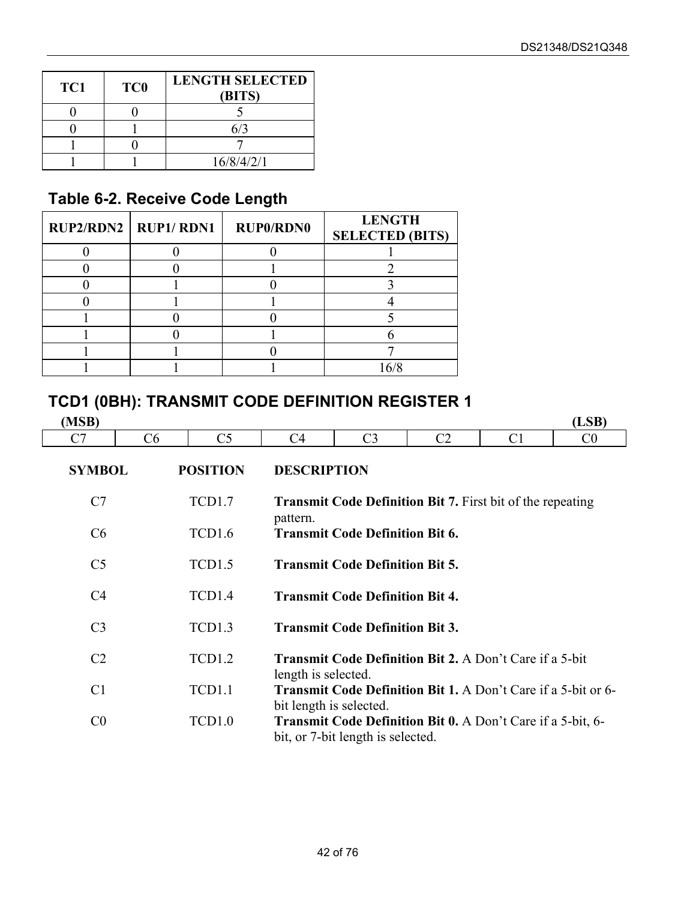| TC1 | TC0 | LENGTH SELECTED (BITS) |
|---|---|---|
| 0 | 0 | 5 |
| 0 | 1 | 6/3 |
| 1 | 0 | 7 |
| 1 | 1 | 16/8/4/2/1 |

## Table 6-2. Receive Code Length

| RUP2/RDN2 | RUP1/ RDN1 | RUP0/RDN0 | LENGTH SELECTED (BITS) |
|---|---|---|---|
| 0 | 0 | 0 | 1 |
| 0 | 0 | 1 | 2 |
| 0 | 1 | 0 | 3 |
| 0 | 1 | 1 | 4 |
| 1 | 0 | 0 | 5 |
| 1 | 0 | 1 | 6 |
| 1 | 1 | 0 | 7 |
| 1 | 1 | 1 | 16/8 |

## TCD1 (0BH): TRANSMIT CODE DEFINITION REGISTER 1

| (MSB) | | | | | | | (LSB) |
|---|---|---|---|---|---|---|---|
| C7 | C6 | C5 | C4 | C3 | C2 | C1 | C0 |

| SYMBOL | POSITION | DESCRIPTION |
|---|---|---|
| C7 | TCD1.7 | **Transmit Code Definition Bit 7.** First bit of the repeating pattern. |
| C6 | TCD1.6 | **Transmit Code Definition Bit 6.** |
| C5 | TCD1.5 | **Transmit Code Definition Bit 5.** |
| C4 | TCD1.4 | **Transmit Code Definition Bit 4.** |
| C3 | TCD1.3 | **Transmit Code Definition Bit 3.** |
| C2 | TCD1.2 | **Transmit Code Definition Bit 2.** A Don't Care if a 5-bit length is selected. |
| C1 | TCD1.1 | **Transmit Code Definition Bit 1.** A Don't Care if a 5-bit or 6-bit length is selected. |
| C0 | TCD1.0 | **Transmit Code Definition Bit 0.** A Don't Care if a 5-bit, 6-bit, or 7-bit length is selected. |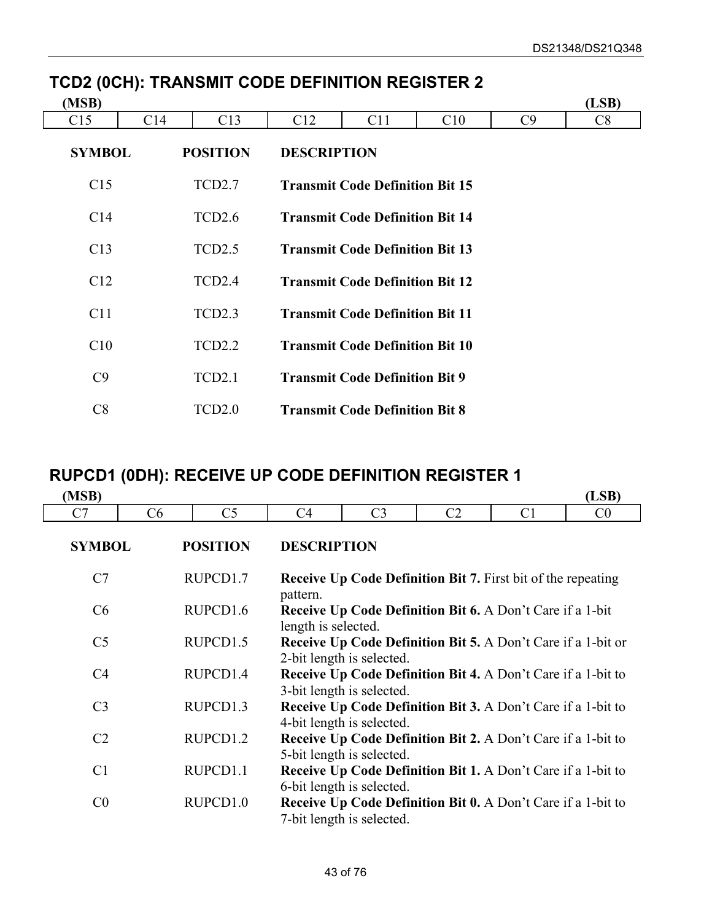## TCD2 (0CH): TRANSMIT CODE DEFINITION REGISTER 2

| (MSB) | | | | | | | (LSB) |
|---|---|---|---|---|---|---|---|
| C15 | C14 | C13 | C12 | C11 | C10 | C9 | C8 |

| SYMBOL | POSITION | DESCRIPTION |
|---|---|---|
| C15 | TCD2.7 | **Transmit Code Definition Bit 15** |
| C14 | TCD2.6 | **Transmit Code Definition Bit 14** |
| C13 | TCD2.5 | **Transmit Code Definition Bit 13** |
| C12 | TCD2.4 | **Transmit Code Definition Bit 12** |
| C11 | TCD2.3 | **Transmit Code Definition Bit 11** |
| C10 | TCD2.2 | **Transmit Code Definition Bit 10** |
| C9 | TCD2.1 | **Transmit Code Definition Bit 9** |
| C8 | TCD2.0 | **Transmit Code Definition Bit 8** |

## RUPCD1 (0DH): RECEIVE UP CODE DEFINITION REGISTER 1

| (MSB) | | | | | | | (LSB) |
|---|---|---|---|---|---|---|---|
| C7 | C6 | C5 | C4 | C3 | C2 | C1 | C0 |

| SYMBOL | POSITION | DESCRIPTION |
|---|---|---|
| C7 | RUPCD1.7 | **Receive Up Code Definition Bit 7.** First bit of the repeating pattern. |
| C6 | RUPCD1.6 | **Receive Up Code Definition Bit 6.** A Don't Care if a 1-bit length is selected. |
| C5 | RUPCD1.5 | **Receive Up Code Definition Bit 5.** A Don't Care if a 1-bit or 2-bit length is selected. |
| C4 | RUPCD1.4 | **Receive Up Code Definition Bit 4.** A Don't Care if a 1-bit to 3-bit length is selected. |
| C3 | RUPCD1.3 | **Receive Up Code Definition Bit 3.** A Don't Care if a 1-bit to 4-bit length is selected. |
| C2 | RUPCD1.2 | **Receive Up Code Definition Bit 2.** A Don't Care if a 1-bit to 5-bit length is selected. |
| C1 | RUPCD1.1 | **Receive Up Code Definition Bit 1.** A Don't Care if a 1-bit to 6-bit length is selected. |
| C0 | RUPCD1.0 | **Receive Up Code Definition Bit 0.** A Don't Care if a 1-bit to 7-bit length is selected. |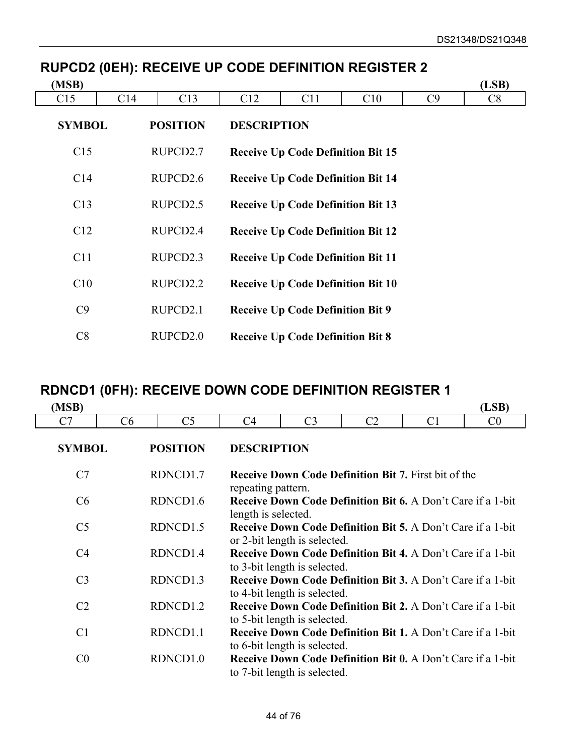## RUPCD2 (0EH): RECEIVE UP CODE DEFINITION REGISTER 2

| (MSB) | | | | | | | (LSB) |
|---|---|---|---|---|---|---|---|
| C15 | C14 | C13 | C12 | C11 | C10 | C9 | C8 |

| SYMBOL | POSITION | DESCRIPTION |
|---|---|---|
| C15 | RUPCD2.7 | **Receive Up Code Definition Bit 15** |
| C14 | RUPCD2.6 | **Receive Up Code Definition Bit 14** |
| C13 | RUPCD2.5 | **Receive Up Code Definition Bit 13** |
| C12 | RUPCD2.4 | **Receive Up Code Definition Bit 12** |
| C11 | RUPCD2.3 | **Receive Up Code Definition Bit 11** |
| C10 | RUPCD2.2 | **Receive Up Code Definition Bit 10** |
| C9 | RUPCD2.1 | **Receive Up Code Definition Bit 9** |
| C8 | RUPCD2.0 | **Receive Up Code Definition Bit 8** |

## RDNCD1 (0FH): RECEIVE DOWN CODE DEFINITION REGISTER 1

| (MSB) | | | | | | | (LSB) |
|---|---|---|---|---|---|---|---|
| C7 | C6 | C5 | C4 | C3 | C2 | C1 | C0 |

| SYMBOL | POSITION | DESCRIPTION |
|---|---|---|
| C7 | RDNCD1.7 | **Receive Down Code Definition Bit 7.** First bit of the repeating pattern. |
| C6 | RDNCD1.6 | **Receive Down Code Definition Bit 6.** A Don't Care if a 1-bit length is selected. |
| C5 | RDNCD1.5 | **Receive Down Code Definition Bit 5.** A Don't Care if a 1-bit or 2-bit length is selected. |
| C4 | RDNCD1.4 | **Receive Down Code Definition Bit 4.** A Don't Care if a 1-bit to 3-bit length is selected. |
| C3 | RDNCD1.3 | **Receive Down Code Definition Bit 3.** A Don't Care if a 1-bit to 4-bit length is selected. |
| C2 | RDNCD1.2 | **Receive Down Code Definition Bit 2.** A Don't Care if a 1-bit to 5-bit length is selected. |
| C1 | RDNCD1.1 | **Receive Down Code Definition Bit 1.** A Don't Care if a 1-bit to 6-bit length is selected. |
| C0 | RDNCD1.0 | **Receive Down Code Definition Bit 0.** A Don't Care if a 1-bit to 7-bit length is selected. |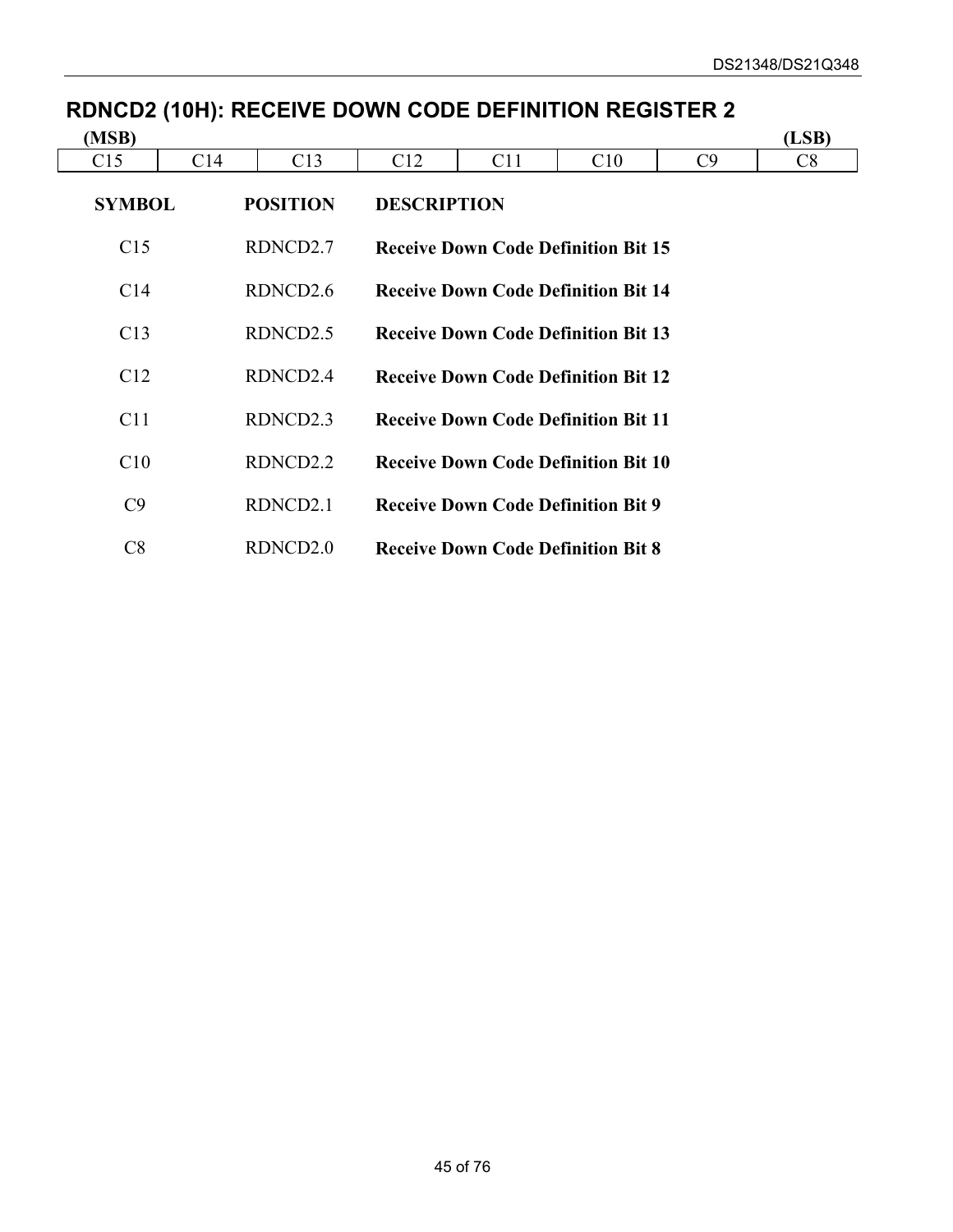## RDNCD2 (10H): RECEIVE DOWN CODE DEFINITION REGISTER 2

**(MSB)** **(LSB)**

| C15 | C14 | C13 | C12 | C11 | C10 | C9 | C8 |
|---|---|---|---|---|---|---|---|

| SYMBOL | POSITION | DESCRIPTION |
|---|---|---|
| C15 | RDNCD2.7 | **Receive Down Code Definition Bit 15** |
| C14 | RDNCD2.6 | **Receive Down Code Definition Bit 14** |
| C13 | RDNCD2.5 | **Receive Down Code Definition Bit 13** |
| C12 | RDNCD2.4 | **Receive Down Code Definition Bit 12** |
| C11 | RDNCD2.3 | **Receive Down Code Definition Bit 11** |
| C10 | RDNCD2.2 | **Receive Down Code Definition Bit 10** |
| C9 | RDNCD2.1 | **Receive Down Code Definition Bit 9** |
| C8 | RDNCD2.0 | **Receive Down Code Definition Bit 8** |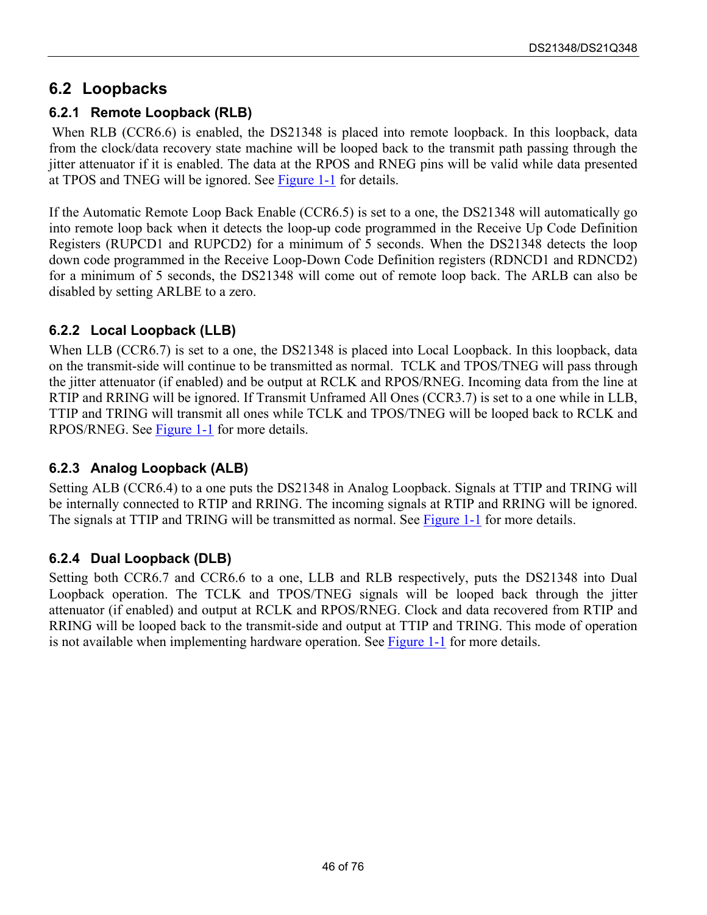## 6.2 Loopbacks

### 6.2.1 Remote Loopback (RLB)

When RLB (CCR6.6) is enabled, the DS21348 is placed into remote loopback. In this loopback, data from the clock/data recovery state machine will be looped back to the transmit path passing through the jitter attenuator if it is enabled. The data at the RPOS and RNEG pins will be valid while data presented at TPOS and TNEG will be ignored. See Figure 1-1 for details.

If the Automatic Remote Loop Back Enable (CCR6.5) is set to a one, the DS21348 will automatically go into remote loop back when it detects the loop-up code programmed in the Receive Up Code Definition Registers (RUPCD1 and RUPCD2) for a minimum of 5 seconds. When the DS21348 detects the loop down code programmed in the Receive Loop-Down Code Definition registers (RDNCD1 and RDNCD2) for a minimum of 5 seconds, the DS21348 will come out of remote loop back. The ARLB can also be disabled by setting ARLBE to a zero.

### 6.2.2 Local Loopback (LLB)

When LLB (CCR6.7) is set to a one, the DS21348 is placed into Local Loopback. In this loopback, data on the transmit-side will continue to be transmitted as normal. TCLK and TPOS/TNEG will pass through the jitter attenuator (if enabled) and be output at RCLK and RPOS/RNEG. Incoming data from the line at RTIP and RRING will be ignored. If Transmit Unframed All Ones (CCR3.7) is set to a one while in LLB, TTIP and TRING will transmit all ones while TCLK and TPOS/TNEG will be looped back to RCLK and RPOS/RNEG. See Figure 1-1 for more details.

### 6.2.3 Analog Loopback (ALB)

Setting ALB (CCR6.4) to a one puts the DS21348 in Analog Loopback. Signals at TTIP and TRING will be internally connected to RTIP and RRING. The incoming signals at RTIP and RRING will be ignored. The signals at TTIP and TRING will be transmitted as normal. See Figure 1-1 for more details.

### 6.2.4 Dual Loopback (DLB)

Setting both CCR6.7 and CCR6.6 to a one, LLB and RLB respectively, puts the DS21348 into Dual Loopback operation. The TCLK and TPOS/TNEG signals will be looped back through the jitter attenuator (if enabled) and output at RCLK and RPOS/RNEG. Clock and data recovered from RTIP and RRING will be looped back to the transmit-side and output at TTIP and TRING. This mode of operation is not available when implementing hardware operation. See Figure 1-1 for more details.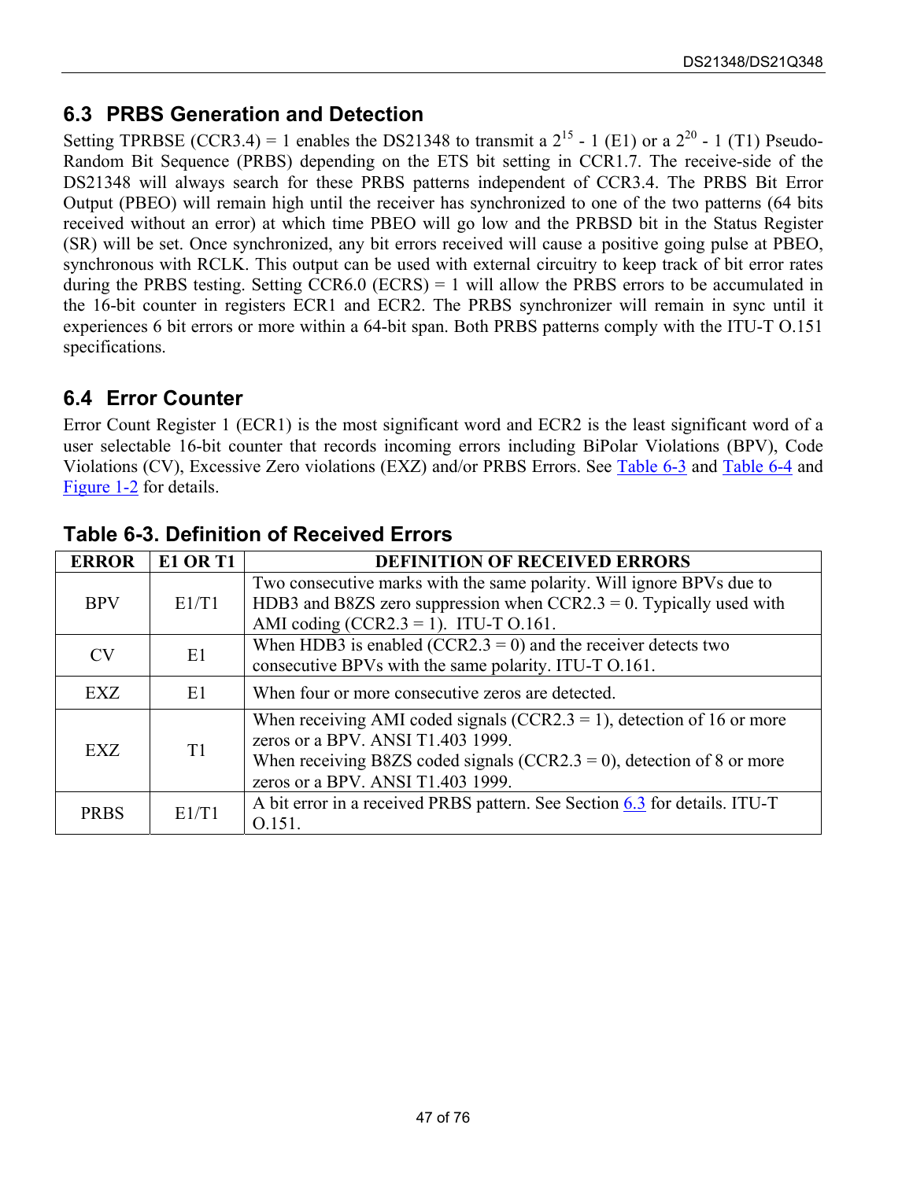## 6.3 PRBS Generation and Detection

Setting TPRBSE (CCR3.4) = 1 enables the DS21348 to transmit a $2^{15}$ - 1 (E1) or a $2^{20}$ - 1 (T1) Pseudo-Random Bit Sequence (PRBS) depending on the ETS bit setting in CCR1.7. The receive-side of the DS21348 will always search for these PRBS patterns independent of CCR3.4. The PRBS Bit Error Output (PBEO) will remain high until the receiver has synchronized to one of the two patterns (64 bits received without an error) at which time PBEO will go low and the PRBSD bit in the Status Register (SR) will be set. Once synchronized, any bit errors received will cause a positive going pulse at PBEO, synchronous with RCLK. This output can be used with external circuitry to keep track of bit error rates during the PRBS testing. Setting CCR6.0 (ECRS) = 1 will allow the PRBS errors to be accumulated in the 16-bit counter in registers ECR1 and ECR2. The PRBS synchronizer will remain in sync until it experiences 6 bit errors or more within a 64-bit span. Both PRBS patterns comply with the ITU-T O.151 specifications.

## 6.4 Error Counter

Error Count Register 1 (ECR1) is the most significant word and ECR2 is the least significant word of a user selectable 16-bit counter that records incoming errors including BiPolar Violations (BPV), Code Violations (CV), Excessive Zero violations (EXZ) and/or PRBS Errors. See Table 6-3 and Table 6-4 and Figure 1-2 for details.

### Table 6-3. Definition of Received Errors

| ERROR | E1 OR T1 | DEFINITION OF RECEIVED ERRORS |
|---|---|---|
| BPV | E1/T1 | Two consecutive marks with the same polarity. Will ignore BPVs due to HDB3 and B8ZS zero suppression when CCR2.3 = 0. Typically used with AMI coding (CCR2.3 = 1). ITU-T O.161. |
| CV | E1 | When HDB3 is enabled (CCR2.3 = 0) and the receiver detects two consecutive BPVs with the same polarity. ITU-T O.161. |
| EXZ | E1 | When four or more consecutive zeros are detected. |
| EXZ | T1 | When receiving AMI coded signals (CCR2.3 = 1), detection of 16 or more zeros or a BPV. ANSI T1.403 1999.<br>When receiving B8ZS coded signals (CCR2.3 = 0), detection of 8 or more zeros or a BPV. ANSI T1.403 1999. |
| PRBS | E1/T1 | A bit error in a received PRBS pattern. See Section 6.3 for details. ITU-T O.151. |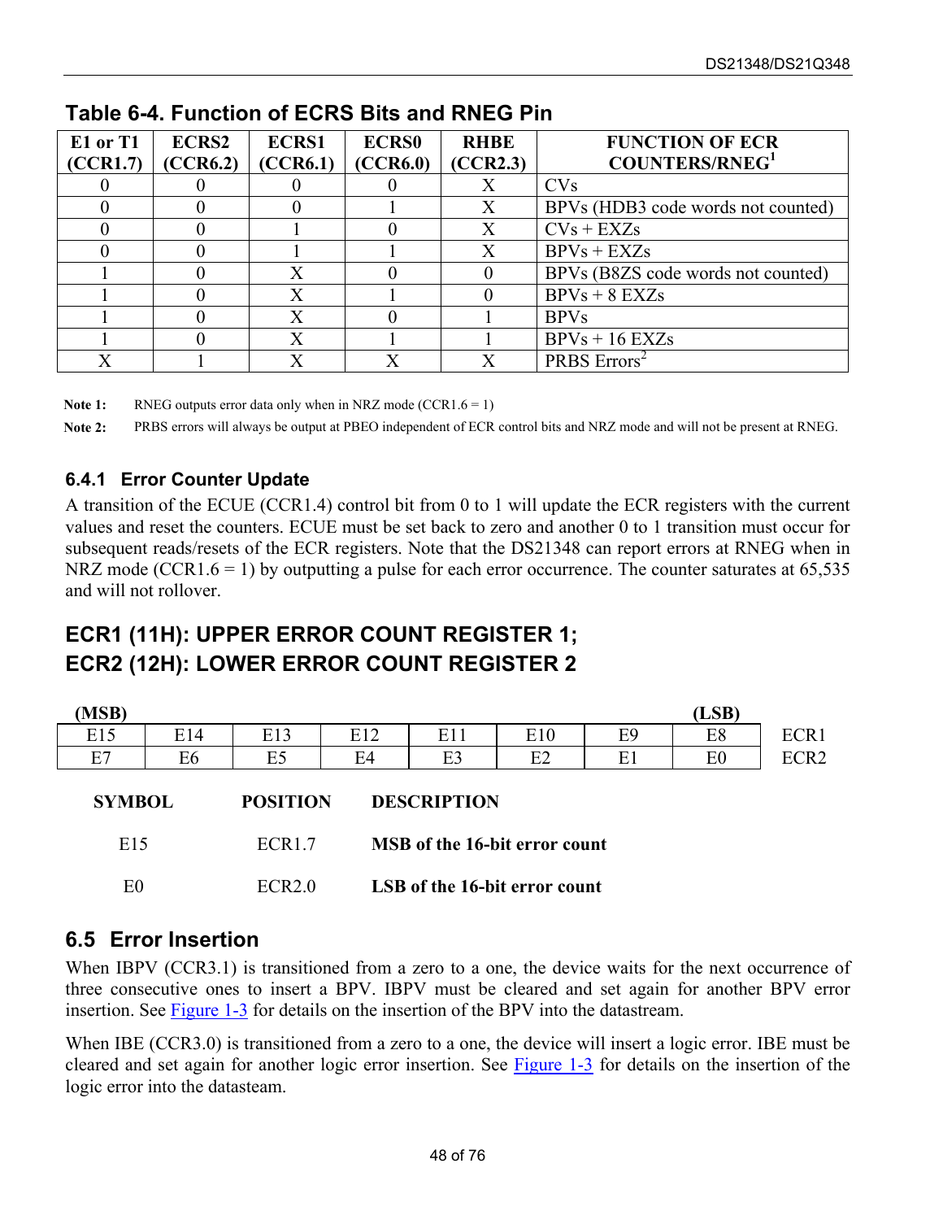## Table 6-4. Function of ECRS Bits and RNEG Pin

| E1 or T1 (CCR1.7) | ECRS2 (CCR6.2) | ECRS1 (CCR6.1) | ECRS0 (CCR6.0) | RHBE (CCR2.3) | FUNCTION OF ECR COUNTERS/RNEG[1] |
|---|---|---|---|---|---|
| 0 | 0 | 0 | 0 | X | CVs |
| 0 | 0 | 0 | 1 | X | BPVs (HDB3 code words not counted) |
| 0 | 0 | 1 | 0 | X | CVs + EXZs |
| 0 | 0 | 1 | 1 | X | BPVs + EXZs |
| 1 | 0 | X | 0 | 0 | BPVs (B8ZS code words not counted) |
| 1 | 0 | X | 1 | 0 | BPVs + 8 EXZs |
| 1 | 0 | X | 0 | 1 | BPVs |
| 1 | 0 | X | 1 | 1 | BPVs + 16 EXZs |
| X | 1 | X | X | X | PRBS Errors[2] |

**Note 1:** RNEG outputs error data only when in NRZ mode (CCR1.6 = 1)

**Note 2:** PRBS errors will always be output at PBEO independent of ECR control bits and NRZ mode and will not be present at RNEG.

### 6.4.1 Error Counter Update

A transition of the ECUE (CCR1.4) control bit from 0 to 1 will update the ECR registers with the current values and reset the counters. ECUE must be set back to zero and another 0 to 1 transition must occur for subsequent reads/resets of the ECR registers. Note that the DS21348 can report errors at RNEG when in NRZ mode (CCR1.6 = 1) by outputting a pulse for each error occurrence. The counter saturates at 65,535 and will not rollover.

## ECR1 (11H): UPPER ERROR COUNT REGISTER 1;
## ECR2 (12H): LOWER ERROR COUNT REGISTER 2

| (MSB) | | | | | | | (LSB) | |
|---|---|---|---|---|---|---|---|---|
| E15 | E14 | E13 | E12 | E11 | E10 | E9 | E8 | ECR1 |
| E7 | E6 | E5 | E4 | E3 | E2 | E1 | E0 | ECR2 |

| SYMBOL | POSITION | DESCRIPTION |
|---|---|---|
| E15 | ECR1.7 | **MSB of the 16-bit error count** |
| E0 | ECR2.0 | **LSB of the 16-bit error count** |

## 6.5 Error Insertion

When IBPV (CCR3.1) is transitioned from a zero to a one, the device waits for the next occurrence of three consecutive ones to insert a BPV. IBPV must be cleared and set again for another BPV error insertion. See Figure 1-3 for details on the insertion of the BPV into the datastream.

When IBE (CCR3.0) is transitioned from a zero to a one, the device will insert a logic error. IBE must be cleared and set again for another logic error insertion. See Figure 1-3 for details on the insertion of the logic error into the datasteam.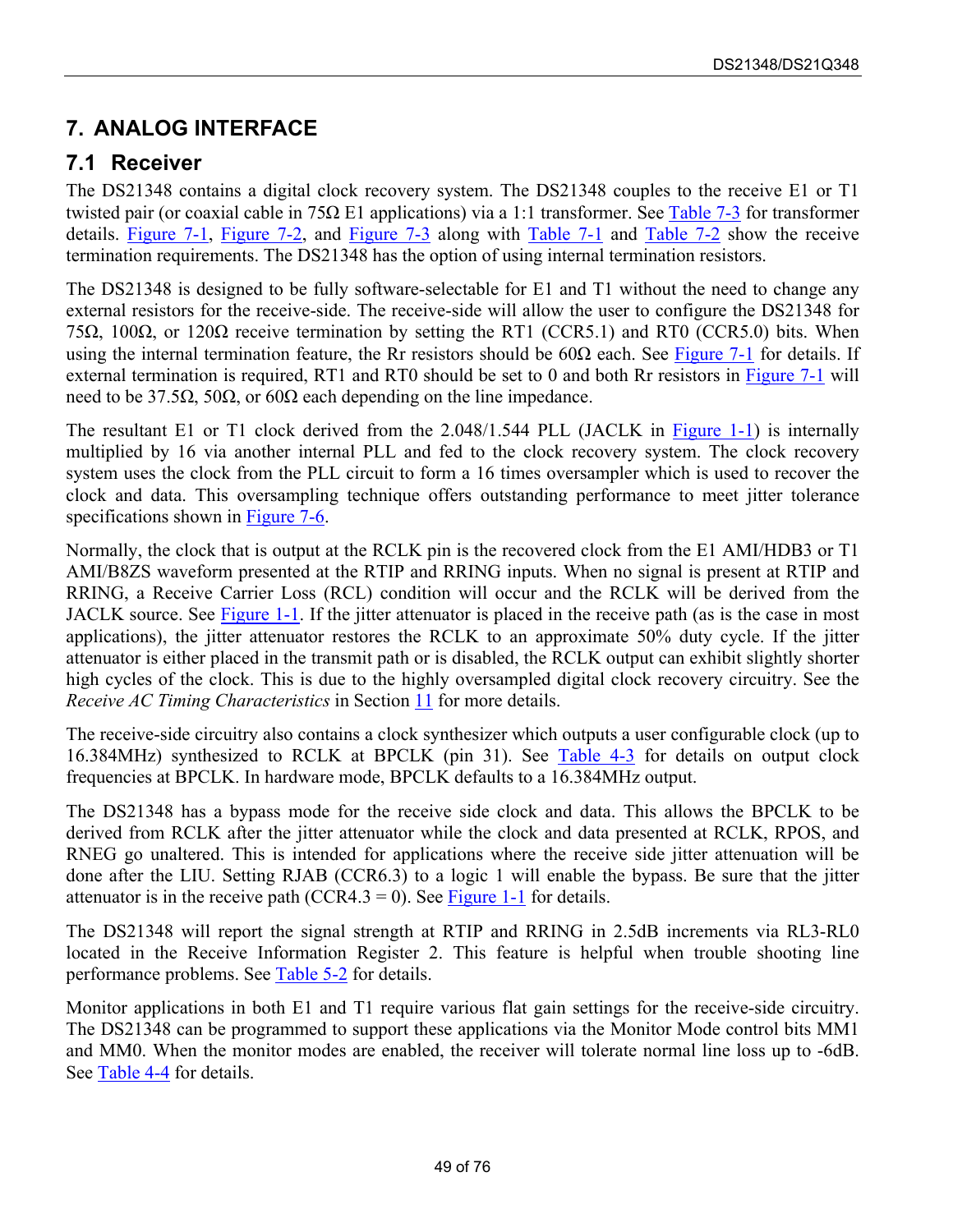# 7. ANALOG INTERFACE

## 7.1 Receiver

The DS21348 contains a digital clock recovery system. The DS21348 couples to the receive E1 or T1 twisted pair (or coaxial cable in 75Ω E1 applications) via a 1:1 transformer. See Table 7-3 for transformer details. Figure 7-1, Figure 7-2, and Figure 7-3 along with Table 7-1 and Table 7-2 show the receive termination requirements. The DS21348 has the option of using internal termination resistors.

The DS21348 is designed to be fully software-selectable for E1 and T1 without the need to change any external resistors for the receive-side. The receive-side will allow the user to configure the DS21348 for 75Ω, 100Ω, or 120Ω receive termination by setting the RT1 (CCR5.1) and RT0 (CCR5.0) bits. When using the internal termination feature, the Rr resistors should be 60Ω each. See Figure 7-1 for details. If external termination is required, RT1 and RT0 should be set to 0 and both Rr resistors in Figure 7-1 will need to be 37.5Ω, 50Ω, or 60Ω each depending on the line impedance.

The resultant E1 or T1 clock derived from the 2.048/1.544 PLL (JACLK in Figure 1-1) is internally multiplied by 16 via another internal PLL and fed to the clock recovery system. The clock recovery system uses the clock from the PLL circuit to form a 16 times oversampler which is used to recover the clock and data. This oversampling technique offers outstanding performance to meet jitter tolerance specifications shown in Figure 7-6.

Normally, the clock that is output at the RCLK pin is the recovered clock from the E1 AMI/HDB3 or T1 AMI/B8ZS waveform presented at the RTIP and RRING inputs. When no signal is present at RTIP and RRING, a Receive Carrier Loss (RCL) condition will occur and the RCLK will be derived from the JACLK source. See Figure 1-1. If the jitter attenuator is placed in the receive path (as is the case in most applications), the jitter attenuator restores the RCLK to an approximate 50% duty cycle. If the jitter attenuator is either placed in the transmit path or is disabled, the RCLK output can exhibit slightly shorter high cycles of the clock. This is due to the highly oversampled digital clock recovery circuitry. See the *Receive AC Timing Characteristics* in Section 11 for more details.

The receive-side circuitry also contains a clock synthesizer which outputs a user configurable clock (up to 16.384MHz) synthesized to RCLK at BPCLK (pin 31). See Table 4-3 for details on output clock frequencies at BPCLK. In hardware mode, BPCLK defaults to a 16.384MHz output.

The DS21348 has a bypass mode for the receive side clock and data. This allows the BPCLK to be derived from RCLK after the jitter attenuator while the clock and data presented at RCLK, RPOS, and RNEG go unaltered. This is intended for applications where the receive side jitter attenuation will be done after the LIU. Setting RJAB (CCR6.3) to a logic 1 will enable the bypass. Be sure that the jitter attenuator is in the receive path (CCR4.3 = 0). See Figure 1-1 for details.

The DS21348 will report the signal strength at RTIP and RRING in 2.5dB increments via RL3-RL0 located in the Receive Information Register 2. This feature is helpful when trouble shooting line performance problems. See Table 5-2 for details.

Monitor applications in both E1 and T1 require various flat gain settings for the receive-side circuitry. The DS21348 can be programmed to support these applications via the Monitor Mode control bits MM1 and MM0. When the monitor modes are enabled, the receiver will tolerate normal line loss up to -6dB. See Table 4-4 for details.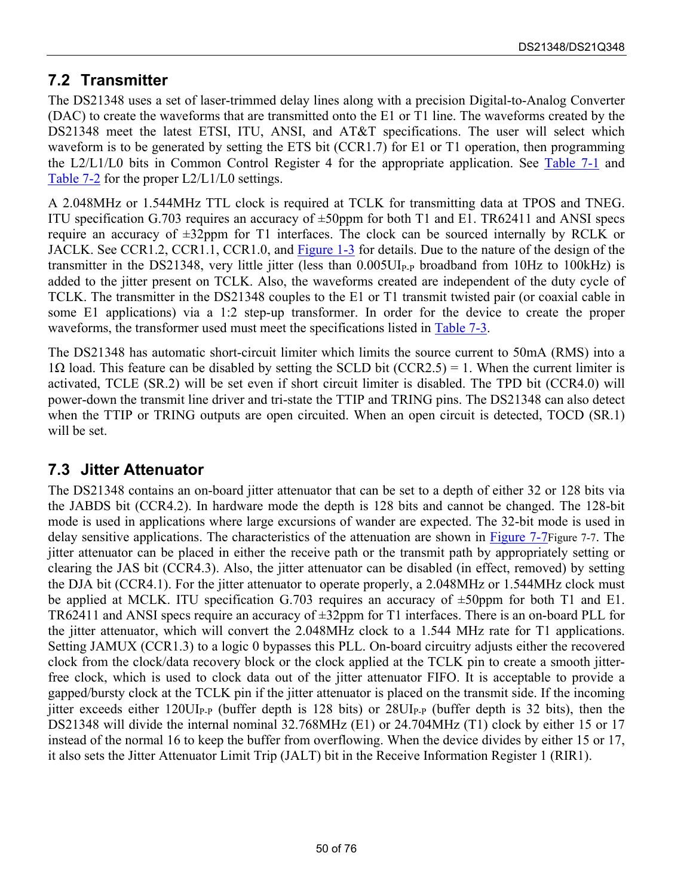## 7.2 Transmitter

The DS21348 uses a set of laser-trimmed delay lines along with a precision Digital-to-Analog Converter (DAC) to create the waveforms that are transmitted onto the E1 or T1 line. The waveforms created by the DS21348 meet the latest ETSI, ITU, ANSI, and AT&T specifications. The user will select which waveform is to be generated by setting the ETS bit (CCR1.7) for E1 or T1 operation, then programming the L2/L1/L0 bits in Common Control Register 4 for the appropriate application. See Table 7-1 and Table 7-2 for the proper L2/L1/L0 settings.

A 2.048MHz or 1.544MHz TTL clock is required at TCLK for transmitting data at TPOS and TNEG. ITU specification G.703 requires an accuracy of ±50ppm for both T1 and E1. TR62411 and ANSI specs require an accuracy of ±32ppm for T1 interfaces. The clock can be sourced internally by RCLK or JACLK. See CCR1.2, CCR1.1, CCR1.0, and Figure 1-3 for details. Due to the nature of the design of the transmitter in the DS21348, very little jitter (less than $0.005UI_{P-P}$ broadband from 10Hz to 100kHz) is added to the jitter present on TCLK. Also, the waveforms created are independent of the duty cycle of TCLK. The transmitter in the DS21348 couples to the E1 or T1 transmit twisted pair (or coaxial cable in some E1 applications) via a 1:2 step-up transformer. In order for the device to create the proper waveforms, the transformer used must meet the specifications listed in Table 7-3.

The DS21348 has automatic short-circuit limiter which limits the source current to 50mA (RMS) into a 1Ω load. This feature can be disabled by setting the SCLD bit (CCR2.5) = 1. When the current limiter is activated, TCLE (SR.2) will be set even if short circuit limiter is disabled. The TPD bit (CCR4.0) will power-down the transmit line driver and tri-state the TTIP and TRING pins. The DS21348 can also detect when the TTIP or TRING outputs are open circuited. When an open circuit is detected, TOCD (SR.1) will be set.

## 7.3 Jitter Attenuator

The DS21348 contains an on-board jitter attenuator that can be set to a depth of either 32 or 128 bits via the JABDS bit (CCR4.2). In hardware mode the depth is 128 bits and cannot be changed. The 128-bit mode is used in applications where large excursions of wander are expected. The 32-bit mode is used in delay sensitive applications. The characteristics of the attenuation are shown in Figure 7-7Figure 7-7. The jitter attenuator can be placed in either the receive path or the transmit path by appropriately setting or clearing the JAS bit (CCR4.3). Also, the jitter attenuator can be disabled (in effect, removed) by setting the DJA bit (CCR4.1). For the jitter attenuator to operate properly, a 2.048MHz or 1.544MHz clock must be applied at MCLK. ITU specification G.703 requires an accuracy of ±50ppm for both T1 and E1. TR62411 and ANSI specs require an accuracy of ±32ppm for T1 interfaces. There is an on-board PLL for the jitter attenuator, which will convert the 2.048MHz clock to a 1.544 MHz rate for T1 applications. Setting JAMUX (CCR1.3) to a logic 0 bypasses this PLL. On-board circuitry adjusts either the recovered clock from the clock/data recovery block or the clock applied at the TCLK pin to create a smooth jitter-free clock, which is used to clock data out of the jitter attenuator FIFO. It is acceptable to provide a gapped/bursty clock at the TCLK pin if the jitter attenuator is placed on the transmit side. If the incoming jitter exceeds either $120UI_{P-P}$ (buffer depth is 128 bits) or $28UI_{P-P}$ (buffer depth is 32 bits), then the DS21348 will divide the internal nominal 32.768MHz (E1) or 24.704MHz (T1) clock by either 15 or 17 instead of the normal 16 to keep the buffer from overflowing. When the device divides by either 15 or 17, it also sets the Jitter Attenuator Limit Trip (JALT) bit in the Receive Information Register 1 (RIR1).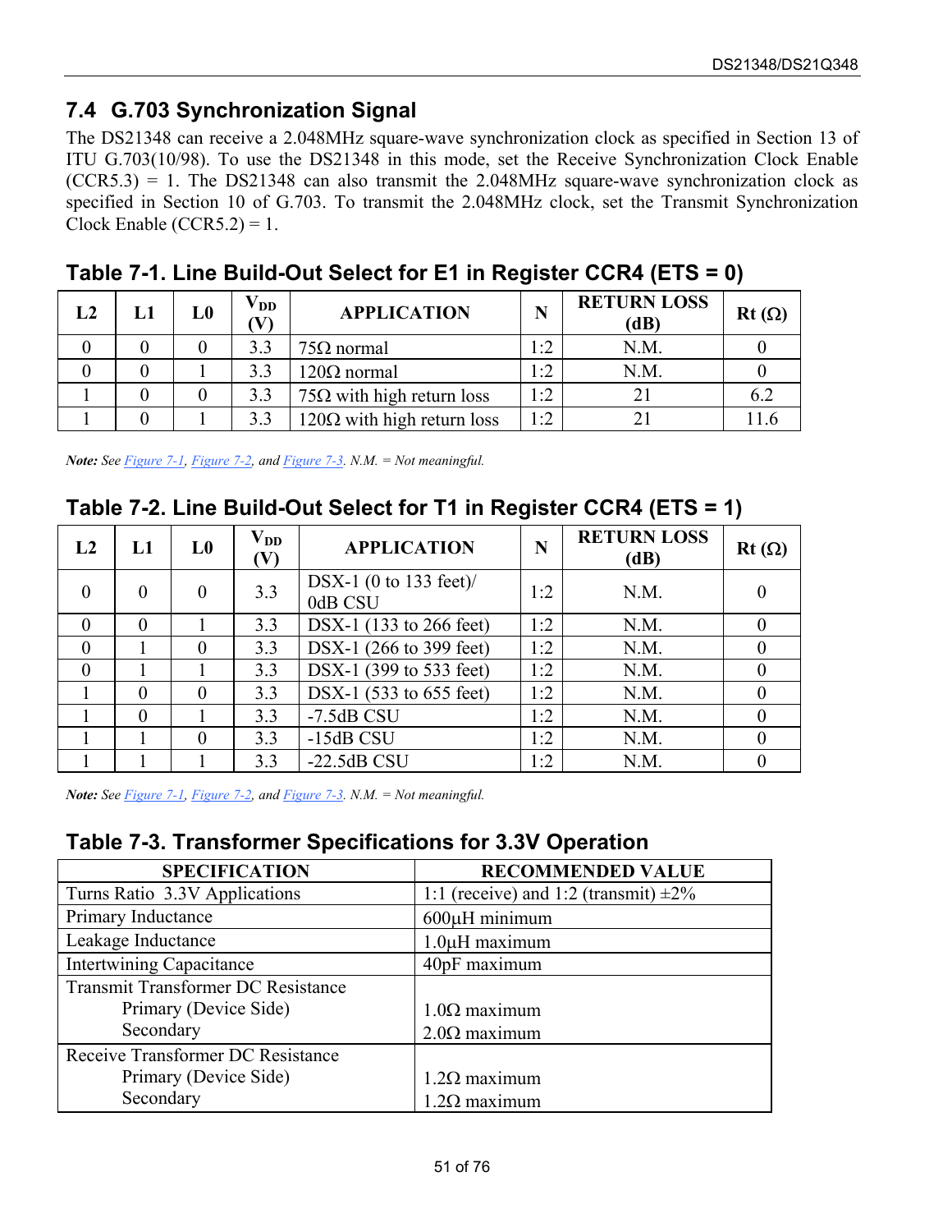## 7.4 G.703 Synchronization Signal

The DS21348 can receive a 2.048MHz square-wave synchronization clock as specified in Section 13 of ITU G.703(10/98). To use the DS21348 in this mode, set the Receive Synchronization Clock Enable (CCR5.3) = 1. The DS21348 can also transmit the 2.048MHz square-wave synchronization clock as specified in Section 10 of G.703. To transmit the 2.048MHz clock, set the Transmit Synchronization Clock Enable (CCR5.2) = 1.

### Table 7-1. Line Build-Out Select for E1 in Register CCR4 (ETS = 0)

| L2 | L1 | L0 | $V_{DD}$ (V) | APPLICATION | N | RETURN LOSS (dB) | Rt (Ω) |
|---|---|---|---|---|---|---|---|
| 0 | 0 | 0 | 3.3 | 75Ω normal | 1:2 | N.M. | 0 |
| 0 | 0 | 1 | 3.3 | 120Ω normal | 1:2 | N.M. | 0 |
| 1 | 0 | 0 | 3.3 | 75Ω with high return loss | 1:2 | 21 | 6.2 |
| 1 | 0 | 1 | 3.3 | 120Ω with high return loss | 1:2 | 21 | 11.6 |

***Note:*** *See Figure 7-1, Figure 7-2, and Figure 7-3. N.M. = Not meaningful.*

### Table 7-2. Line Build-Out Select for T1 in Register CCR4 (ETS = 1)

| L2 | L1 | L0 | $V_{DD}$ (V) | APPLICATION | N | RETURN LOSS (dB) | Rt (Ω) |
|---|---|---|---|---|---|---|---|
| 0 | 0 | 0 | 3.3 | DSX-1 (0 to 133 feet)/ 0dB CSU | 1:2 | N.M. | 0 |
| 0 | 0 | 1 | 3.3 | DSX-1 (133 to 266 feet) | 1:2 | N.M. | 0 |
| 0 | 1 | 0 | 3.3 | DSX-1 (266 to 399 feet) | 1:2 | N.M. | 0 |
| 0 | 1 | 1 | 3.3 | DSX-1 (399 to 533 feet) | 1:2 | N.M. | 0 |
| 1 | 0 | 0 | 3.3 | DSX-1 (533 to 655 feet) | 1:2 | N.M. | 0 |
| 1 | 0 | 1 | 3.3 | -7.5dB CSU | 1:2 | N.M. | 0 |
| 1 | 1 | 0 | 3.3 | -15dB CSU | 1:2 | N.M. | 0 |
| 1 | 1 | 1 | 3.3 | -22.5dB CSU | 1:2 | N.M. | 0 |

***Note:*** *See Figure 7-1, Figure 7-2, and Figure 7-3. N.M. = Not meaningful.*

### Table 7-3. Transformer Specifications for 3.3V Operation

| SPECIFICATION | RECOMMENDED VALUE |
|---|---|
| Turns Ratio 3.3V Applications | 1:1 (receive) and 1:2 (transmit) ±2% |
| Primary Inductance | 600µH minimum |
| Leakage Inductance | 1.0µH maximum |
| Intertwining Capacitance | 40pF maximum |
| Transmit Transformer DC Resistance<br>Primary (Device Side)<br>Secondary | <br>1.0Ω maximum<br>2.0Ω maximum |
| Receive Transformer DC Resistance<br>Primary (Device Side)<br>Secondary | <br>1.2Ω maximum<br>1.2Ω maximum |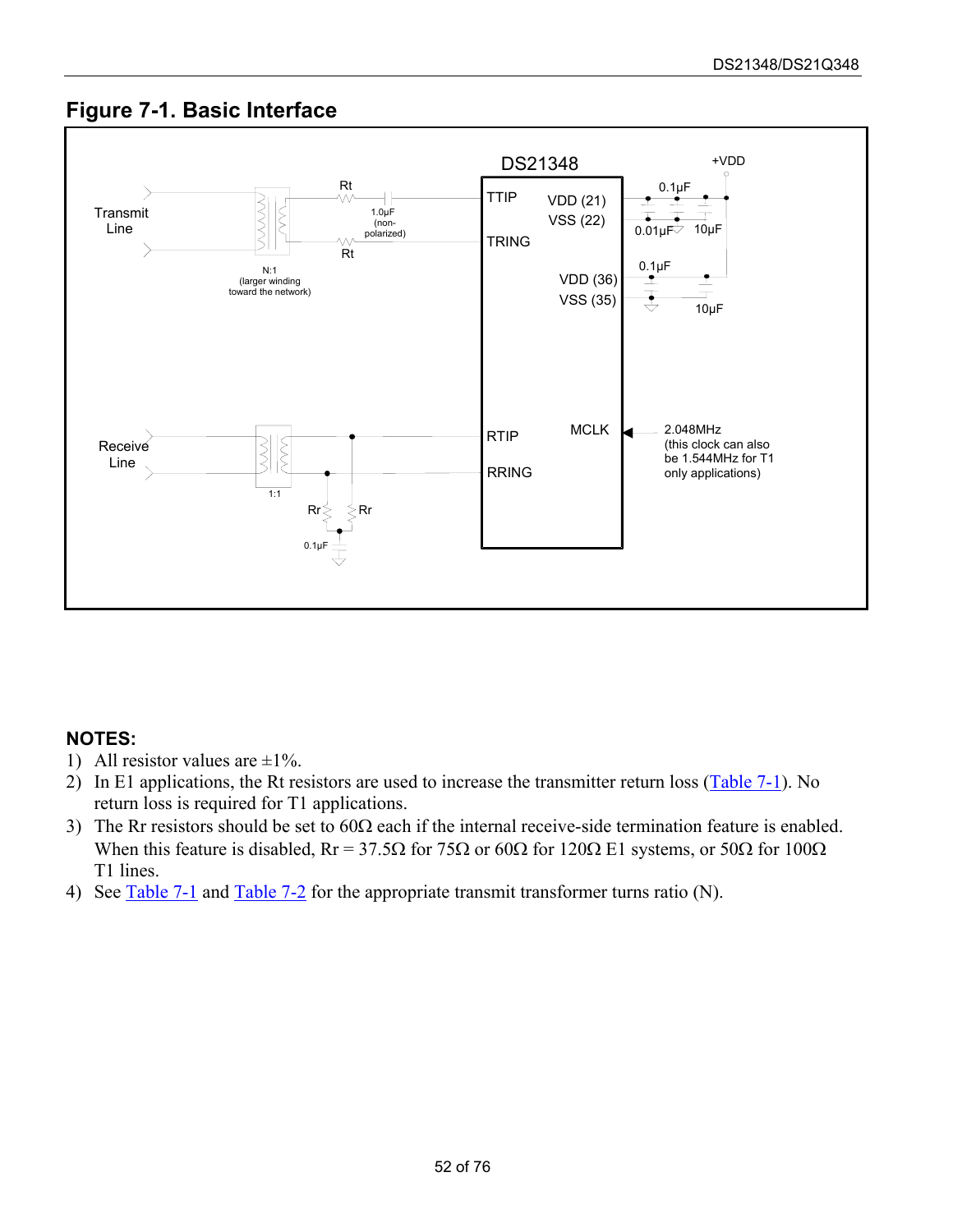## Figure 7-1. Basic Interface

**NOTES:**

1) All resistor values are ±1%.
2) In E1 applications, the Rt resistors are used to increase the transmitter return loss (Table 7-1). No return loss is required for T1 applications.
3) The Rr resistors should be set to 60Ω each if the internal receive-side termination feature is enabled. When this feature is disabled, Rr = 37.5Ω for 75Ω or 60Ω for 120Ω E1 systems, or 50Ω for 100Ω T1 lines.
4) See Table 7-1 and Table 7-2 for the appropriate transmit transformer turns ratio (N).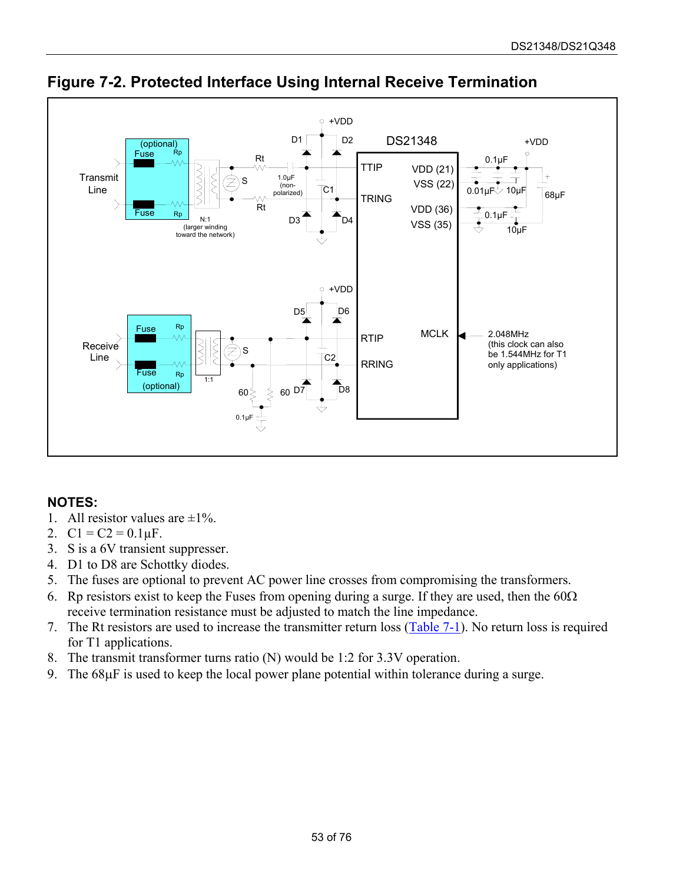## Figure 7-2. Protected Interface Using Internal Receive Termination

### NOTES:

1. All resistor values are ±1%.
2. C1 = C2 = 0.1µF.
3. S is a 6V transient suppresser.
4. D1 to D8 are Schottky diodes.
5. The fuses are optional to prevent AC power line crosses from compromising the transformers.
6. Rp resistors exist to keep the Fuses from opening during a surge. If they are used, then the 60Ω receive termination resistance must be adjusted to match the line impedance.
7. The Rt resistors are used to increase the transmitter return loss (Table 7-1). No return loss is required for T1 applications.
8. The transmit transformer turns ratio (N) would be 1:2 for 3.3V operation.
9. The 68µF is used to keep the local power plane potential within tolerance during a surge.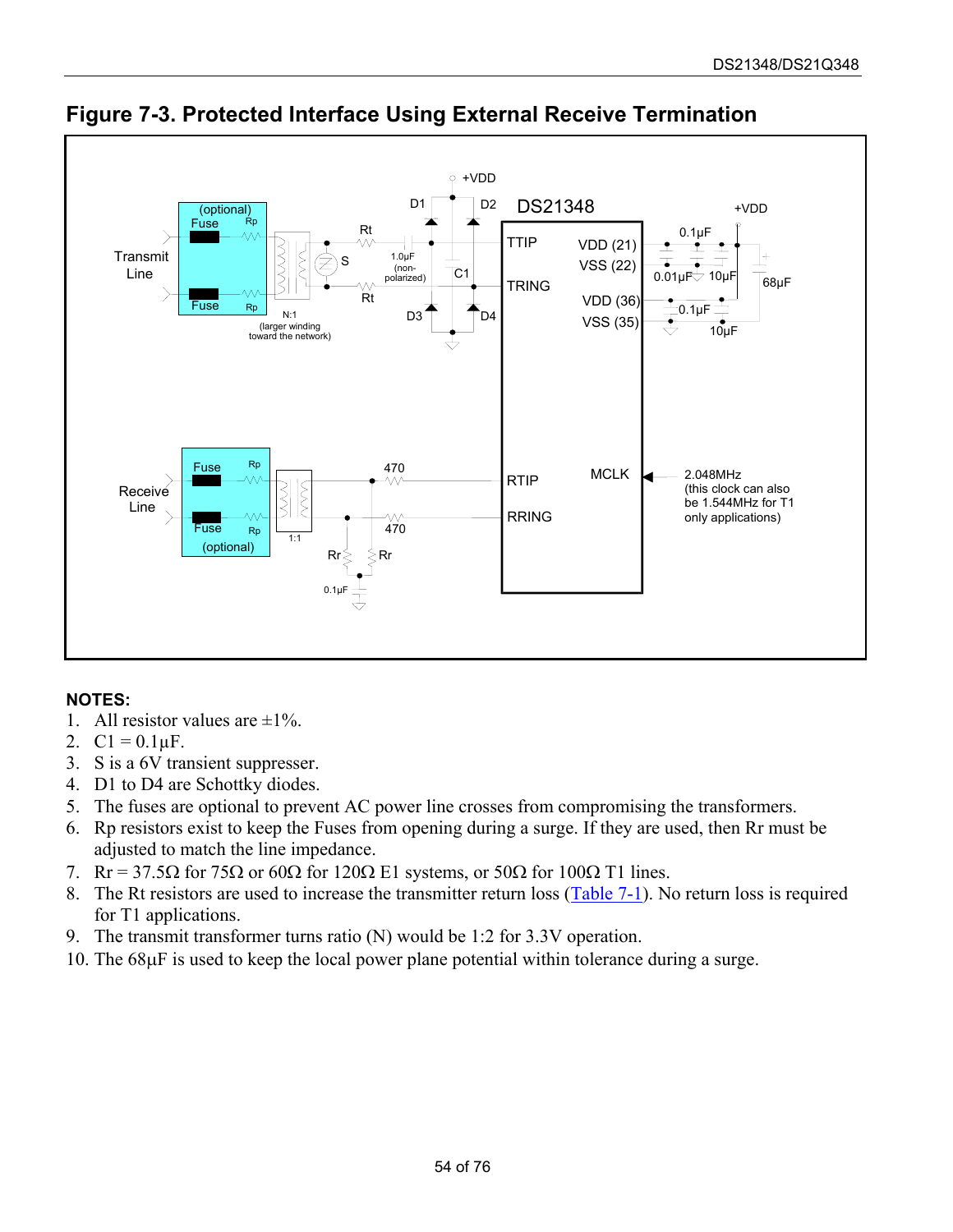## Figure 7-3. Protected Interface Using External Receive Termination

**NOTES:**

1. All resistor values are ±1%.
2. C1 = 0.1µF.
3. S is a 6V transient suppresser.
4. D1 to D4 are Schottky diodes.
5. The fuses are optional to prevent AC power line crosses from compromising the transformers.
6. Rp resistors exist to keep the Fuses from opening during a surge. If they are used, then Rr must be adjusted to match the line impedance.
7. Rr = 37.5Ω for 75Ω or 60Ω for 120Ω E1 systems, or 50Ω for 100Ω T1 lines.
8. The Rt resistors are used to increase the transmitter return loss (Table 7-1). No return loss is required for T1 applications.
9. The transmit transformer turns ratio (N) would be 1:2 for 3.3V operation.
10. The 68µF is used to keep the local power plane potential within tolerance during a surge.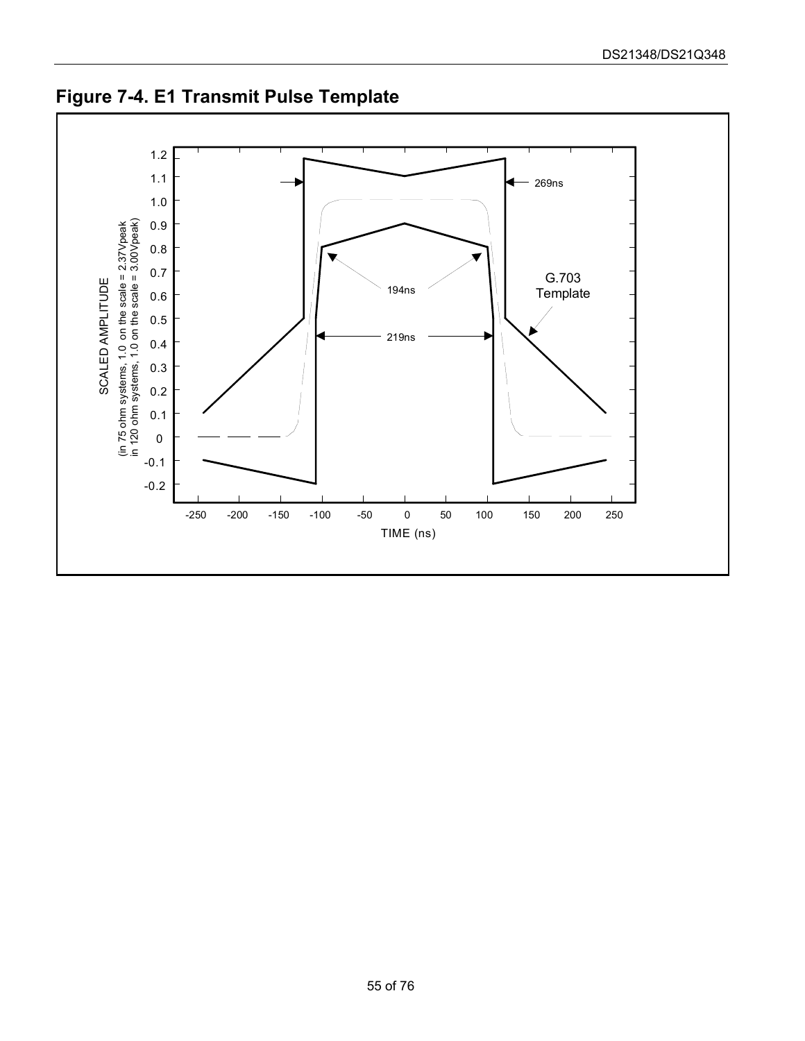## Figure 7-4. E1 Transmit Pulse Template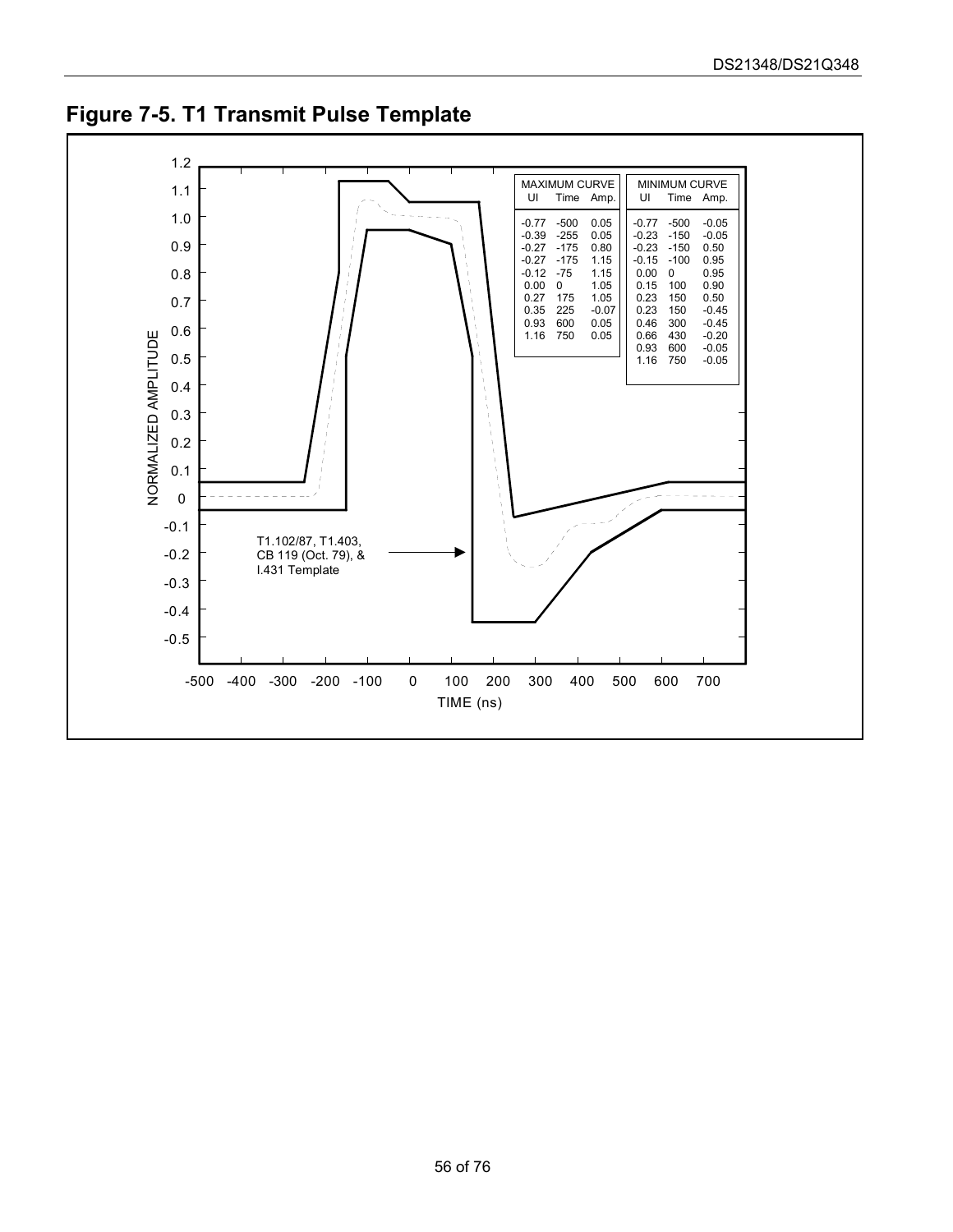## Figure 7-5. T1 Transmit Pulse Template

| MAXIMUM CURVE | | |
|---|---|---|
| UI | Time | Amp. |
| -0.77 | -500 | 0.05 |
| -0.39 | -255 | 0.05 |
| -0.27 | -175 | 0.80 |
| -0.27 | -175 | 1.15 |
| -0.12 | -75 | 1.15 |
| 0.00 | 0 | 1.05 |
| 0.27 | 175 | 1.05 |
| 0.35 | 225 | -0.07 |
| 0.93 | 600 | 0.05 |
| 1.16 | 750 | 0.05 |

| MINIMUM CURVE | | |
|---|---|---|
| UI | Time | Amp. |
| -0.77 | -500 | -0.05 |
| -0.23 | -150 | -0.05 |
| -0.23 | -150 | 0.50 |
| -0.15 | -100 | 0.95 |
| 0.00 | 0 | 0.95 |
| 0.15 | 100 | 0.90 |
| 0.23 | 150 | 0.50 |
| 0.23 | 150 | -0.45 |
| 0.46 | 300 | -0.45 |
| 0.66 | 430 | -0.20 |
| 0.93 | 600 | -0.05 |
| 1.16 | 750 | -0.05 |

T1.102/87, T1.403, CB 119 (Oct. 79), & I.431 Template

NORMALIZED AMPLITUDE

TIME (ns)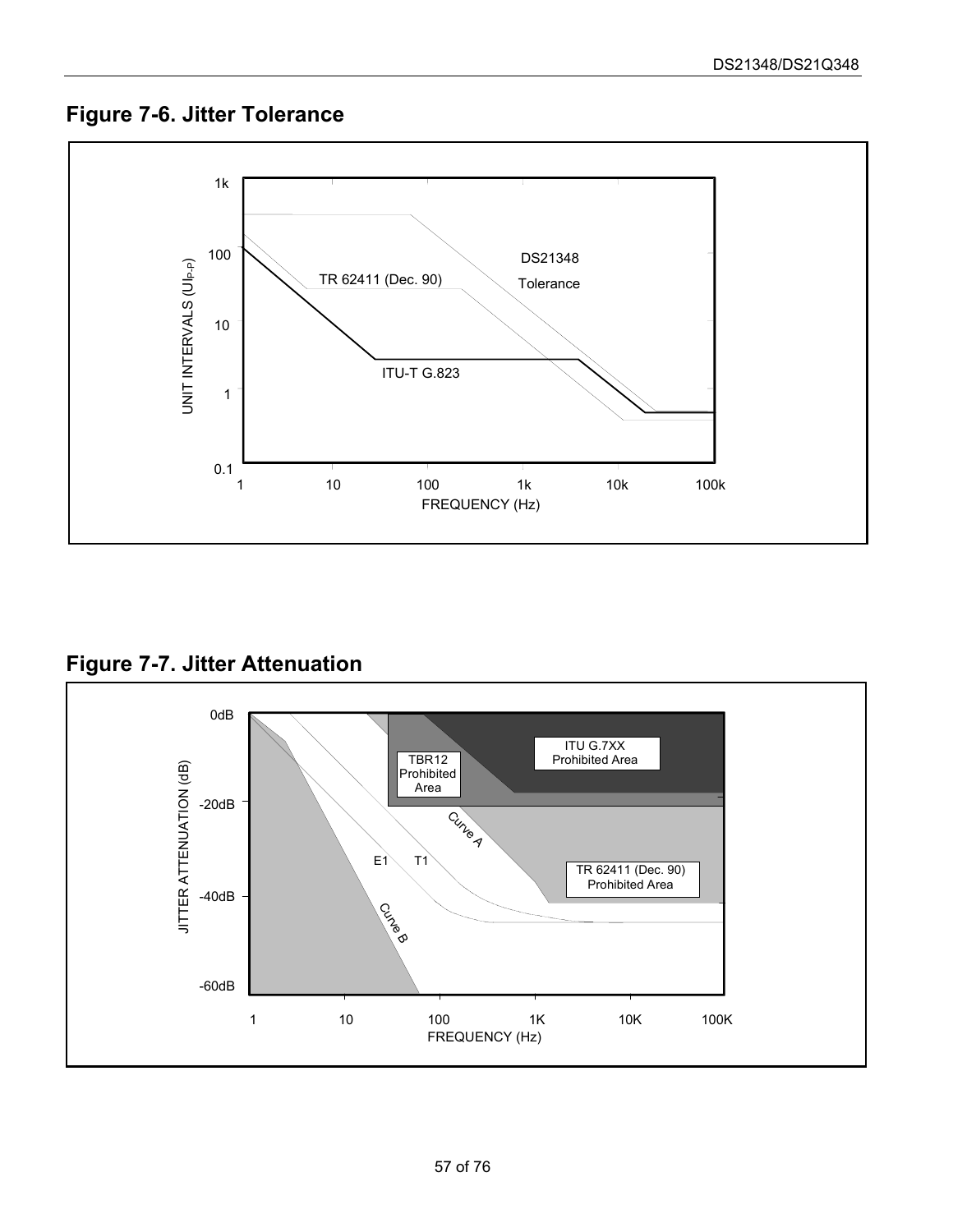## Figure 7-6. Jitter Tolerance

## Figure 7-7. Jitter Attenuation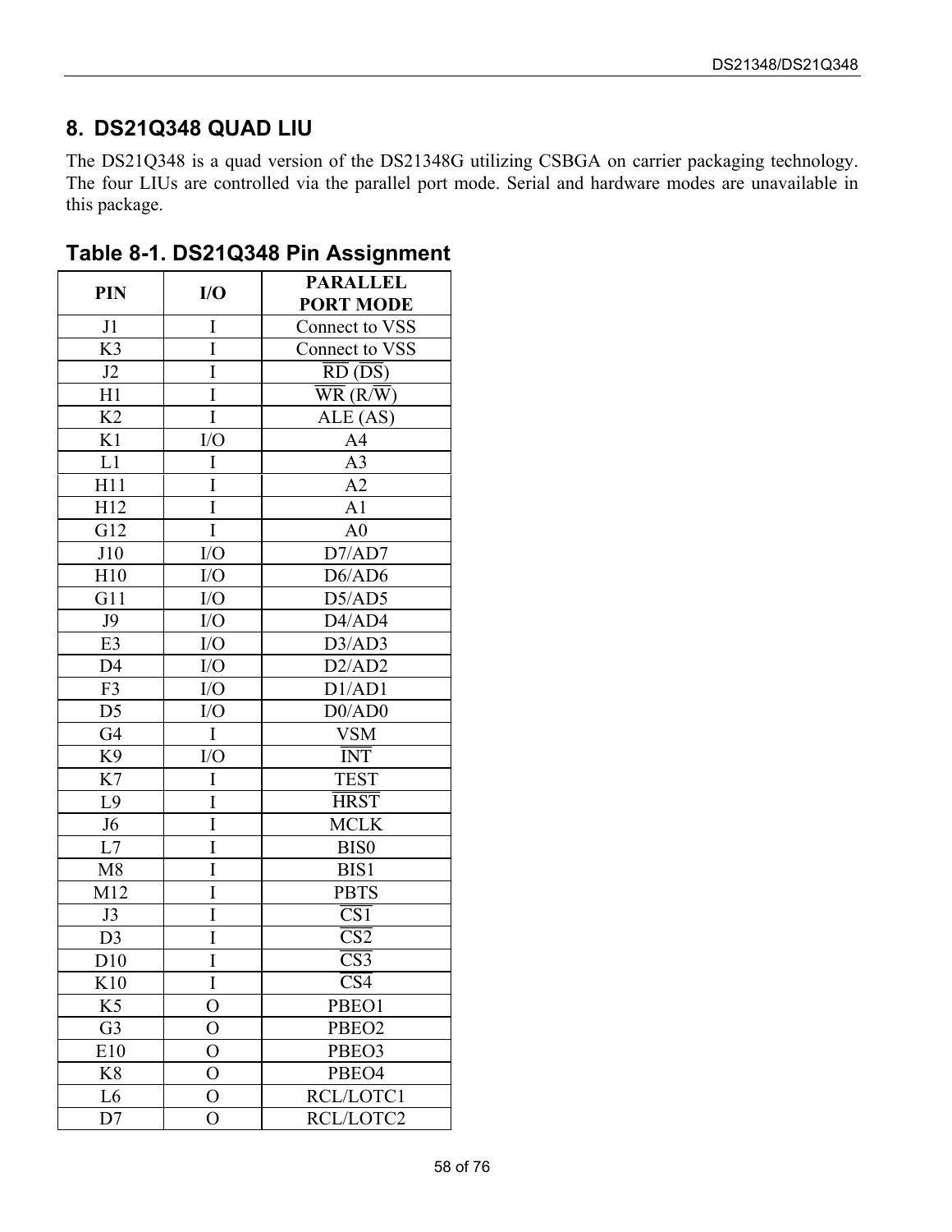## 8. DS21Q348 QUAD LIU

The DS21Q348 is a quad version of the DS21348G utilizing CSBGA on carrier packaging technology. The four LIUs are controlled via the parallel port mode. Serial and hardware modes are unavailable in this package.

### Table 8-1. DS21Q348 Pin Assignment

| PIN | I/O | PARALLEL PORT MODE |
|---|---|---|
| J1 | I | Connect to VSS |
| K3 | I | Connect to VSS |
| J2 | I | $\overline{\text{RD}}$ ($\overline{\text{DS}}$) |
| H1 | I | $\overline{\text{WR}}$ (R/$\overline{\text{W}}$) |
| K2 | I | ALE (AS) |
| K1 | I/O | A4 |
| L1 | I | A3 |
| H11 | I | A2 |
| H12 | I | A1 |
| G12 | I | A0 |
| J10 | I/O | D7/AD7 |
| H10 | I/O | D6/AD6 |
| G11 | I/O | D5/AD5 |
| J9 | I/O | D4/AD4 |
| E3 | I/O | D3/AD3 |
| D4 | I/O | D2/AD2 |
| F3 | I/O | D1/AD1 |
| D5 | I/O | D0/AD0 |
| G4 | I | VSM |
| K9 | I/O | $\overline{\text{INT}}$ |
| K7 | I | $\overline{\text{TEST}}$ |
| L9 | I | $\overline{\text{HRST}}$ |
| J6 | I | MCLK |
| L7 | I | BIS0 |
| M8 | I | BIS1 |
| M12 | I | PBTS |
| J3 | I | $\overline{\text{CS1}}$ |
| D3 | I | $\overline{\text{CS2}}$ |
| D10 | I | $\overline{\text{CS3}}$ |
| K10 | I | $\overline{\text{CS4}}$ |
| K5 | O | PBEO1 |
| G3 | O | PBEO2 |
| E10 | O | PBEO3 |
| K8 | O | PBEO4 |
| L6 | O | RCL/LOTC1 |
| D7 | O | RCL/LOTC2 |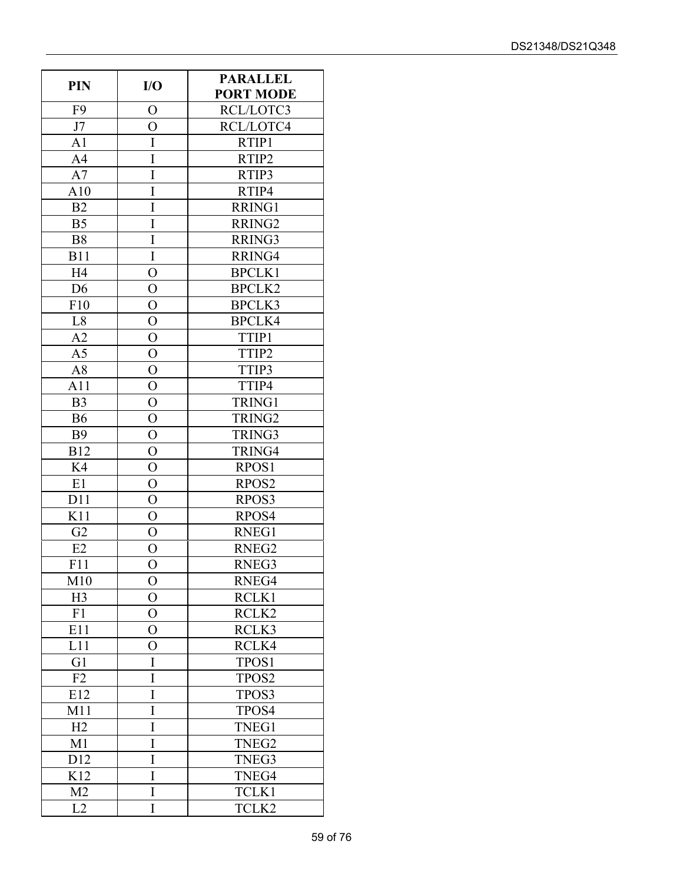| PIN | I/O | PARALLEL PORT MODE |
|---|---|---|
| F9 | O | RCL/LOTC3 |
| J7 | O | RCL/LOTC4 |
| A1 | I | RTIP1 |
| A4 | I | RTIP2 |
| A7 | I | RTIP3 |
| A10 | I | RTIP4 |
| B2 | I | RRING1 |
| B5 | I | RRING2 |
| B8 | I | RRING3 |
| B11 | I | RRING4 |
| H4 | O | BPCLK1 |
| D6 | O | BPCLK2 |
| F10 | O | BPCLK3 |
| L8 | O | BPCLK4 |
| A2 | O | TTIP1 |
| A5 | O | TTIP2 |
| A8 | O | TTIP3 |
| A11 | O | TTIP4 |
| B3 | O | TRING1 |
| B6 | O | TRING2 |
| B9 | O | TRING3 |
| B12 | O | TRING4 |
| K4 | O | RPOS1 |
| E1 | O | RPOS2 |
| D11 | O | RPOS3 |
| K11 | O | RPOS4 |
| G2 | O | RNEG1 |
| E2 | O | RNEG2 |
| F11 | O | RNEG3 |
| M10 | O | RNEG4 |
| H3 | O | RCLK1 |
| F1 | O | RCLK2 |
| E11 | O | RCLK3 |
| L11 | O | RCLK4 |
| G1 | I | TPOS1 |
| F2 | I | TPOS2 |
| E12 | I | TPOS3 |
| M11 | I | TPOS4 |
| H2 | I | TNEG1 |
| M1 | I | TNEG2 |
| D12 | I | TNEG3 |
| K12 | I | TNEG4 |
| M2 | I | TCLK1 |
| L2 | I | TCLK2 |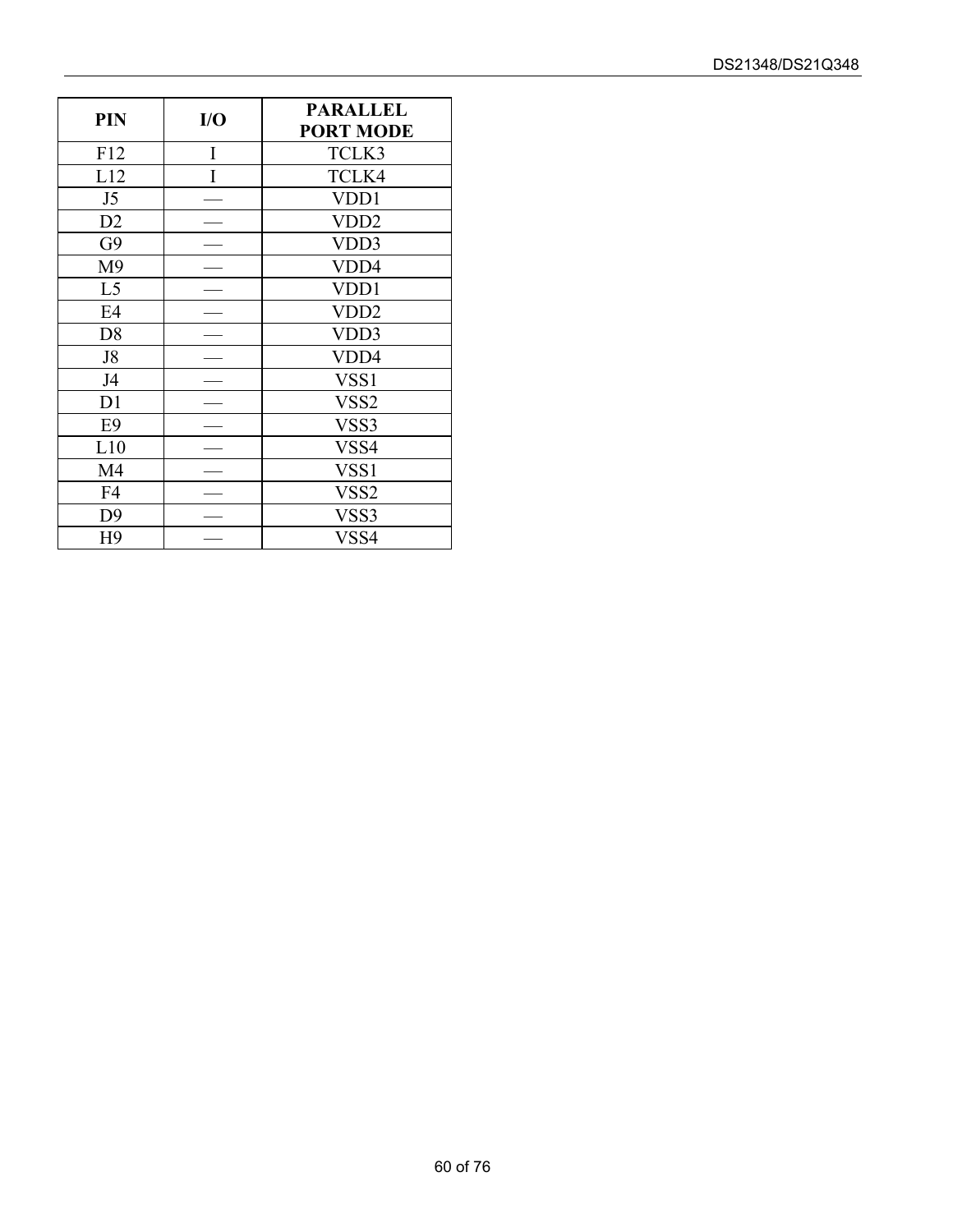| PIN | I/O | PARALLEL PORT MODE |
|---|---|---|
| F12 | I | TCLK3 |
| L12 | I | TCLK4 |
| J5 | — | VDD1 |
| D2 | — | VDD2 |
| G9 | — | VDD3 |
| M9 | — | VDD4 |
| L5 | — | VDD1 |
| E4 | — | VDD2 |
| D8 | — | VDD3 |
| J8 | — | VDD4 |
| J4 | — | VSS1 |
| D1 | — | VSS2 |
| E9 | — | VSS3 |
| L10 | — | VSS4 |
| M4 | — | VSS1 |
| F4 | — | VSS2 |
| D9 | — | VSS3 |
| H9 | — | VSS4 |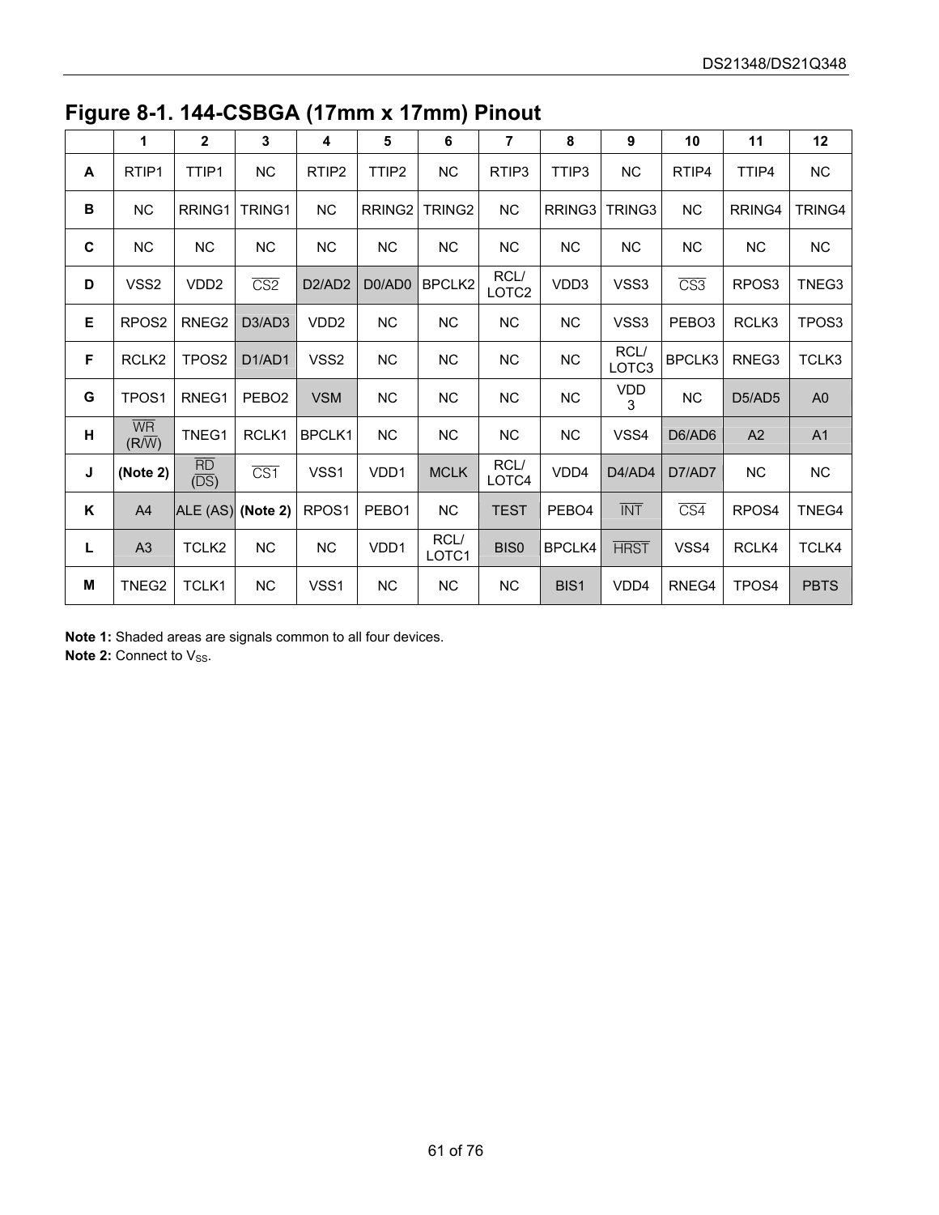# Figure 8-1. 144-CSBGA (17mm x 17mm) Pinout

| | 1 | 2 | 3 | 4 | 5 | 6 | 7 | 8 | 9 | 10 | 11 | 12 |
|---|---|---|---|---|---|---|---|---|---|---|---|---|
| **A** | RTIP1 | TTIP1 | NC | RTIP2 | TTIP2 | NC | RTIP3 | TTIP3 | NC | RTIP4 | TTIP4 | NC |
| **B** | NC | RRING1 | TRING1 | NC | RRING2 | TRING2 | NC | RRING3 | TRING3 | NC | RRING4 | TRING4 |
| **C** | NC | NC | NC | NC | NC | NC | NC | NC | NC | NC | NC | NC |
| **D** | VSS2 | VDD2 | $\overline{\text{CS2}}$ | D2/AD2 | D0/AD0 | BPCLK2 | RCL/ LOTC2 | VDD3 | VSS3 | $\overline{\text{CS3}}$ | RPOS3 | TNEG3 |
| **E** | RPOS2 | RNEG2 | D3/AD3 | VDD2 | NC | NC | NC | NC | VSS3 | PEBO3 | RCLK3 | TPOS3 |
| **F** | RCLK2 | TPOS2 | D1/AD1 | VSS2 | NC | NC | NC | NC | RCL/ LOTC3 | BPCLK3 | RNEG3 | TCLK3 |
| **G** | TPOS1 | RNEG1 | PEBO2 | VSM | NC | NC | NC | NC | VDD 3 | NC | D5/AD5 | A0 |
| **H** | $\overline{\text{WR}}$ (R/$\overline{\text{W}}$) | TNEG1 | RCLK1 | BPCLK1 | NC | NC | NC | NC | VSS4 | D6/AD6 | A2 | A1 |
| **J** | **(Note 2)** | $\overline{\text{RD}}$ ($\overline{\text{DS}}$) | $\overline{\text{CS1}}$ | VSS1 | VDD1 | MCLK | RCL/ LOTC4 | VDD4 | D4/AD4 | D7/AD7 | NC | NC |
| **K** | A4 | ALE (AS) | **(Note 2)** | RPOS1 | PEBO1 | NC | TEST | PEBO4 | $\overline{\text{INT}}$ | $\overline{\text{CS4}}$ | RPOS4 | TNEG4 |
| **L** | A3 | TCLK2 | NC | NC | VDD1 | RCL/ LOTC1 | BIS0 | BPCLK4 | $\overline{\text{HRST}}$ | VSS4 | RCLK4 | TCLK4 |
| **M** | TNEG2 | TCLK1 | NC | VSS1 | NC | NC | NC | BIS1 | VDD4 | RNEG4 | TPOS4 | PBTS |

**Note 1:** Shaded areas are signals common to all four devices.
**Note 2:** Connect to $V_{SS}$.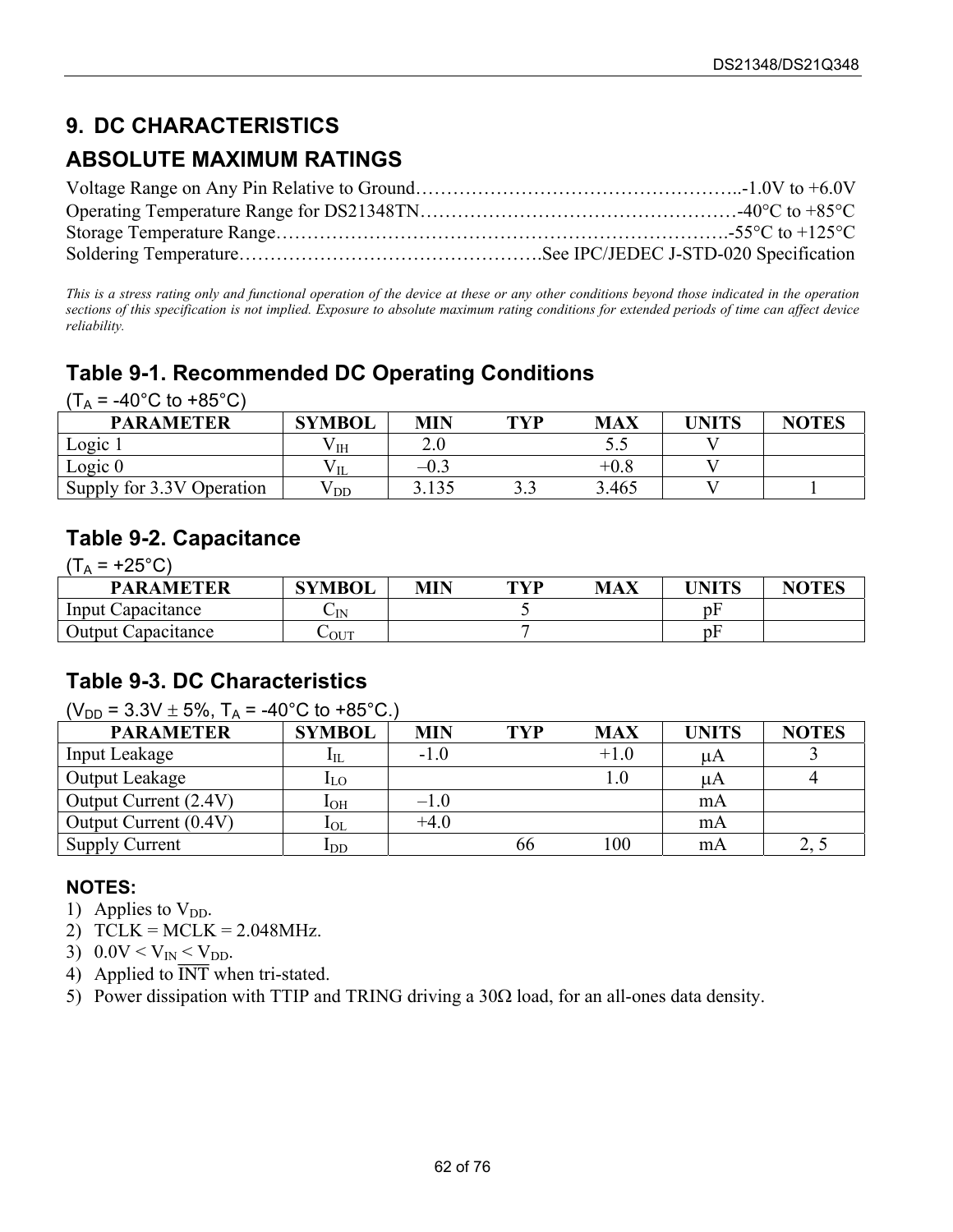# 9. DC CHARACTERISTICS

## ABSOLUTE MAXIMUM RATINGS

Voltage Range on Any Pin Relative to Ground……………………………………………..-1.0V to +6.0V
Operating Temperature Range for DS21348TN……………………………………………-40°C to +85°C
Storage Temperature Range…………………………………………………………………-55°C to +125°C
Soldering Temperature…………………………………………See IPC/JEDEC J-STD-020 Specification

*This is a stress rating only and functional operation of the device at these or any other conditions beyond those indicated in the operation sections of this specification is not implied. Exposure to absolute maximum rating conditions for extended periods of time can affect device reliability.*

### Table 9-1. Recommended DC Operating Conditions

($T_A$ = -40°C to +85°C)

| PARAMETER | SYMBOL | MIN | TYP | MAX | UNITS | NOTES |
|---|---|---|---|---|---|---|
| Logic 1 | $V_{IH}$ | 2.0 | | 5.5 | V | |
| Logic 0 | $V_{IL}$ | –0.3 | | +0.8 | V | |
| Supply for 3.3V Operation | $V_{DD}$ | 3.135 | 3.3 | 3.465 | V | 1 |

### Table 9-2. Capacitance

($T_A$ = +25°C)

| PARAMETER | SYMBOL | MIN | TYP | MAX | UNITS | NOTES |
|---|---|---|---|---|---|---|
| Input Capacitance | $C_{IN}$ | | 5 | | pF | |
| Output Capacitance | $C_{OUT}$ | | 7 | | pF | |

### Table 9-3. DC Characteristics

($V_{DD}$ = 3.3V ± 5%, $T_A$ = -40°C to +85°C.)

| PARAMETER | SYMBOL | MIN | TYP | MAX | UNITS | NOTES |
|---|---|---|---|---|---|---|
| Input Leakage | $I_{IL}$ | -1.0 | | +1.0 | µA | 3 |
| Output Leakage | $I_{LO}$ | | | 1.0 | µA | 4 |
| Output Current (2.4V) | $I_{OH}$ | –1.0 | | | mA | |
| Output Current (0.4V) | $I_{OL}$ | +4.0 | | | mA | |
| Supply Current | $I_{DD}$ | | 66 | 100 | mA | 2, 5 |

**NOTES:**

1) Applies to $V_{DD}$.
2) TCLK = MCLK = 2.048MHz.
3) 0.0V < $V_{IN}$ < $V_{DD}$.
4) Applied to $\overline{INT}$ when tri-stated.
5) Power dissipation with TTIP and TRING driving a 30Ω load, for an all-ones data density.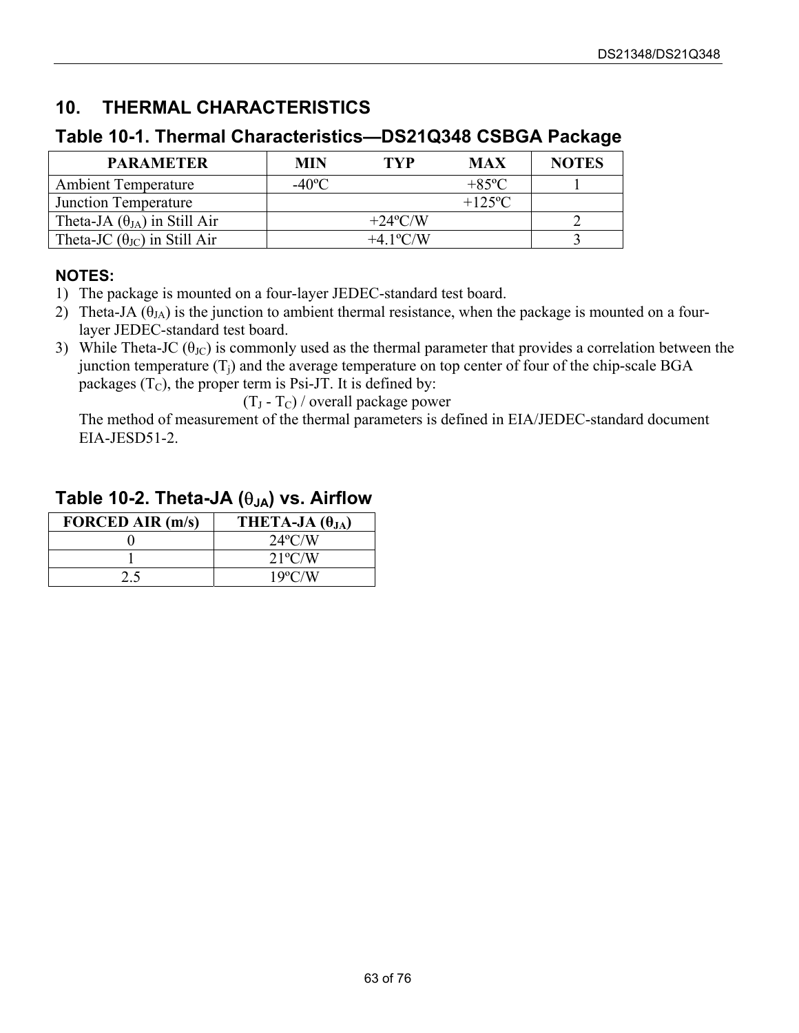## 10. THERMAL CHARACTERISTICS

### Table 10-1. Thermal Characteristics—DS21Q348 CSBGA Package

| PARAMETER | MIN | TYP | MAX | NOTES |
|---|---|---|---|---|
| Ambient Temperature | -40ºC | | +85ºC | 1 |
| Junction Temperature | | | +125ºC | |
| Theta-JA ($\theta_{JA}$) in Still Air | | +24ºC/W | | 2 |
| Theta-JC ($\theta_{JC}$) in Still Air | | +4.1ºC/W | | 3 |

**NOTES:**

1) The package is mounted on a four-layer JEDEC-standard test board.
2) Theta-JA ($\theta_{JA}$) is the junction to ambient thermal resistance, when the package is mounted on a four-layer JEDEC-standard test board.
3) While Theta-JC ($\theta_{JC}$) is commonly used as the thermal parameter that provides a correlation between the junction temperature ($T_j$) and the average temperature on top center of four of the chip-scale BGA packages ($T_C$), the proper term is Psi-JT. It is defined by:

   $(T_J - T_C)$ / overall package power

   The method of measurement of the thermal parameters is defined in EIA/JEDEC-standard document EIA-JESD51-2.

### Table 10-2. Theta-JA ($\theta_{JA}$) vs. Airflow

| FORCED AIR (m/s) | THETA-JA ($\theta_{JA}$) |
|---|---|
| 0 | 24ºC/W |
| 1 | 21ºC/W |
| 2.5 | 19ºC/W |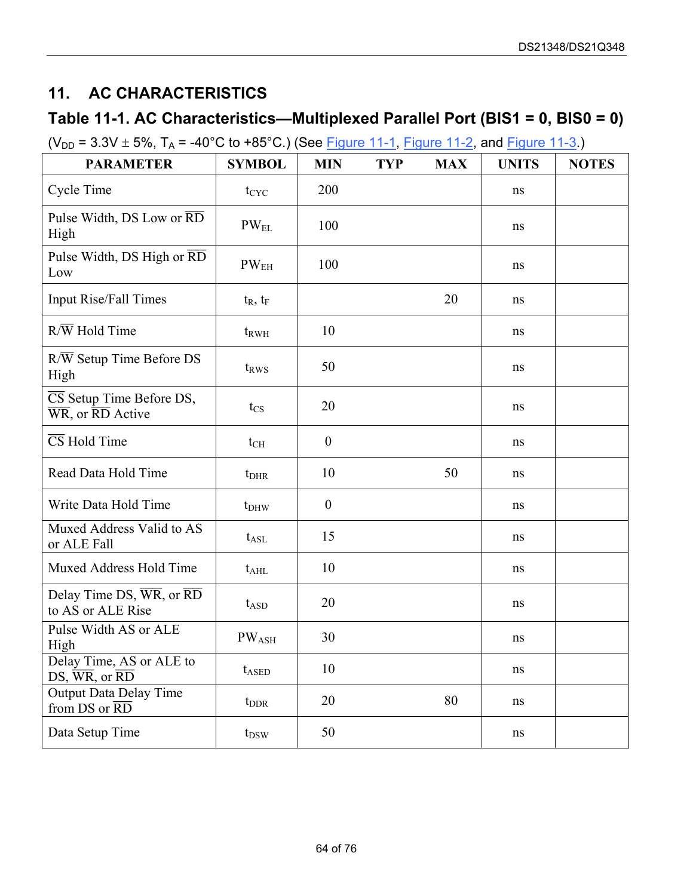## 11. AC CHARACTERISTICS

### Table 11-1. AC Characteristics—Multiplexed Parallel Port (BIS1 = 0, BIS0 = 0)

($V_{DD}$ = 3.3V ± 5%, $T_A$ = -40°C to +85°C.) (See Figure 11-1, Figure 11-2, and Figure 11-3.)

| PARAMETER | SYMBOL | MIN | TYP | MAX | UNITS | NOTES |
|---|---|---|---|---|---|---|
| Cycle Time | $t_{CYC}$ | 200 | | | ns | |
| Pulse Width, DS Low or $\overline{RD}$ High | $PW_{EL}$ | 100 | | | ns | |
| Pulse Width, DS High or $\overline{RD}$ Low | $PW_{EH}$ | 100 | | | ns | |
| Input Rise/Fall Times | $t_R$, $t_F$ | | | 20 | ns | |
| R/$\overline{W}$ Hold Time | $t_{RWH}$ | 10 | | | ns | |
| R/$\overline{W}$ Setup Time Before DS High | $t_{RWS}$ | 50 | | | ns | |
| $\overline{CS}$ Setup Time Before DS, $\overline{WR}$, or $\overline{RD}$ Active | $t_{CS}$ | 20 | | | ns | |
| $\overline{CS}$ Hold Time | $t_{CH}$ | 0 | | | ns | |
| Read Data Hold Time | $t_{DHR}$ | 10 | | 50 | ns | |
| Write Data Hold Time | $t_{DHW}$ | 0 | | | ns | |
| Muxed Address Valid to AS or ALE Fall | $t_{ASL}$ | 15 | | | ns | |
| Muxed Address Hold Time | $t_{AHL}$ | 10 | | | ns | |
| Delay Time DS, $\overline{WR}$, or $\overline{RD}$ to AS or ALE Rise | $t_{ASD}$ | 20 | | | ns | |
| Pulse Width AS or ALE High | $PW_{ASH}$ | 30 | | | ns | |
| Delay Time, AS or ALE to DS, $\overline{WR}$, or $\overline{RD}$ | $t_{ASED}$ | 10 | | | ns | |
| Output Data Delay Time from DS or $\overline{RD}$ | $t_{DDR}$ | 20 | | 80 | ns | |
| Data Setup Time | $t_{DSW}$ | 50 | | | ns | |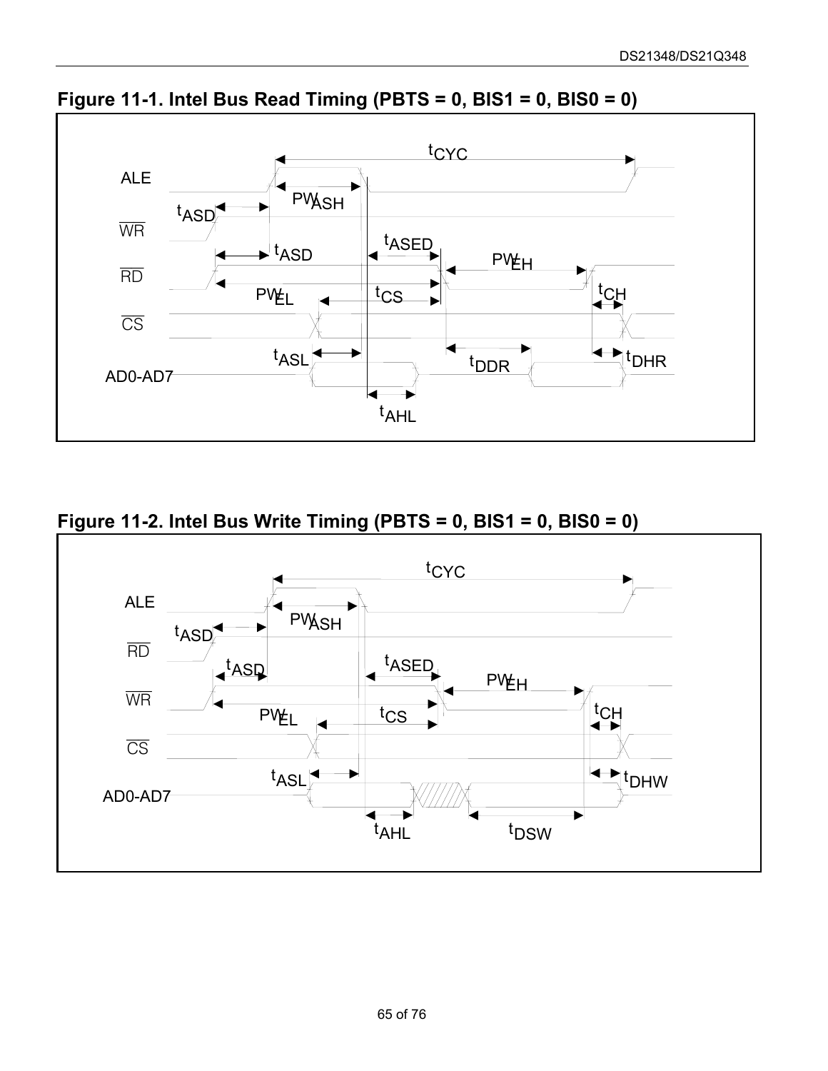**Figure 11-1. Intel Bus Read Timing (PBTS = 0, BIS1 = 0, BIS0 = 0)**

**Figure 11-2. Intel Bus Write Timing (PBTS = 0, BIS1 = 0, BIS0 = 0)**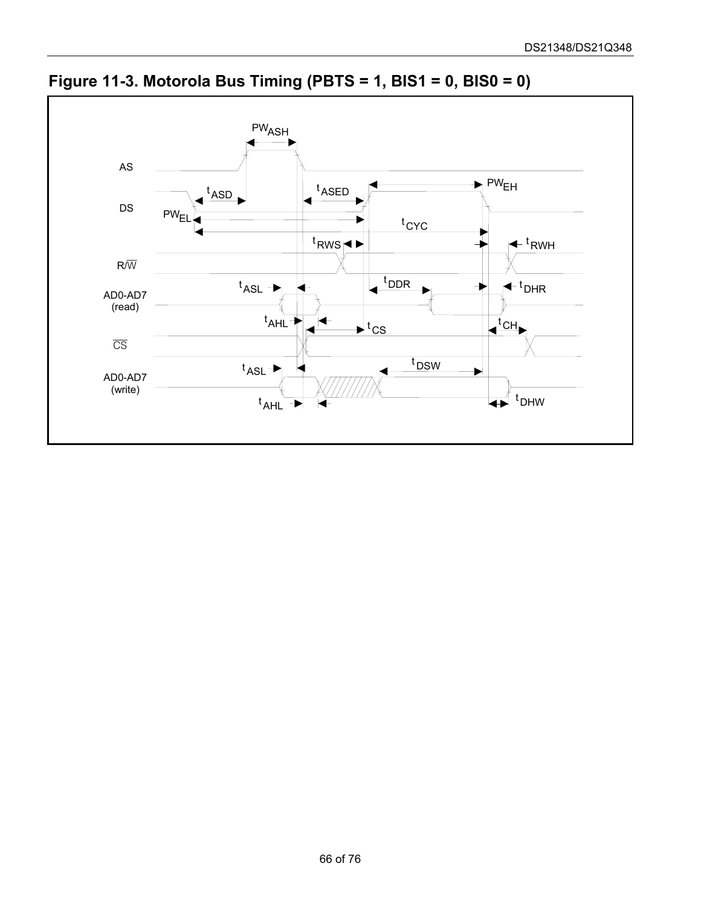# Figure 11-3. Motorola Bus Timing (PBTS = 1, BIS1 = 0, BIS0 = 0)

AS

DS

R/$\overline{W}$

AD0-AD7 (read)

$\overline{CS}$

AD0-AD7 (write)

$PW_{ASH}$ $t_{ASD}$ $t_{ASED}$ $PW_{EH}$ $PW_{EL}$ $t_{CYC}$ $t_{RWS}$ $t_{RWH}$ $t_{ASL}$ $t_{DDR}$ $t_{DHR}$ $t_{AHL}$ $t_{CS}$ $t_{CH}$ $t_{ASL}$ $t_{DSW}$ $t_{AHL}$ $t_{DHW}$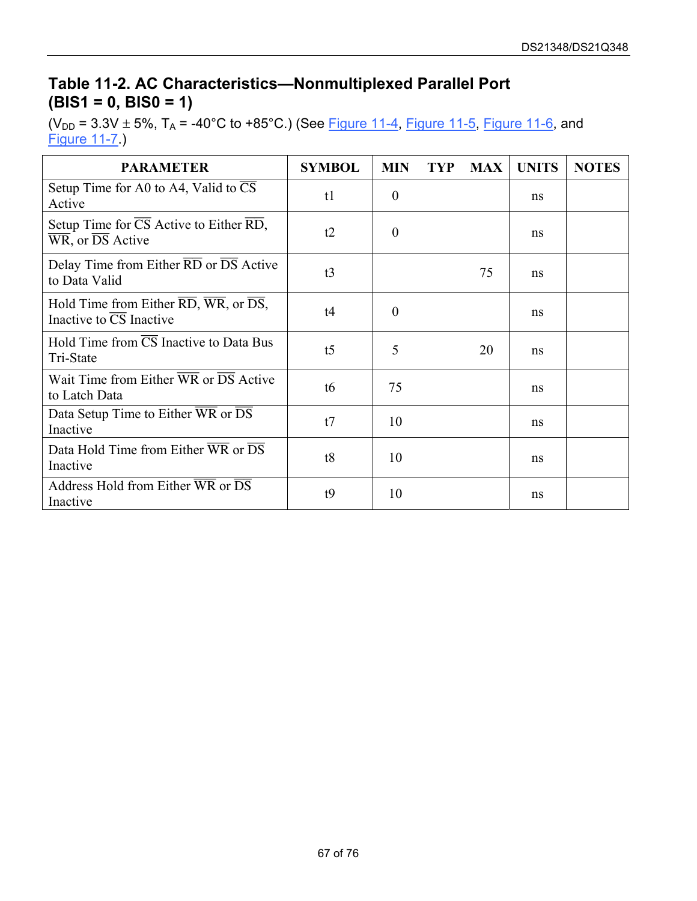## Table 11-2. AC Characteristics—Nonmultiplexed Parallel Port (BIS1 = 0, BIS0 = 1)

($V_{DD}$ = 3.3V ± 5%, $T_A$ = -40°C to +85°C.) (See Figure 11-4, Figure 11-5, Figure 11-6, and Figure 11-7.)

| PARAMETER | SYMBOL | MIN | TYP | MAX | UNITS | NOTES |
|---|---|---|---|---|---|---|
| Setup Time for A0 to A4, Valid to $\overline{CS}$ Active | t1 | 0 | | | ns | |
| Setup Time for $\overline{CS}$ Active to Either $\overline{RD}$, $\overline{WR}$, or $\overline{DS}$ Active | t2 | 0 | | | ns | |
| Delay Time from Either $\overline{RD}$ or $\overline{DS}$ Active to Data Valid | t3 | | | 75 | ns | |
| Hold Time from Either $\overline{RD}$, $\overline{WR}$, or $\overline{DS}$, Inactive to $\overline{CS}$ Inactive | t4 | 0 | | | ns | |
| Hold Time from $\overline{CS}$ Inactive to Data Bus Tri-State | t5 | 5 | | 20 | ns | |
| Wait Time from Either $\overline{WR}$ or $\overline{DS}$ Active to Latch Data | t6 | 75 | | | ns | |
| Data Setup Time to Either $\overline{WR}$ or $\overline{DS}$ Inactive | t7 | 10 | | | ns | |
| Data Hold Time from Either $\overline{WR}$ or $\overline{DS}$ Inactive | t8 | 10 | | | ns | |
| Address Hold from Either $\overline{WR}$ or $\overline{DS}$ Inactive | t9 | 10 | | | ns | |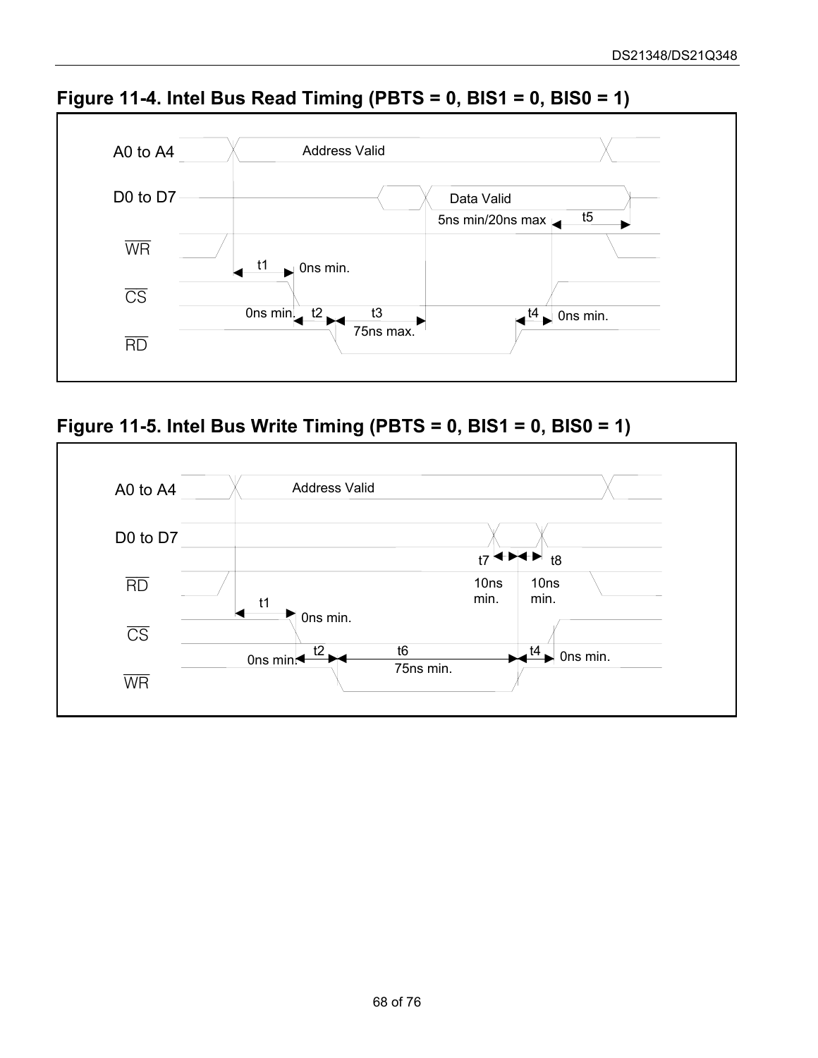## Figure 11-4. Intel Bus Read Timing (PBTS = 0, BIS1 = 0, BIS0 = 1)

A0 to A4 — Address Valid

D0 to D7 — Data Valid

5ns min/20ns max t5

WR

t1 0ns min.

CS

0ns min. t2 t3 75ns max. t4 0ns min.

RD

## Figure 11-5. Intel Bus Write Timing (PBTS = 0, BIS1 = 0, BIS0 = 1)

A0 to A4 — Address Valid

D0 to D7

t7 10ns min. t8 10ns min.

RD

t1 0ns min.

CS

0ns min. t2 t6 75ns min. t4 0ns min.

WR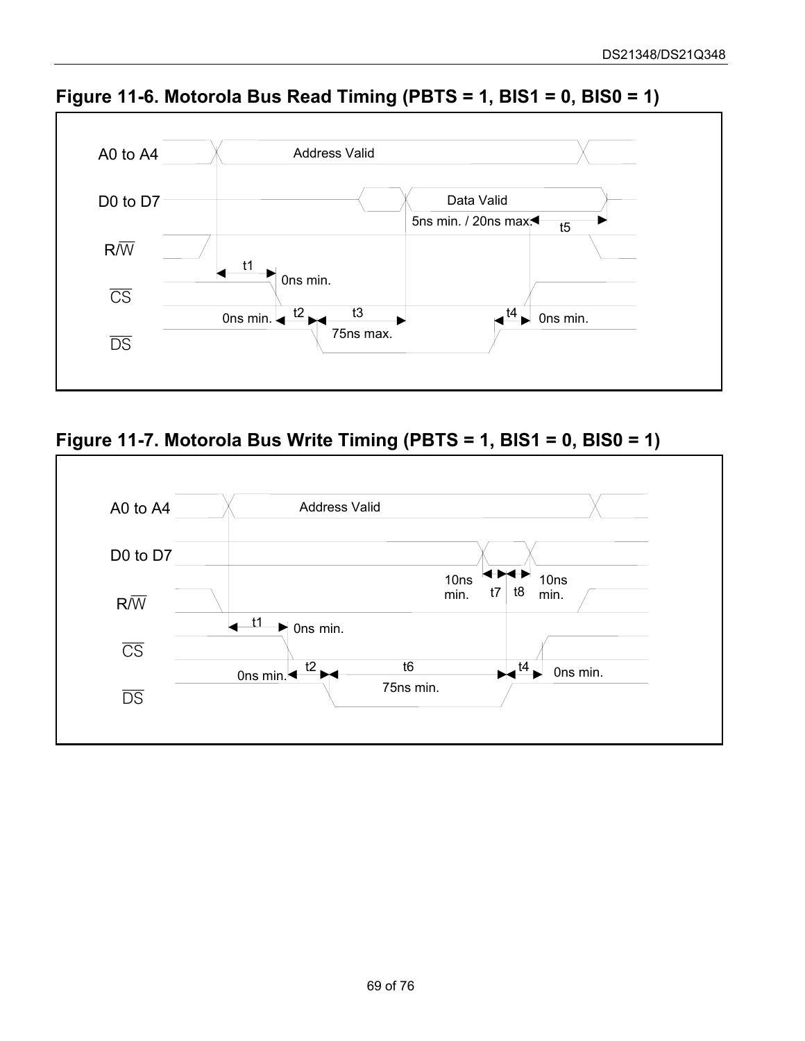## Figure 11-6. Motorola Bus Read Timing (PBTS = 1, BIS1 = 0, BIS0 = 1)

A0 to A4 — Address Valid

D0 to D7 — Data Valid

R/$\overline{W}$

$\overline{CS}$

$\overline{DS}$

t1: 0ns min.
t2: 0ns min.
t3: 75ns max.
t4: 0ns min.
t5: 5ns min. / 20ns max.

## Figure 11-7. Motorola Bus Write Timing (PBTS = 1, BIS1 = 0, BIS0 = 1)

A0 to A4 — Address Valid

D0 to D7

R/$\overline{W}$

$\overline{CS}$

$\overline{DS}$

t1: 0ns min.
t2: 0ns min.
t6: 75ns min.
t4: 0ns min.
t7: 10ns min.
t8: 10ns min.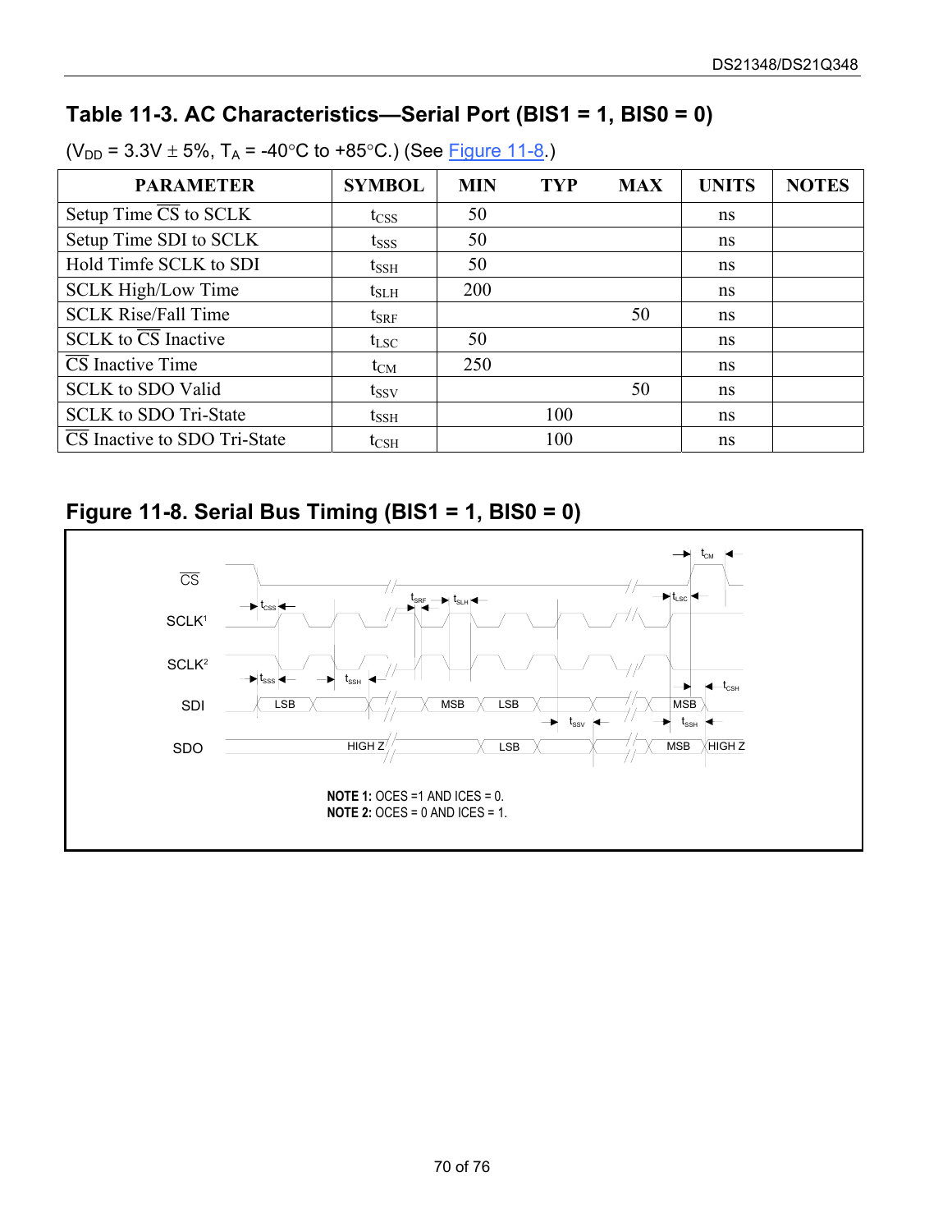## Table 11-3. AC Characteristics—Serial Port (BIS1 = 1, BIS0 = 0)

($V_{DD}$ = 3.3V ± 5%, $T_A$ = -40°C to +85°C.) (See Figure 11-8.)

| PARAMETER | SYMBOL | MIN | TYP | MAX | UNITS | NOTES |
|---|---|---|---|---|---|---|
| Setup Time $\overline{CS}$ to SCLK | $t_{CSS}$ | 50 | | | ns | |
| Setup Time SDI to SCLK | $t_{SSS}$ | 50 | | | ns | |
| Hold Timfe SCLK to SDI | $t_{SSH}$ | 50 | | | ns | |
| SCLK High/Low Time | $t_{SLH}$ | 200 | | | ns | |
| SCLK Rise/Fall Time | $t_{SRF}$ | | | 50 | ns | |
| SCLK to $\overline{CS}$ Inactive | $t_{LSC}$ | 50 | | | ns | |
| $\overline{CS}$ Inactive Time | $t_{CM}$ | 250 | | | ns | |
| SCLK to SDO Valid | $t_{SSV}$ | | | 50 | ns | |
| SCLK to SDO Tri-State | $t_{SSH}$ | | 100 | | ns | |
| $\overline{CS}$ Inactive to SDO Tri-State | $t_{CSH}$ | | 100 | | ns | |

## Figure 11-8. Serial Bus Timing (BIS1 = 1, BIS0 = 0)

**NOTE 1:** OCES =1 AND ICES = 0.
**NOTE 2:** OCES = 0 AND ICES = 1.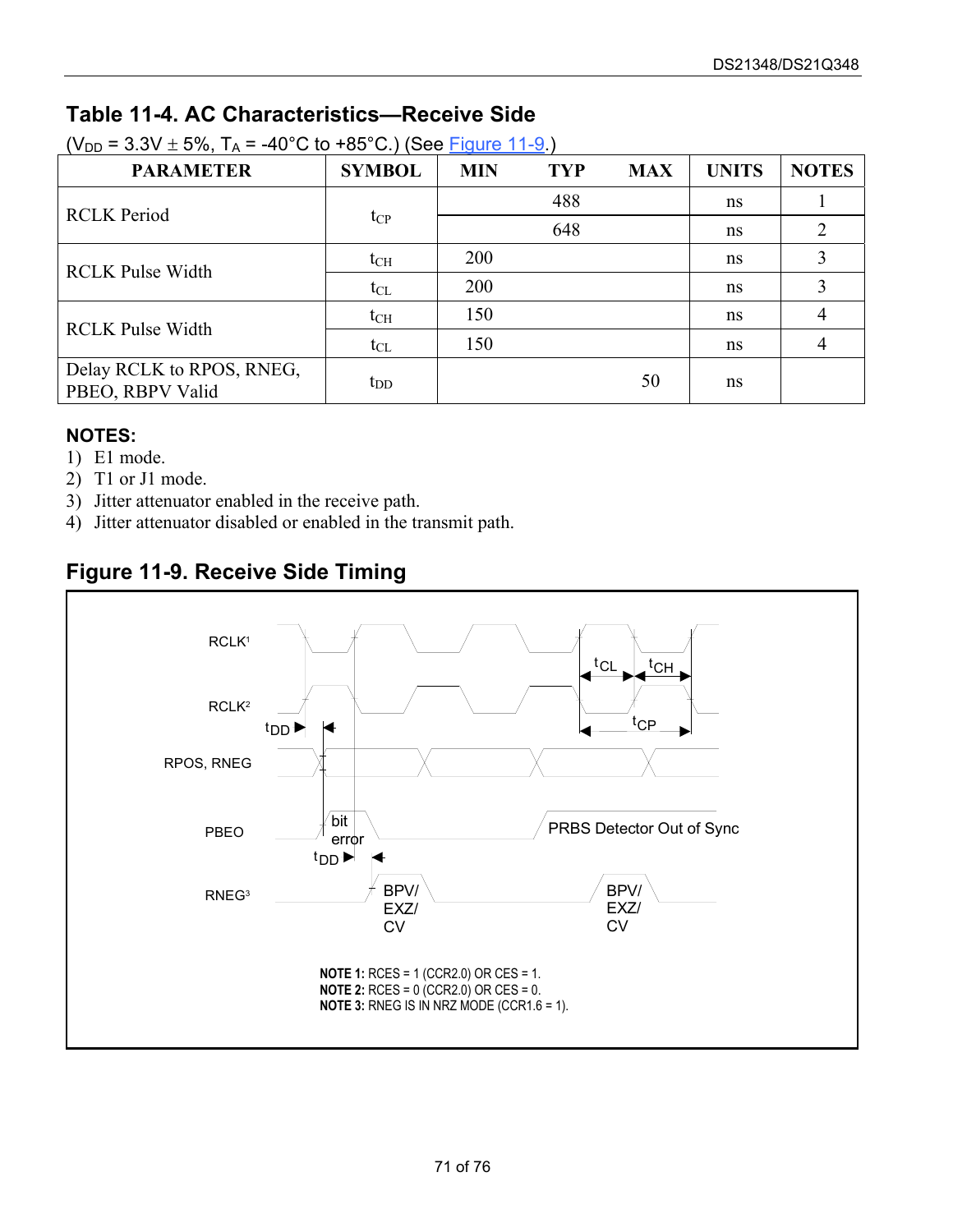## Table 11-4. AC Characteristics—Receive Side

($V_{DD}$ = 3.3V ± 5%, $T_A$ = -40°C to +85°C.) (See Figure 11-9.)

| PARAMETER | SYMBOL | MIN | TYP | MAX | UNITS | NOTES |
|---|---|---|---|---|---|---|
| RCLK Period | $t_{CP}$ | | 488 | | ns | 1 |
| | | | 648 | | ns | 2 |
| RCLK Pulse Width | $t_{CH}$ | 200 | | | ns | 3 |
| | $t_{CL}$ | 200 | | | ns | 3 |
| RCLK Pulse Width | $t_{CH}$ | 150 | | | ns | 4 |
| | $t_{CL}$ | 150 | | | ns | 4 |
| Delay RCLK to RPOS, RNEG, PBEO, RBPV Valid | $t_{DD}$ | | | 50 | ns | |

**NOTES:**

1) E1 mode.
2) T1 or J1 mode.
3) Jitter attenuator enabled in the receive path.
4) Jitter attenuator disabled or enabled in the transmit path.

## Figure 11-9. Receive Side Timing

RCLK[1], RCLK[2], RPOS, RNEG, PBEO, RNEG[3]

$t_{CL}$, $t_{CH}$, $t_{CP}$, $t_{DD}$

bit error; PRBS Detector Out of Sync; BPV/ EXZ/ CV

**NOTE 1:** RCES = 1 (CCR2.0) OR CES = 1.
**NOTE 2:** RCES = 0 (CCR2.0) OR CES = 0.
**NOTE 3:** RNEG IS IN NRZ MODE (CCR1.6 = 1).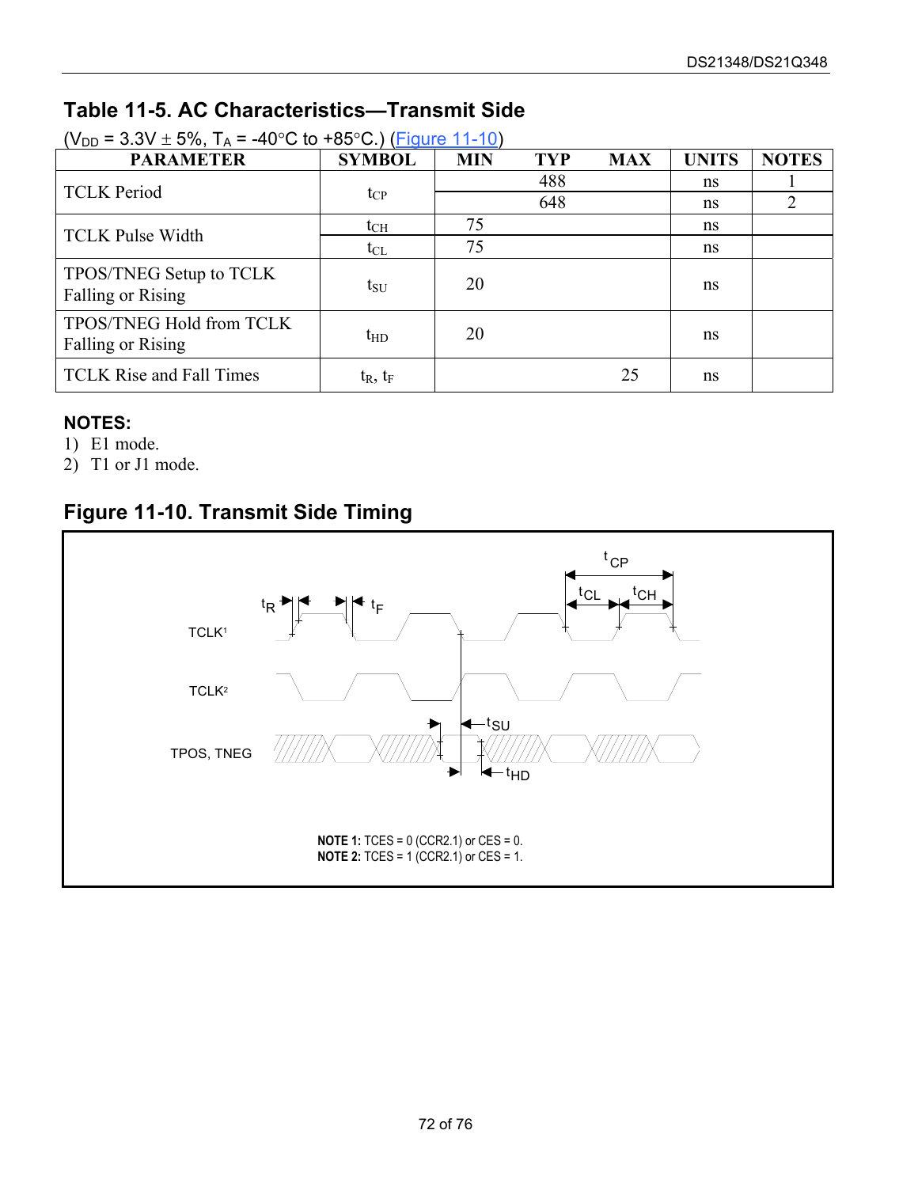## Table 11-5. AC Characteristics—Transmit Side

($V_{DD}$ = 3.3V ± 5%, $T_A$ = -40°C to +85°C.) (Figure 11-10)

| PARAMETER | SYMBOL | MIN | TYP | MAX | UNITS | NOTES |
|---|---|---|---|---|---|---|
| TCLK Period | $t_{CP}$ | | 488 | | ns | 1 |
| | | | 648 | | ns | 2 |
| TCLK Pulse Width | $t_{CH}$ | 75 | | | ns | |
| | $t_{CL}$ | 75 | | | ns | |
| TPOS/TNEG Setup to TCLK Falling or Rising | $t_{SU}$ | 20 | | | ns | |
| TPOS/TNEG Hold from TCLK Falling or Rising | $t_{HD}$ | 20 | | | ns | |
| TCLK Rise and Fall Times | $t_R$, $t_F$ | | | 25 | ns | |

**NOTES:**

1) E1 mode.
2) T1 or J1 mode.

## Figure 11-10. Transmit Side Timing

**NOTE 1:** TCES = 0 (CCR2.1) or CES = 0.
**NOTE 2:** TCES = 1 (CCR2.1) or CES = 1.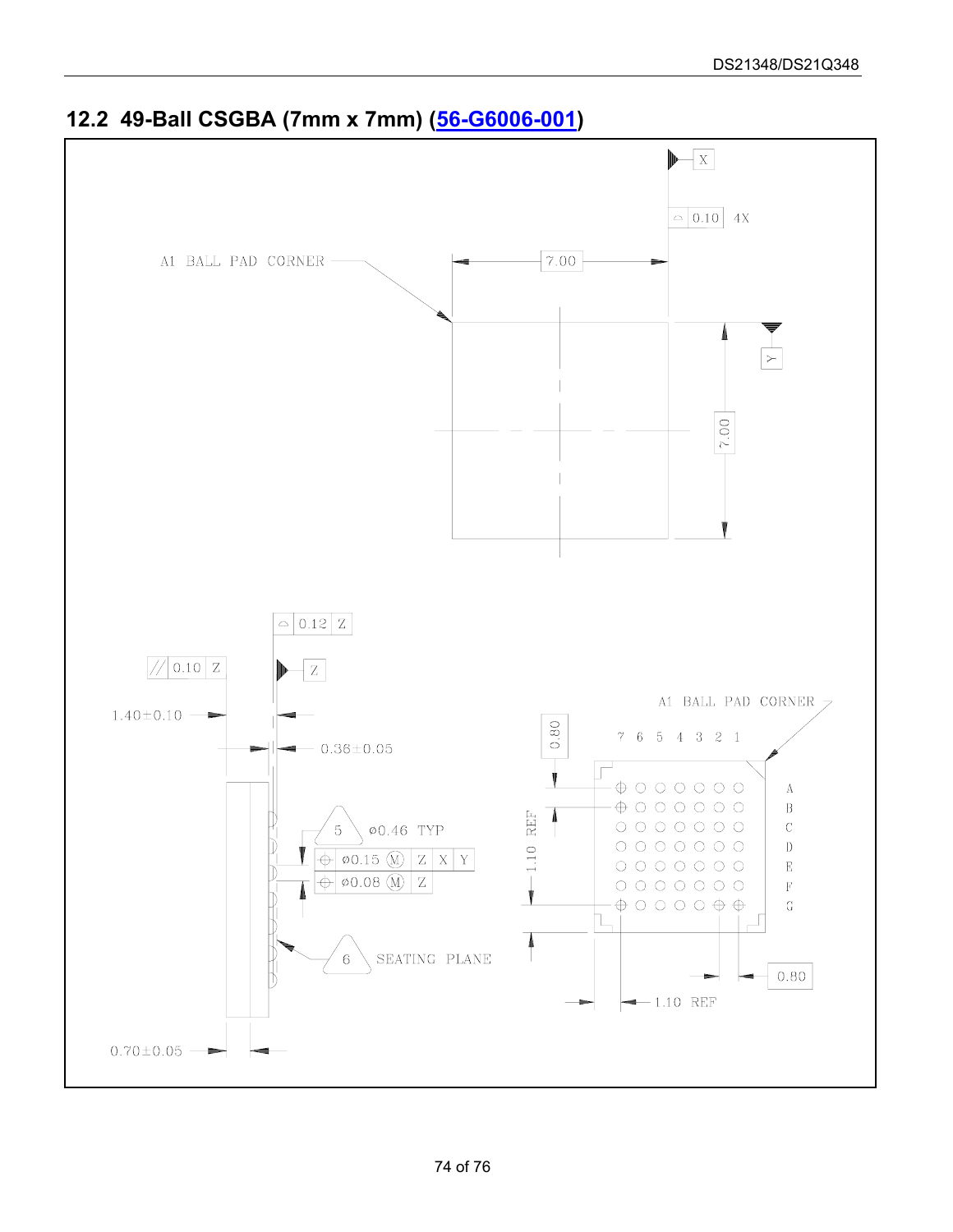## 12.2 49-Ball CSGBA (7mm x 7mm) (56-G6006-001)

X

0.10 4X

A1 BALL PAD CORNER

7.00

Y

7.00

0.12 Z

// 0.10 Z

Z

1.40±0.10

0.36±0.05

5 ø0.46 TYP

ø0.15 (M) Z X Y

ø0.08 (M) Z

6 SEATING PLANE

0.70±0.05

A1 BALL PAD CORNER

0.80

7 6 5 4 3 2 1

A B C D E F G

1.10 REF

0.80

1.10 REF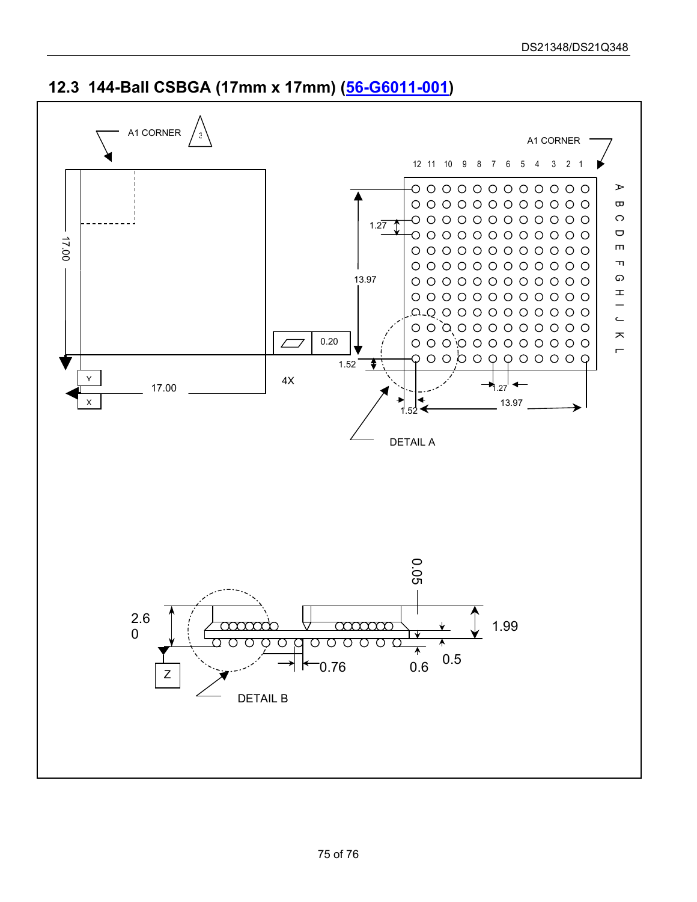## 12.3 144-Ball CSBGA (17mm x 17mm) (56-G6011-001)

A1 CORNER

3

A1 CORNER

12 11 10 9 8 7 6 5 4 3 2 1

A B C D E F G H I J K L

17.00

1.27

13.97

0.20

1.52

4X

Y

17.00

X

1.27

1.52

13.97

DETAIL A

0.05

2.6
0

1.99

Z

0.76

0.6

0.5

DETAIL B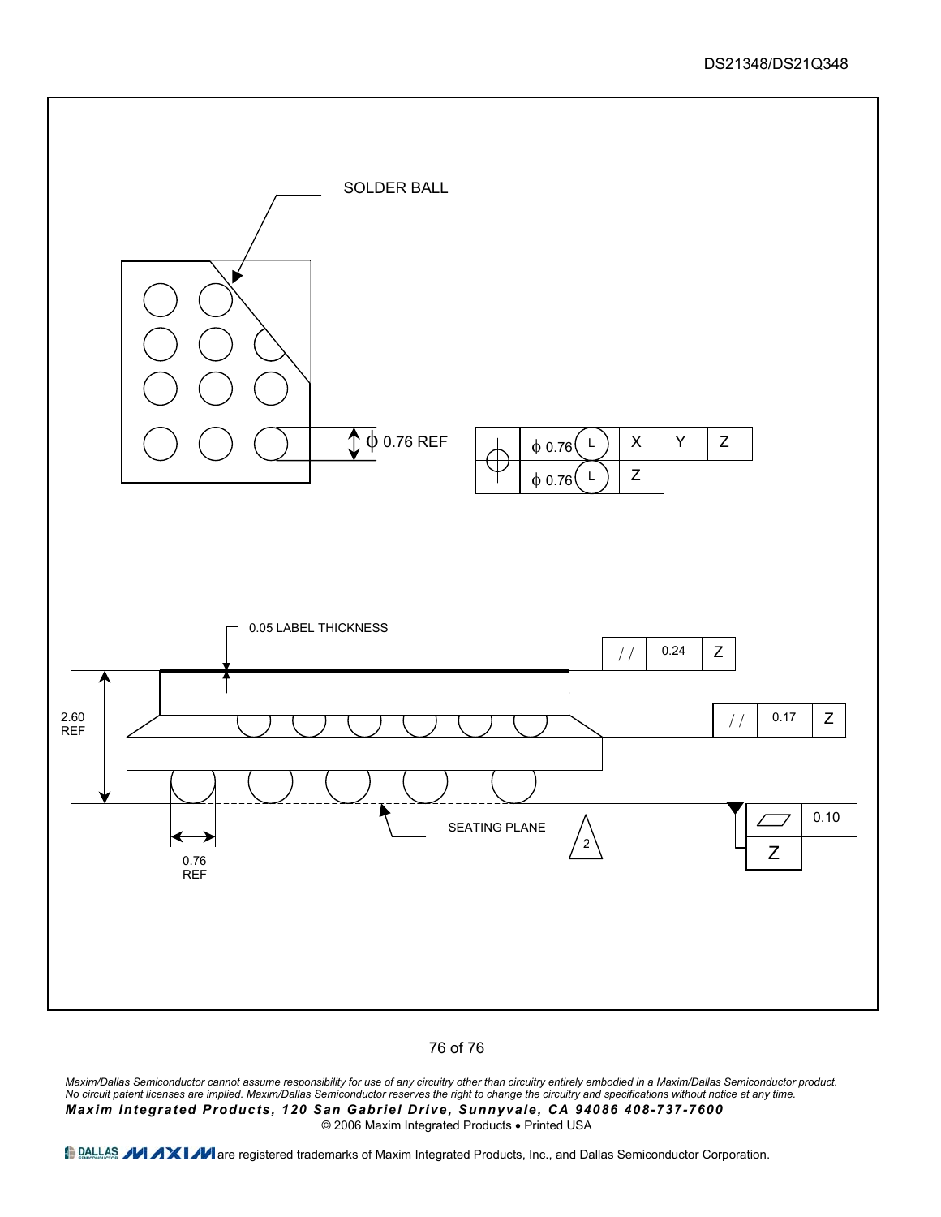SOLDER BALL

ϕ 0.76 REF

| | | | | |
|---|---|---|---|---|
| ⌖ | ϕ 0.76 (L) | X | Y | Z |
| | ϕ 0.76 (L) | Z | | |

0.05 LABEL THICKNESS

| | | |
|---|---|---|
| // | 0.24 | Z |

| | | |
|---|---|---|
| // | 0.17 | Z |

2.60
REF

SEATING PLANE

2

| | |
|---|---|
| ▱ | 0.10 |
| Z | |

0.76
REF

*Maxim/Dallas Semiconductor cannot assume responsibility for use of any circuitry other than circuitry entirely embodied in a Maxim/Dallas Semiconductor product. No circuit patent licenses are implied. Maxim/Dallas Semiconductor reserves the right to change the circuitry and specifications without notice at any time.*

***Maxim Integrated Products, 120 San Gabriel Drive, Sunnyvale, CA 94086 408-737-7600***

© 2006 Maxim Integrated Products • Printed USA

DALLAS SEMICONDUCTOR MAXIM are registered trademarks of Maxim Integrated Products, Inc., and Dallas Semiconductor Corporation.